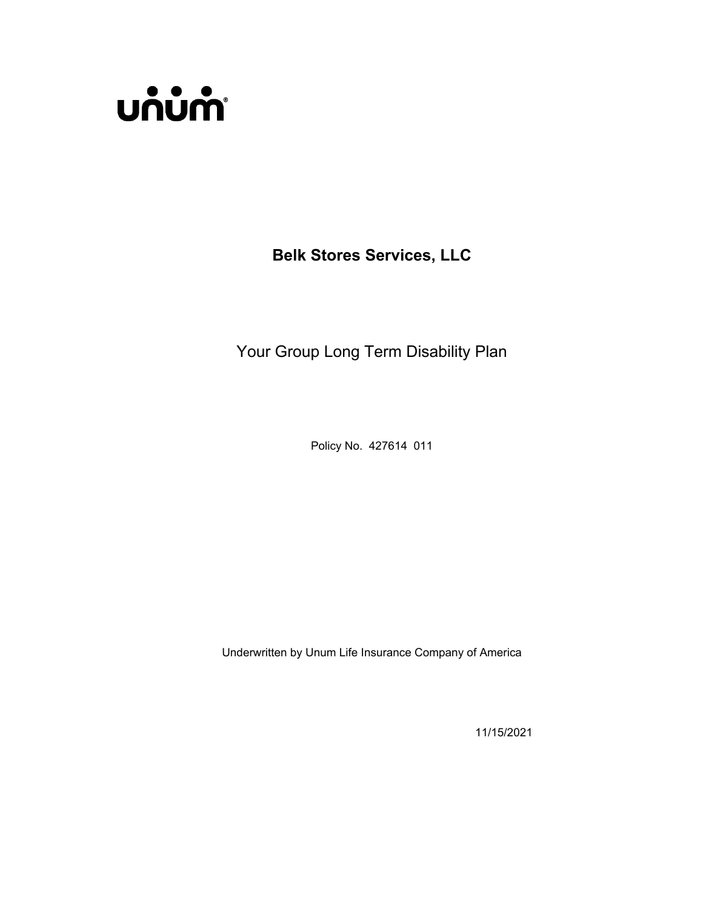unum®

# Belk Stores Services, LLC

## Your Group Long Term Disability Plan

Policy No. 427614 011

Underwritten by Unum Life Insurance Company of America

11/15/2021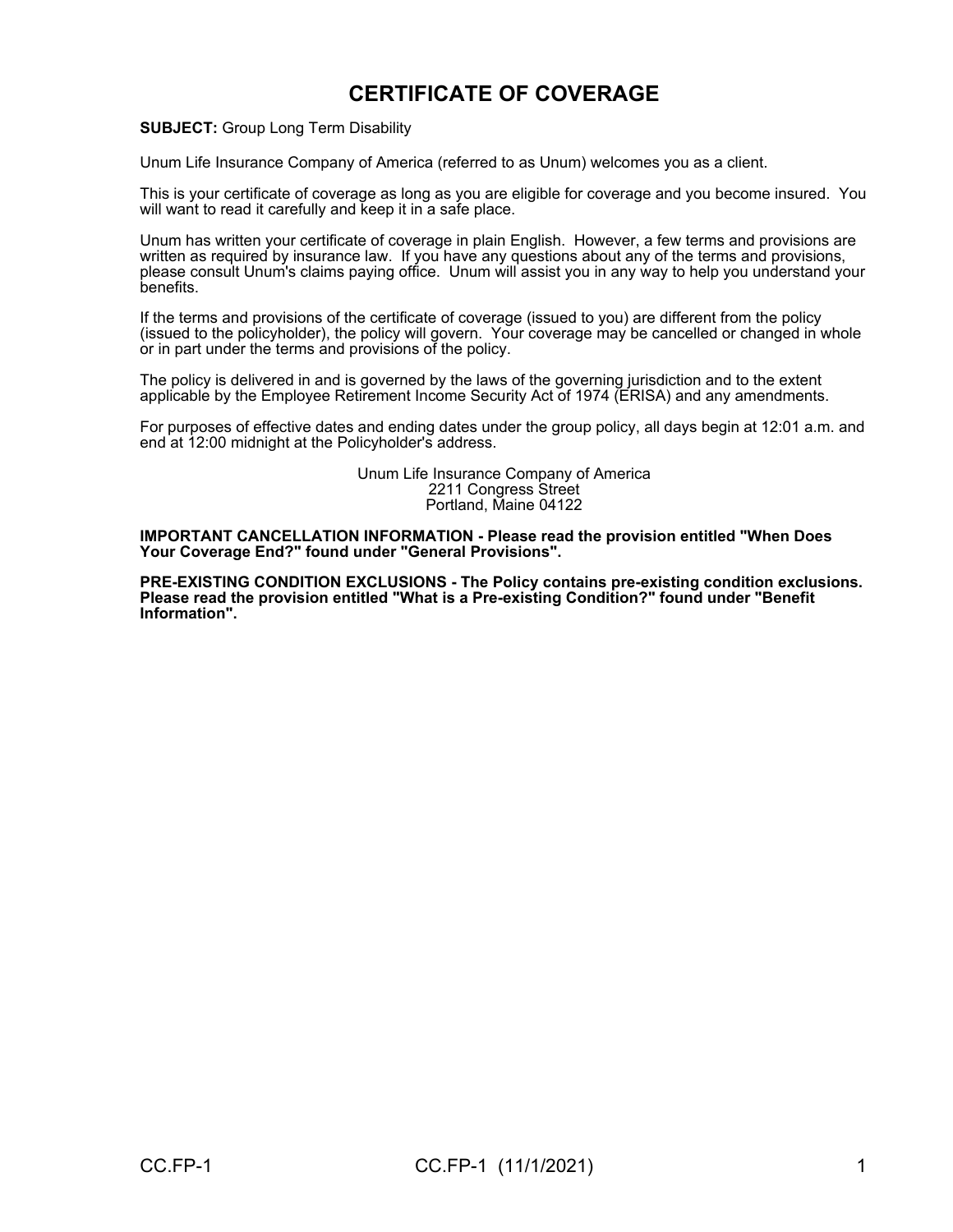# CERTIFICATE OF COVERAGE

**SUBJECT:** Group Long Term Disability

Unum Life Insurance Company of America (referred to as Unum) welcomes you as a client.

This is your certificate of coverage as long as you are eligible for coverage and you become insured. You will want to read it carefully and keep it in a safe place.

Unum has written your certificate of coverage in plain English. However, a few terms and provisions are written as required by insurance law. If you have any questions about any of the terms and provisions, please consult Unum's claims paying office. Unum will assist you in any way to help you understand your benefits.

If the terms and provisions of the certificate of coverage (issued to you) are different from the policy (issued to the policyholder), the policy will govern. Your coverage may be cancelled or changed in whole or in part under the terms and provisions of the policy.

The policy is delivered in and is governed by the laws of the governing jurisdiction and to the extent applicable by the Employee Retirement Income Security Act of 1974 (ERISA) and any amendments.

For purposes of effective dates and ending dates under the group policy, all days begin at 12:01 a.m. and end at 12:00 midnight at the Policyholder's address.

Unum Life Insurance Company of America
2211 Congress Street
Portland, Maine 04122

**IMPORTANT CANCELLATION INFORMATION - Please read the provision entitled "When Does Your Coverage End?" found under "General Provisions".**

**PRE-EXISTING CONDITION EXCLUSIONS - The Policy contains pre-existing condition exclusions. Please read the provision entitled "What is a Pre-existing Condition?" found under "Benefit Information".**

CC.FP-1 CC.FP-1 (11/1/2021)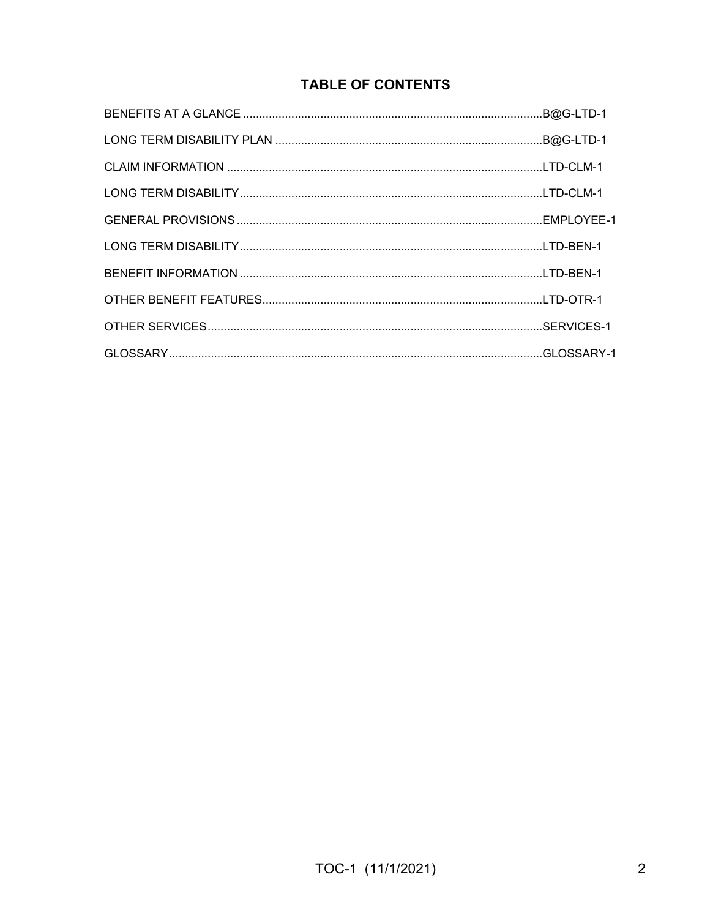# TABLE OF CONTENTS

| Section | Page |
| --- | --- |
| BENEFITS AT A GLANCE | B@G-LTD-1 |
| LONG TERM DISABILITY PLAN | B@G-LTD-1 |
| CLAIM INFORMATION | LTD-CLM-1 |
| LONG TERM DISABILITY | LTD-CLM-1 |
| GENERAL PROVISIONS | EMPLOYEE-1 |
| LONG TERM DISABILITY | LTD-BEN-1 |
| BENEFIT INFORMATION | LTD-BEN-1 |
| OTHER BENEFIT FEATURES | LTD-OTR-1 |
| OTHER SERVICES | SERVICES-1 |
| GLOSSARY | GLOSSARY-1 |

TOC-1 (11/1/2021)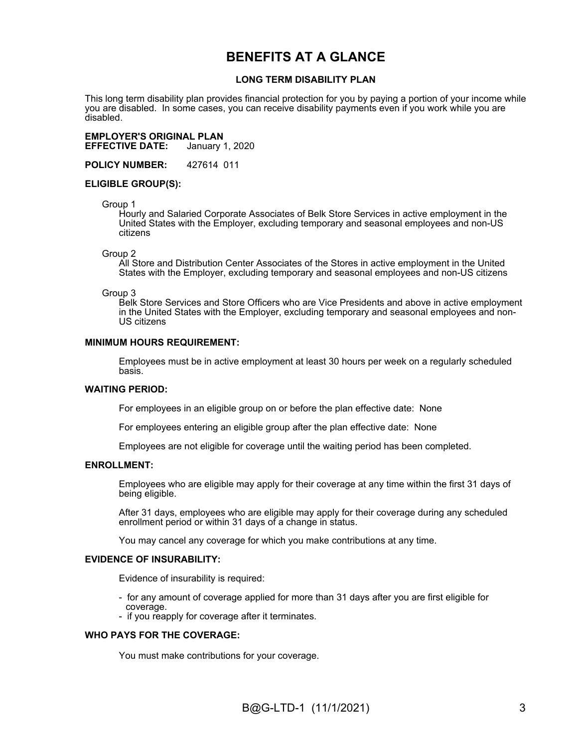# BENEFITS AT A GLANCE

## LONG TERM DISABILITY PLAN

This long term disability plan provides financial protection for you by paying a portion of your income while you are disabled. In some cases, you can receive disability payments even if you work while you are disabled.

**EMPLOYER'S ORIGINAL PLAN**
**EFFECTIVE DATE:** January 1, 2020

**POLICY NUMBER:** 427614 011

**ELIGIBLE GROUP(S):**

Group 1
Hourly and Salaried Corporate Associates of Belk Store Services in active employment in the United States with the Employer, excluding temporary and seasonal employees and non-US citizens

Group 2
All Store and Distribution Center Associates of the Stores in active employment in the United States with the Employer, excluding temporary and seasonal employees and non-US citizens

Group 3
Belk Store Services and Store Officers who are Vice Presidents and above in active employment in the United States with the Employer, excluding temporary and seasonal employees and non-US citizens

**MINIMUM HOURS REQUIREMENT:**

Employees must be in active employment at least 30 hours per week on a regularly scheduled basis.

**WAITING PERIOD:**

For employees in an eligible group on or before the plan effective date: None

For employees entering an eligible group after the plan effective date: None

Employees are not eligible for coverage until the waiting period has been completed.

**ENROLLMENT:**

Employees who are eligible may apply for their coverage at any time within the first 31 days of being eligible.

After 31 days, employees who are eligible may apply for their coverage during any scheduled enrollment period or within 31 days of a change in status.

You may cancel any coverage for which you make contributions at any time.

**EVIDENCE OF INSURABILITY:**

Evidence of insurability is required:

- for any amount of coverage applied for more than 31 days after you are first eligible for coverage.
- if you reapply for coverage after it terminates.

**WHO PAYS FOR THE COVERAGE:**

You must make contributions for your coverage.

B@G-LTD-1 (11/1/2021)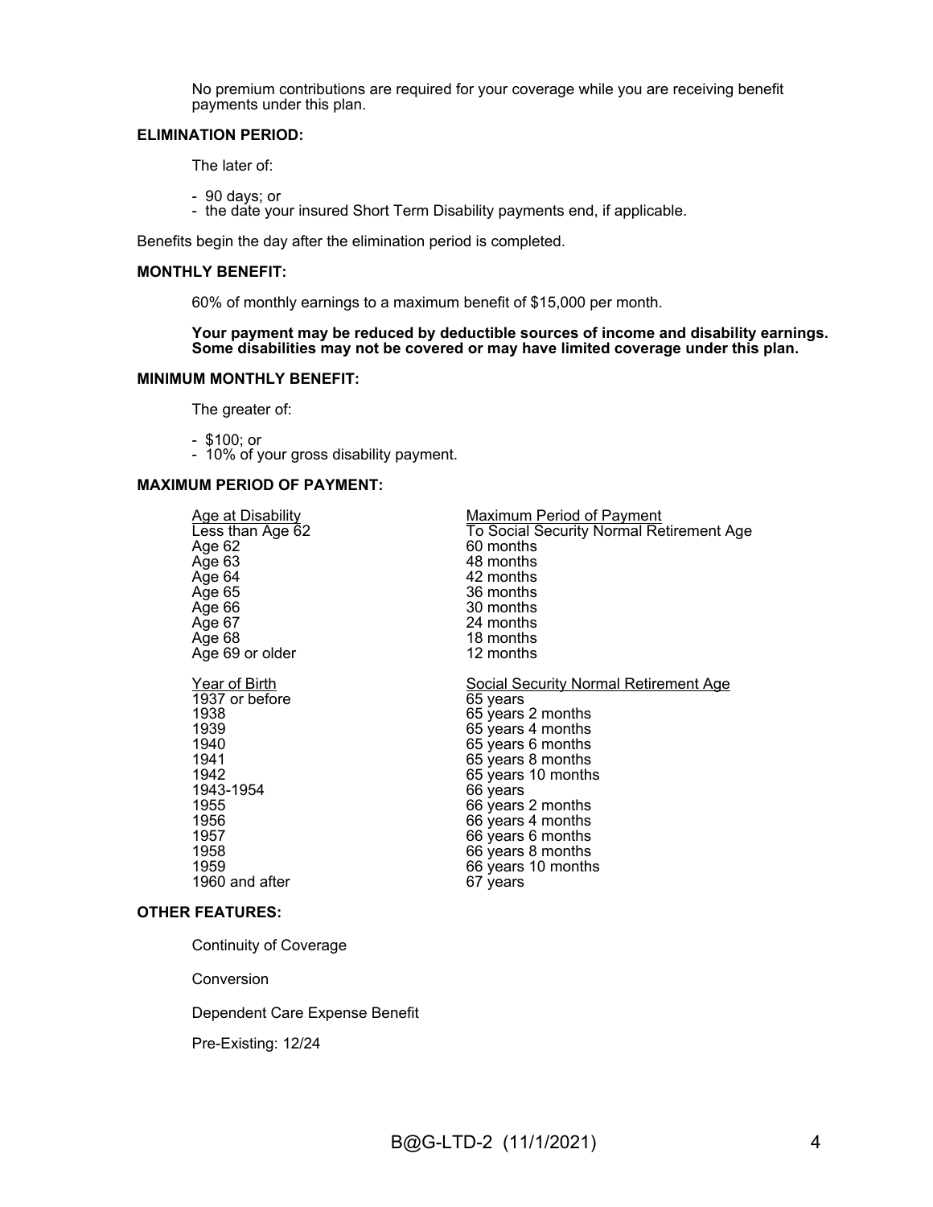No premium contributions are required for your coverage while you are receiving benefit payments under this plan.

**ELIMINATION PERIOD:**

The later of:

- 90 days; or
- the date your insured Short Term Disability payments end, if applicable.

Benefits begin the day after the elimination period is completed.

**MONTHLY BENEFIT:**

60% of monthly earnings to a maximum benefit of $15,000 per month.

**Your payment may be reduced by deductible sources of income and disability earnings. Some disabilities may not be covered or may have limited coverage under this plan.**

**MINIMUM MONTHLY BENEFIT:**

The greater of:

- $100; or
- 10% of your gross disability payment.

**MAXIMUM PERIOD OF PAYMENT:**

| Age at Disability | Maximum Period of Payment |
|---|---|
| Less than Age 62 | To Social Security Normal Retirement Age |
| Age 62 | 60 months |
| Age 63 | 48 months |
| Age 64 | 42 months |
| Age 65 | 36 months |
| Age 66 | 30 months |
| Age 67 | 24 months |
| Age 68 | 18 months |
| Age 69 or older | 12 months |

| Year of Birth | Social Security Normal Retirement Age |
|---|---|
| 1937 or before | 65 years |
| 1938 | 65 years 2 months |
| 1939 | 65 years 4 months |
| 1940 | 65 years 6 months |
| 1941 | 65 years 8 months |
| 1942 | 65 years 10 months |
| 1943-1954 | 66 years |
| 1955 | 66 years 2 months |
| 1956 | 66 years 4 months |
| 1957 | 66 years 6 months |
| 1958 | 66 years 8 months |
| 1959 | 66 years 10 months |
| 1960 and after | 67 years |

**OTHER FEATURES:**

Continuity of Coverage

Conversion

Dependent Care Expense Benefit

Pre-Existing: 12/24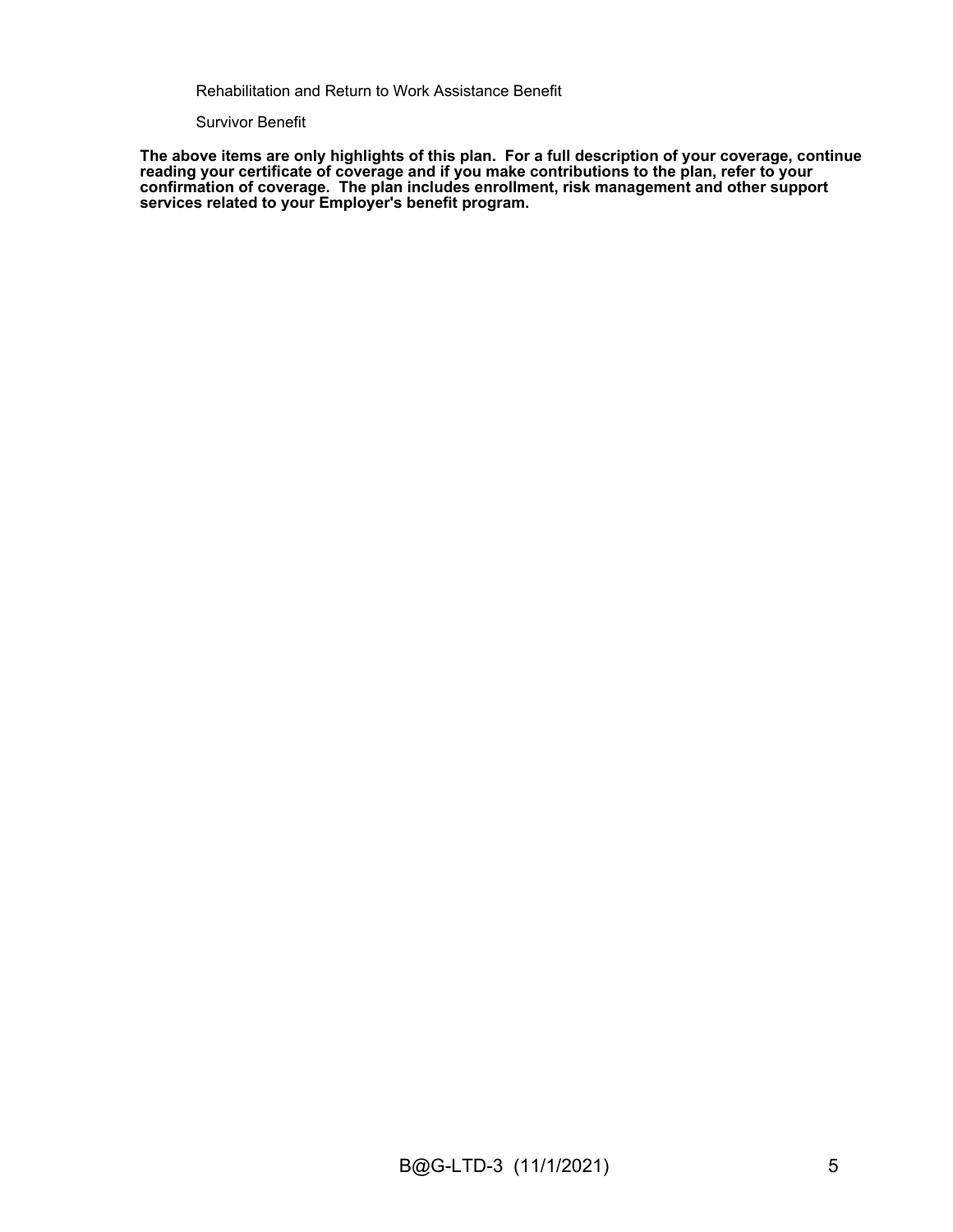Rehabilitation and Return to Work Assistance Benefit

Survivor Benefit

**The above items are only highlights of this plan. For a full description of your coverage, continue reading your certificate of coverage and if you make contributions to the plan, refer to your confirmation of coverage. The plan includes enrollment, risk management and other support services related to your Employer's benefit program.**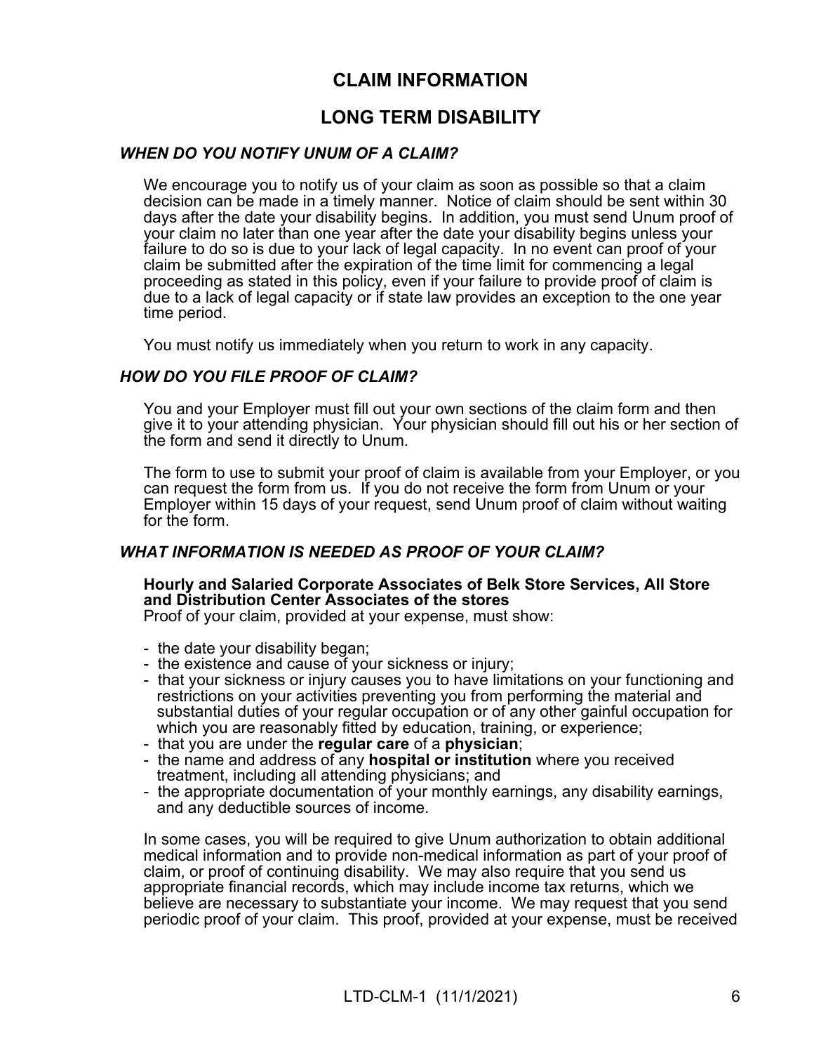# CLAIM INFORMATION

# LONG TERM DISABILITY

### *WHEN DO YOU NOTIFY UNUM OF A CLAIM?*

We encourage you to notify us of your claim as soon as possible so that a claim decision can be made in a timely manner. Notice of claim should be sent within 30 days after the date your disability begins. In addition, you must send Unum proof of your claim no later than one year after the date your disability begins unless your failure to do so is due to your lack of legal capacity. In no event can proof of your claim be submitted after the expiration of the time limit for commencing a legal proceeding as stated in this policy, even if your failure to provide proof of claim is due to a lack of legal capacity or if state law provides an exception to the one year time period.

You must notify us immediately when you return to work in any capacity.

### *HOW DO YOU FILE PROOF OF CLAIM?*

You and your Employer must fill out your own sections of the claim form and then give it to your attending physician. Your physician should fill out his or her section of the form and send it directly to Unum.

The form to use to submit your proof of claim is available from your Employer, or you can request the form from us. If you do not receive the form from Unum or your Employer within 15 days of your request, send Unum proof of claim without waiting for the form.

### *WHAT INFORMATION IS NEEDED AS PROOF OF YOUR CLAIM?*

**Hourly and Salaried Corporate Associates of Belk Store Services, All Store and Distribution Center Associates of the stores**
Proof of your claim, provided at your expense, must show:

- the date your disability began;
- the existence and cause of your sickness or injury;
- that your sickness or injury causes you to have limitations on your functioning and restrictions on your activities preventing you from performing the material and substantial duties of your regular occupation or of any other gainful occupation for which you are reasonably fitted by education, training, or experience;
- that you are under the **regular care** of a **physician**;
- the name and address of any **hospital or institution** where you received treatment, including all attending physicians; and
- the appropriate documentation of your monthly earnings, any disability earnings, and any deductible sources of income.

In some cases, you will be required to give Unum authorization to obtain additional medical information and to provide non-medical information as part of your proof of claim, or proof of continuing disability. We may also require that you send us appropriate financial records, which may include income tax returns, which we believe are necessary to substantiate your income. We may request that you send periodic proof of your claim. This proof, provided at your expense, must be received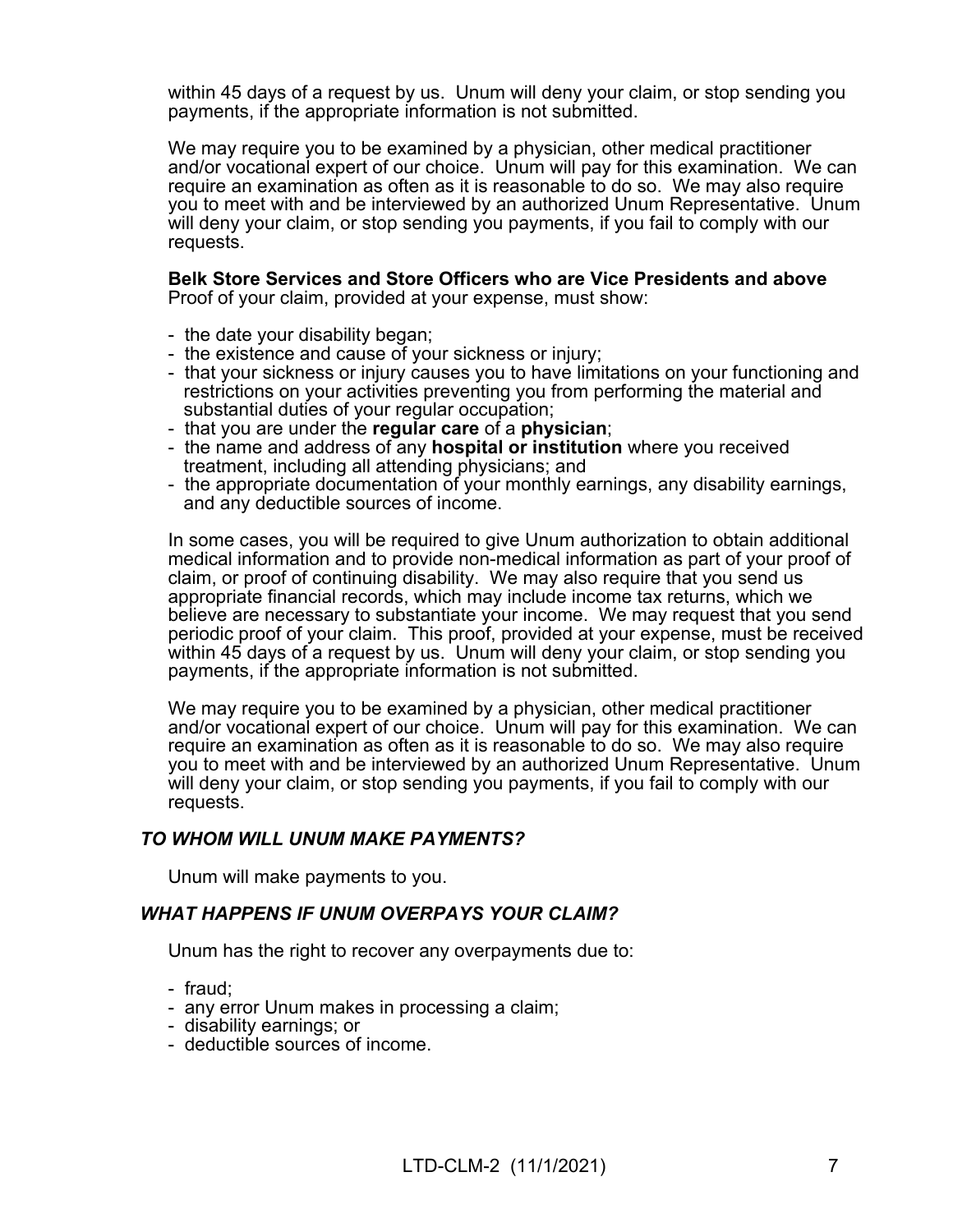within 45 days of a request by us. Unum will deny your claim, or stop sending you payments, if the appropriate information is not submitted.

We may require you to be examined by a physician, other medical practitioner and/or vocational expert of our choice. Unum will pay for this examination. We can require an examination as often as it is reasonable to do so. We may also require you to meet with and be interviewed by an authorized Unum Representative. Unum will deny your claim, or stop sending you payments, if you fail to comply with our requests.

**Belk Store Services and Store Officers who are Vice Presidents and above**
Proof of your claim, provided at your expense, must show:

- the date your disability began;
- the existence and cause of your sickness or injury;
- that your sickness or injury causes you to have limitations on your functioning and restrictions on your activities preventing you from performing the material and substantial duties of your regular occupation;
- that you are under the **regular care** of a **physician**;
- the name and address of any **hospital or institution** where you received treatment, including all attending physicians; and
- the appropriate documentation of your monthly earnings, any disability earnings, and any deductible sources of income.

In some cases, you will be required to give Unum authorization to obtain additional medical information and to provide non-medical information as part of your proof of claim, or proof of continuing disability. We may also require that you send us appropriate financial records, which may include income tax returns, which we believe are necessary to substantiate your income. We may request that you send periodic proof of your claim. This proof, provided at your expense, must be received within 45 days of a request by us. Unum will deny your claim, or stop sending you payments, if the appropriate information is not submitted.

We may require you to be examined by a physician, other medical practitioner and/or vocational expert of our choice. Unum will pay for this examination. We can require an examination as often as it is reasonable to do so. We may also require you to meet with and be interviewed by an authorized Unum Representative. Unum will deny your claim, or stop sending you payments, if you fail to comply with our requests.

### *TO WHOM WILL UNUM MAKE PAYMENTS?*

Unum will make payments to you.

### *WHAT HAPPENS IF UNUM OVERPAYS YOUR CLAIM?*

Unum has the right to recover any overpayments due to:

- fraud;
- any error Unum makes in processing a claim;
- disability earnings; or
- deductible sources of income.

LTD-CLM-2 (11/1/2021)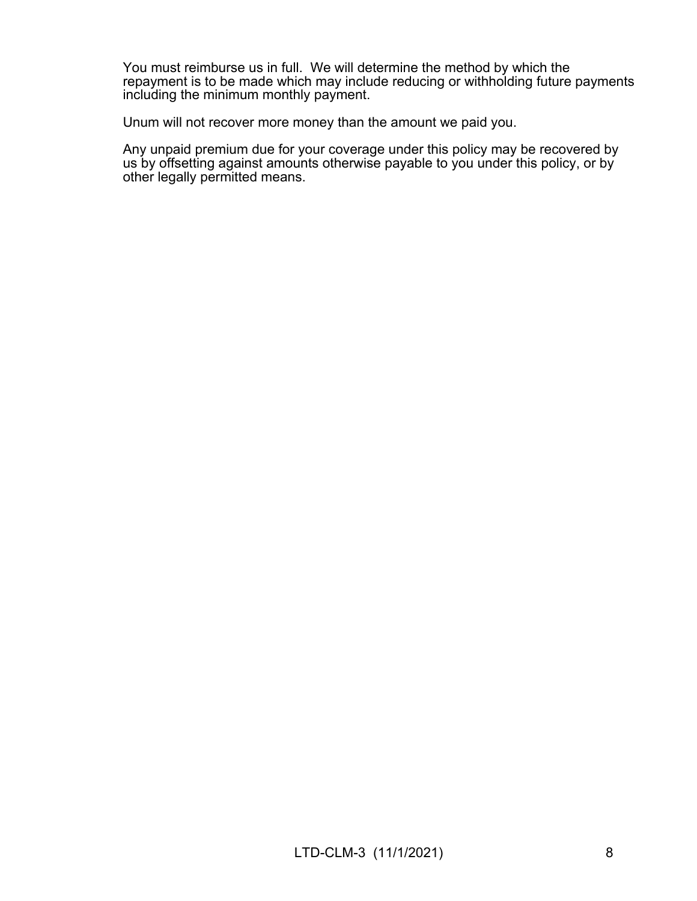You must reimburse us in full.  We will determine the method by which the repayment is to be made which may include reducing or withholding future payments including the minimum monthly payment.

Unum will not recover more money than the amount we paid you.

Any unpaid premium due for your coverage under this policy may be recovered by us by offsetting against amounts otherwise payable to you under this policy, or by other legally permitted means.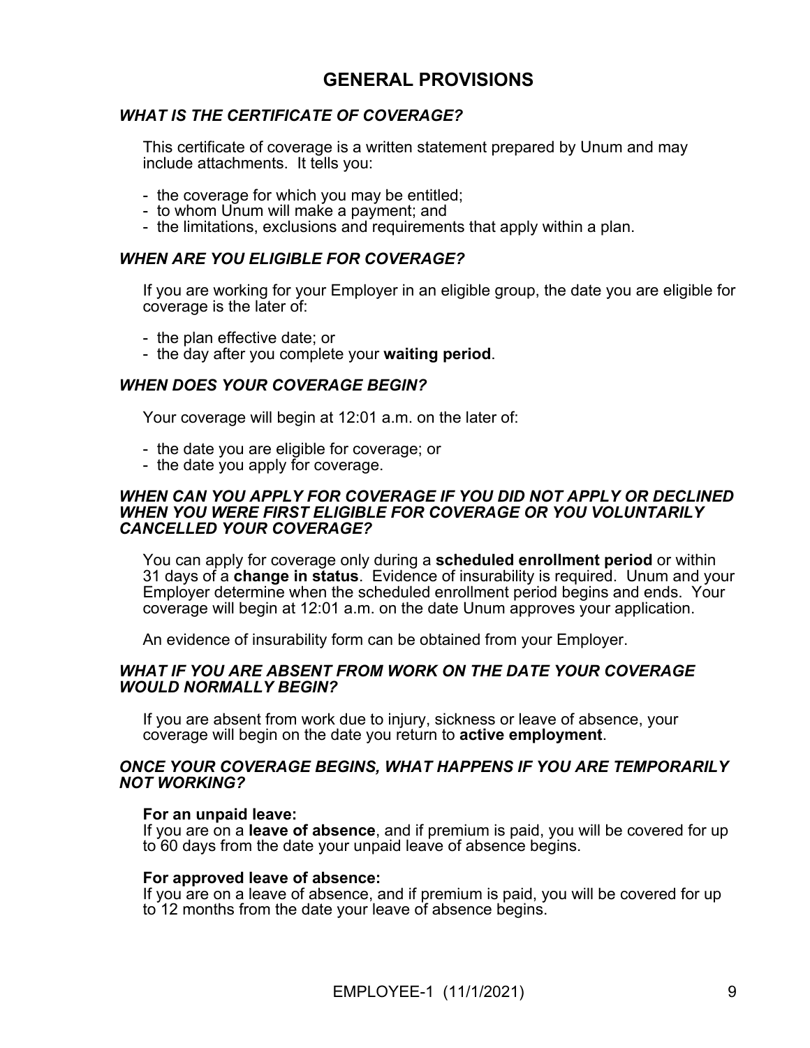## GENERAL PROVISIONS

### *WHAT IS THE CERTIFICATE OF COVERAGE?*

This certificate of coverage is a written statement prepared by Unum and may include attachments. It tells you:

- the coverage for which you may be entitled;
- to whom Unum will make a payment; and
- the limitations, exclusions and requirements that apply within a plan.

### *WHEN ARE YOU ELIGIBLE FOR COVERAGE?*

If you are working for your Employer in an eligible group, the date you are eligible for coverage is the later of:

- the plan effective date; or
- the day after you complete your **waiting period**.

### *WHEN DOES YOUR COVERAGE BEGIN?*

Your coverage will begin at 12:01 a.m. on the later of:

- the date you are eligible for coverage; or
- the date you apply for coverage.

### *WHEN CAN YOU APPLY FOR COVERAGE IF YOU DID NOT APPLY OR DECLINED WHEN YOU WERE FIRST ELIGIBLE FOR COVERAGE OR YOU VOLUNTARILY CANCELLED YOUR COVERAGE?*

You can apply for coverage only during a **scheduled enrollment period** or within 31 days of a **change in status**. Evidence of insurability is required. Unum and your Employer determine when the scheduled enrollment period begins and ends. Your coverage will begin at 12:01 a.m. on the date Unum approves your application.

An evidence of insurability form can be obtained from your Employer.

### *WHAT IF YOU ARE ABSENT FROM WORK ON THE DATE YOUR COVERAGE WOULD NORMALLY BEGIN?*

If you are absent from work due to injury, sickness or leave of absence, your coverage will begin on the date you return to **active employment**.

### *ONCE YOUR COVERAGE BEGINS, WHAT HAPPENS IF YOU ARE TEMPORARILY NOT WORKING?*

**For an unpaid leave:**
If you are on a **leave of absence**, and if premium is paid, you will be covered for up to 60 days from the date your unpaid leave of absence begins.

**For approved leave of absence:**
If you are on a leave of absence, and if premium is paid, you will be covered for up to 12 months from the date your leave of absence begins.

EMPLOYEE-1 (11/1/2021)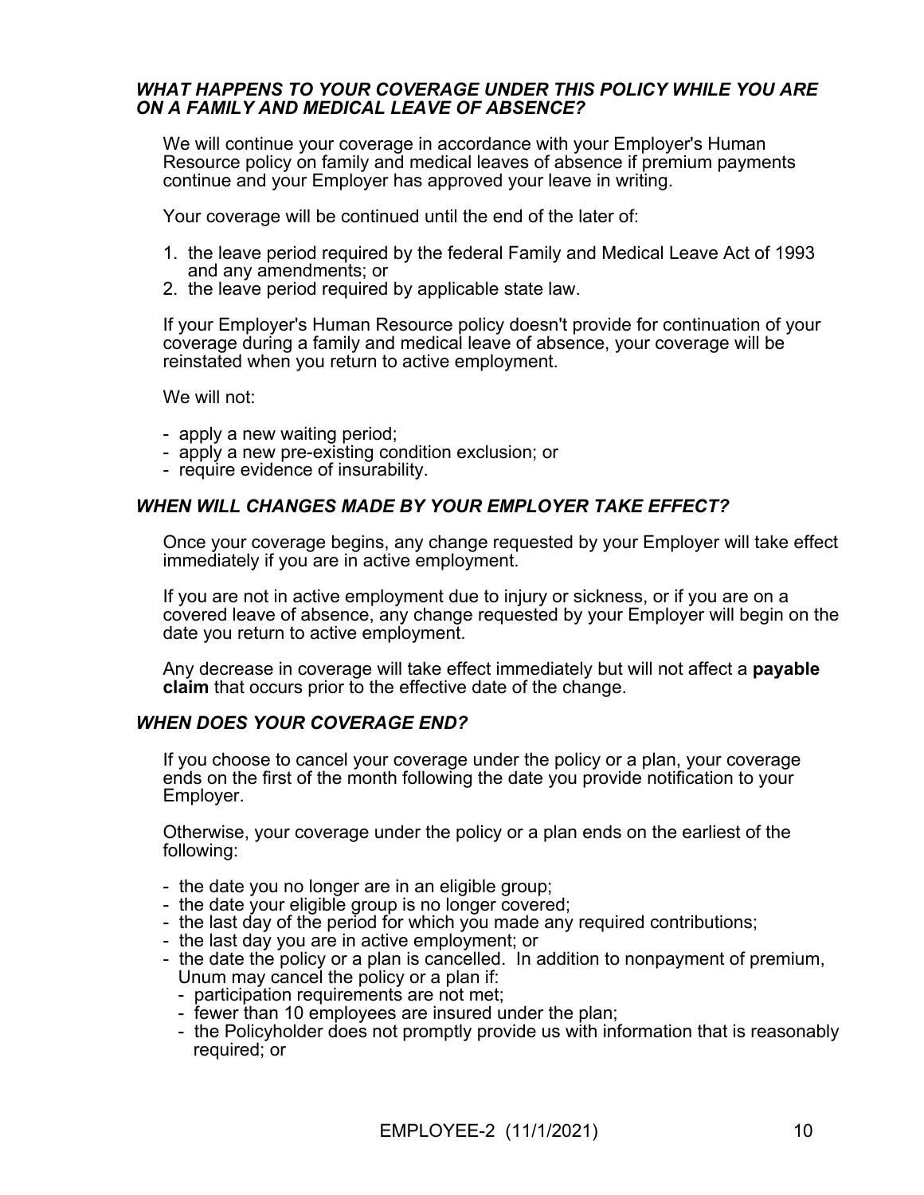### *WHAT HAPPENS TO YOUR COVERAGE UNDER THIS POLICY WHILE YOU ARE ON A FAMILY AND MEDICAL LEAVE OF ABSENCE?*

We will continue your coverage in accordance with your Employer's Human Resource policy on family and medical leaves of absence if premium payments continue and your Employer has approved your leave in writing.

Your coverage will be continued until the end of the later of:

1. the leave period required by the federal Family and Medical Leave Act of 1993 and any amendments; or
2. the leave period required by applicable state law.

If your Employer's Human Resource policy doesn't provide for continuation of your coverage during a family and medical leave of absence, your coverage will be reinstated when you return to active employment.

We will not:

- apply a new waiting period;
- apply a new pre-existing condition exclusion; or
- require evidence of insurability.

### *WHEN WILL CHANGES MADE BY YOUR EMPLOYER TAKE EFFECT?*

Once your coverage begins, any change requested by your Employer will take effect immediately if you are in active employment.

If you are not in active employment due to injury or sickness, or if you are on a covered leave of absence, any change requested by your Employer will begin on the date you return to active employment.

Any decrease in coverage will take effect immediately but will not affect a **payable claim** that occurs prior to the effective date of the change.

### *WHEN DOES YOUR COVERAGE END?*

If you choose to cancel your coverage under the policy or a plan, your coverage ends on the first of the month following the date you provide notification to your Employer.

Otherwise, your coverage under the policy or a plan ends on the earliest of the following:

- the date you no longer are in an eligible group;
- the date your eligible group is no longer covered;
- the last day of the period for which you made any required contributions;
- the last day you are in active employment; or
- the date the policy or a plan is cancelled. In addition to nonpayment of premium, Unum may cancel the policy or a plan if:
  - participation requirements are not met;
  - fewer than 10 employees are insured under the plan;
  - the Policyholder does not promptly provide us with information that is reasonably required; or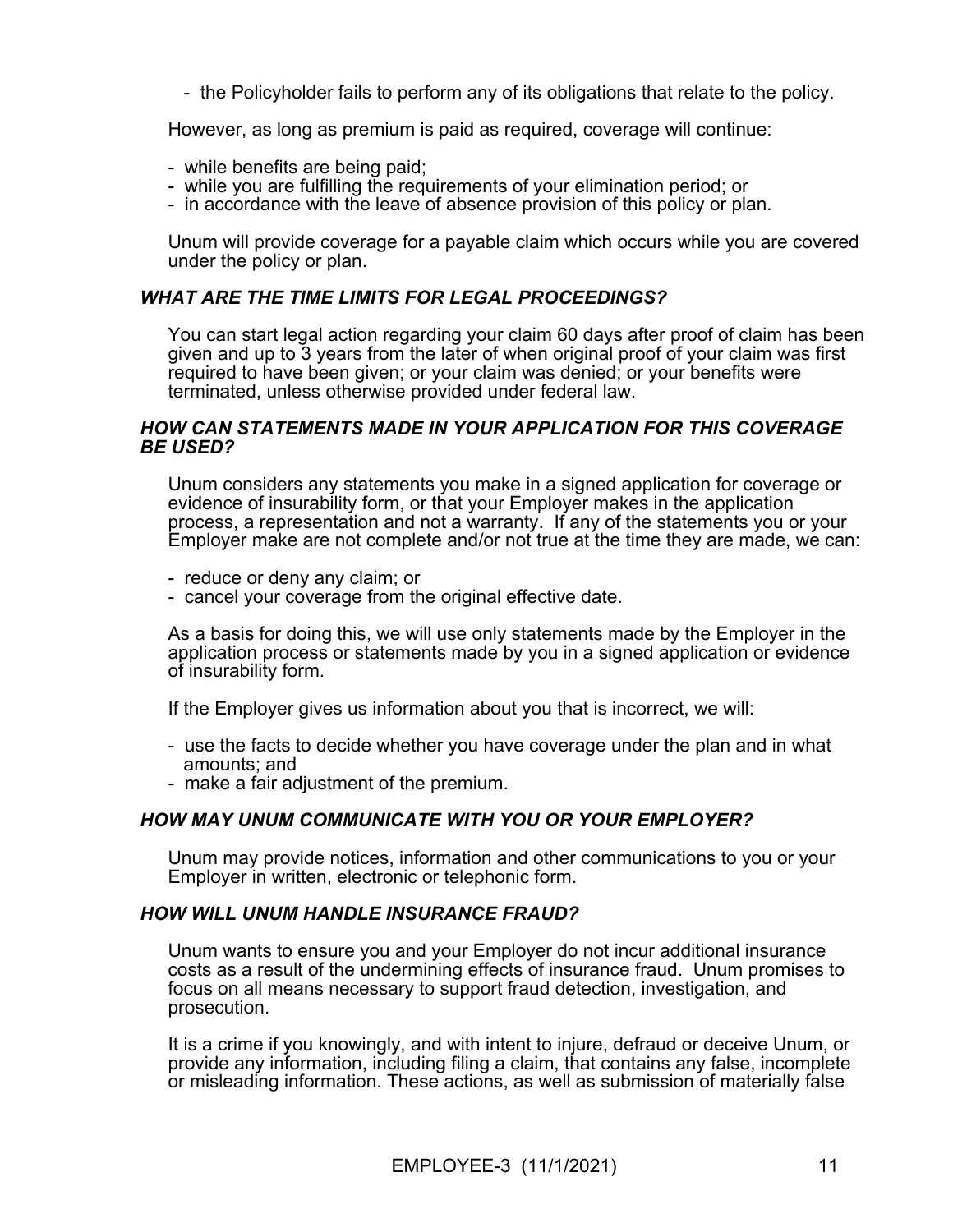- the Policyholder fails to perform any of its obligations that relate to the policy.

However, as long as premium is paid as required, coverage will continue:

- while benefits are being paid;
- while you are fulfilling the requirements of your elimination period; or
- in accordance with the leave of absence provision of this policy or plan.

Unum will provide coverage for a payable claim which occurs while you are covered under the policy or plan.

### *WHAT ARE THE TIME LIMITS FOR LEGAL PROCEEDINGS?*

You can start legal action regarding your claim 60 days after proof of claim has been given and up to 3 years from the later of when original proof of your claim was first required to have been given; or your claim was denied; or your benefits were terminated, unless otherwise provided under federal law.

### *HOW CAN STATEMENTS MADE IN YOUR APPLICATION FOR THIS COVERAGE BE USED?*

Unum considers any statements you make in a signed application for coverage or evidence of insurability form, or that your Employer makes in the application process, a representation and not a warranty. If any of the statements you or your Employer make are not complete and/or not true at the time they are made, we can:

- reduce or deny any claim; or
- cancel your coverage from the original effective date.

As a basis for doing this, we will use only statements made by the Employer in the application process or statements made by you in a signed application or evidence of insurability form.

If the Employer gives us information about you that is incorrect, we will:

- use the facts to decide whether you have coverage under the plan and in what amounts; and
- make a fair adjustment of the premium.

### *HOW MAY UNUM COMMUNICATE WITH YOU OR YOUR EMPLOYER?*

Unum may provide notices, information and other communications to you or your Employer in written, electronic or telephonic form.

### *HOW WILL UNUM HANDLE INSURANCE FRAUD?*

Unum wants to ensure you and your Employer do not incur additional insurance costs as a result of the undermining effects of insurance fraud. Unum promises to focus on all means necessary to support fraud detection, investigation, and prosecution.

It is a crime if you knowingly, and with intent to injure, defraud or deceive Unum, or provide any information, including filing a claim, that contains any false, incomplete or misleading information. These actions, as well as submission of materially false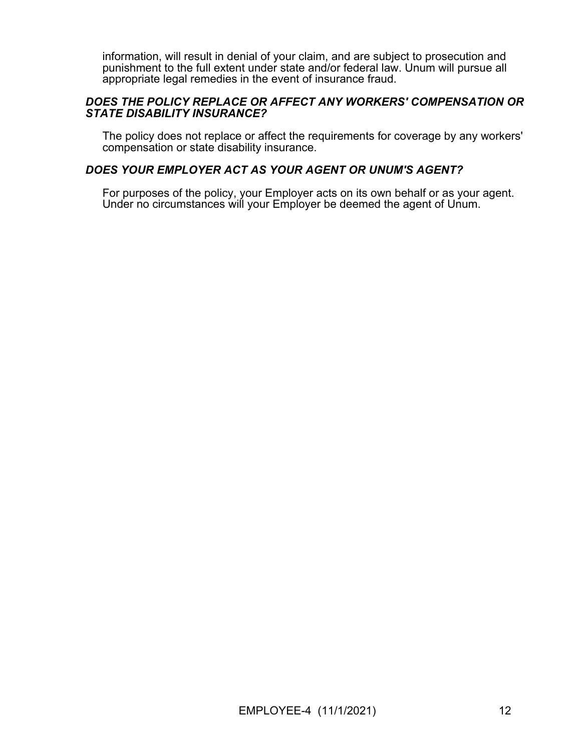information, will result in denial of your claim, and are subject to prosecution and punishment to the full extent under state and/or federal law. Unum will pursue all appropriate legal remedies in the event of insurance fraud.

***DOES THE POLICY REPLACE OR AFFECT ANY WORKERS' COMPENSATION OR STATE DISABILITY INSURANCE?***

The policy does not replace or affect the requirements for coverage by any workers' compensation or state disability insurance.

***DOES YOUR EMPLOYER ACT AS YOUR AGENT OR UNUM'S AGENT?***

For purposes of the policy, your Employer acts on its own behalf or as your agent. Under no circumstances will your Employer be deemed the agent of Unum.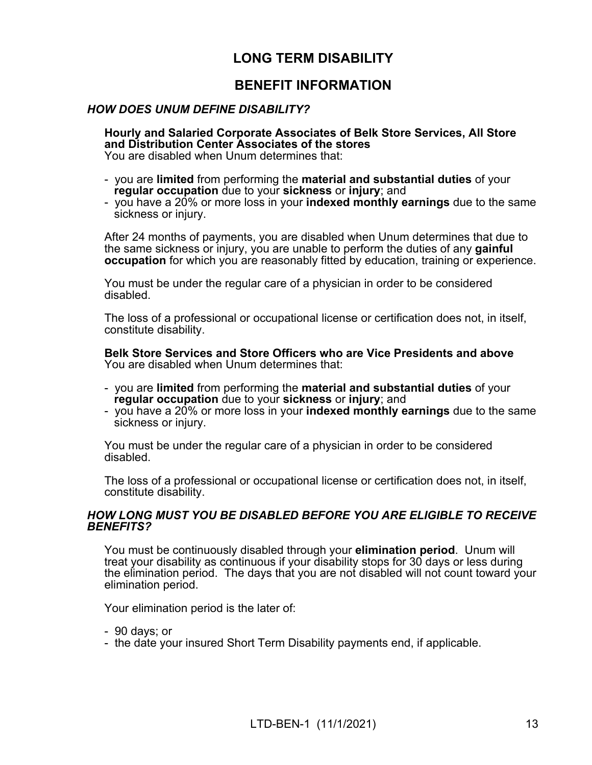# LONG TERM DISABILITY

## BENEFIT INFORMATION

### *HOW DOES UNUM DEFINE DISABILITY?*

**Hourly and Salaried Corporate Associates of Belk Store Services, All Store and Distribution Center Associates of the stores**
You are disabled when Unum determines that:

- you are **limited** from performing the **material and substantial duties** of your **regular occupation** due to your **sickness** or **injury**; and
- you have a 20% or more loss in your **indexed monthly earnings** due to the same sickness or injury.

After 24 months of payments, you are disabled when Unum determines that due to the same sickness or injury, you are unable to perform the duties of any **gainful occupation** for which you are reasonably fitted by education, training or experience.

You must be under the regular care of a physician in order to be considered disabled.

The loss of a professional or occupational license or certification does not, in itself, constitute disability.

**Belk Store Services and Store Officers who are Vice Presidents and above**
You are disabled when Unum determines that:

- you are **limited** from performing the **material and substantial duties** of your **regular occupation** due to your **sickness** or **injury**; and
- you have a 20% or more loss in your **indexed monthly earnings** due to the same sickness or injury.

You must be under the regular care of a physician in order to be considered disabled.

The loss of a professional or occupational license or certification does not, in itself, constitute disability.

### *HOW LONG MUST YOU BE DISABLED BEFORE YOU ARE ELIGIBLE TO RECEIVE BENEFITS?*

You must be continuously disabled through your **elimination period**. Unum will treat your disability as continuous if your disability stops for 30 days or less during the elimination period. The days that you are not disabled will not count toward your elimination period.

Your elimination period is the later of:

- 90 days; or
- the date your insured Short Term Disability payments end, if applicable.

LTD-BEN-1 (11/1/2021)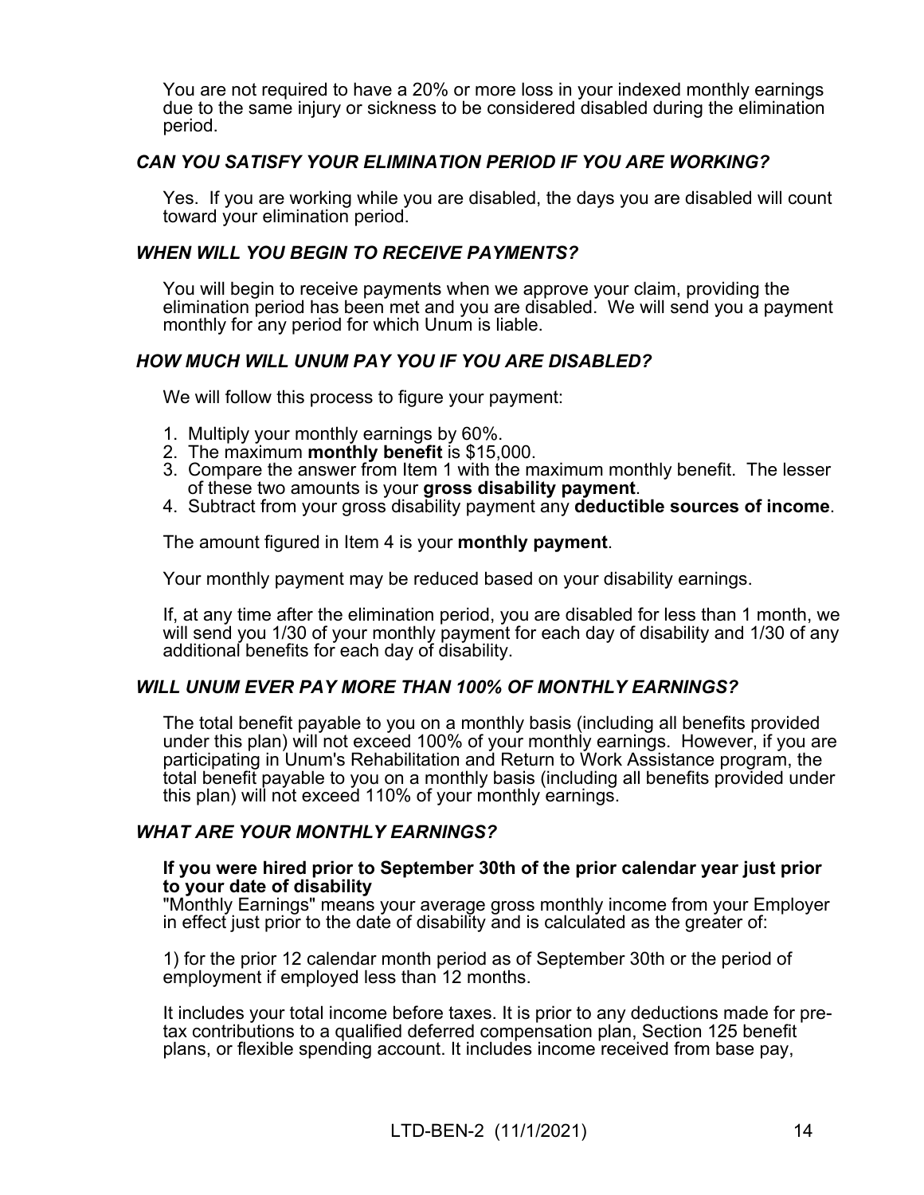You are not required to have a 20% or more loss in your indexed monthly earnings due to the same injury or sickness to be considered disabled during the elimination period.

### *CAN YOU SATISFY YOUR ELIMINATION PERIOD IF YOU ARE WORKING?*

Yes. If you are working while you are disabled, the days you are disabled will count toward your elimination period.

### *WHEN WILL YOU BEGIN TO RECEIVE PAYMENTS?*

You will begin to receive payments when we approve your claim, providing the elimination period has been met and you are disabled. We will send you a payment monthly for any period for which Unum is liable.

### *HOW MUCH WILL UNUM PAY YOU IF YOU ARE DISABLED?*

We will follow this process to figure your payment:

1. Multiply your monthly earnings by 60%.
2. The maximum **monthly benefit** is $15,000.
3. Compare the answer from Item 1 with the maximum monthly benefit. The lesser of these two amounts is your **gross disability payment**.
4. Subtract from your gross disability payment any **deductible sources of income**.

The amount figured in Item 4 is your **monthly payment**.

Your monthly payment may be reduced based on your disability earnings.

If, at any time after the elimination period, you are disabled for less than 1 month, we will send you 1/30 of your monthly payment for each day of disability and 1/30 of any additional benefits for each day of disability.

### *WILL UNUM EVER PAY MORE THAN 100% OF MONTHLY EARNINGS?*

The total benefit payable to you on a monthly basis (including all benefits provided under this plan) will not exceed 100% of your monthly earnings. However, if you are participating in Unum's Rehabilitation and Return to Work Assistance program, the total benefit payable to you on a monthly basis (including all benefits provided under this plan) will not exceed 110% of your monthly earnings.

### *WHAT ARE YOUR MONTHLY EARNINGS?*

**If you were hired prior to September 30th of the prior calendar year just prior to your date of disability**
"Monthly Earnings" means your average gross monthly income from your Employer in effect just prior to the date of disability and is calculated as the greater of:

1) for the prior 12 calendar month period as of September 30th or the period of employment if employed less than 12 months.

It includes your total income before taxes. It is prior to any deductions made for pre-tax contributions to a qualified deferred compensation plan, Section 125 benefit plans, or flexible spending account. It includes income received from base pay,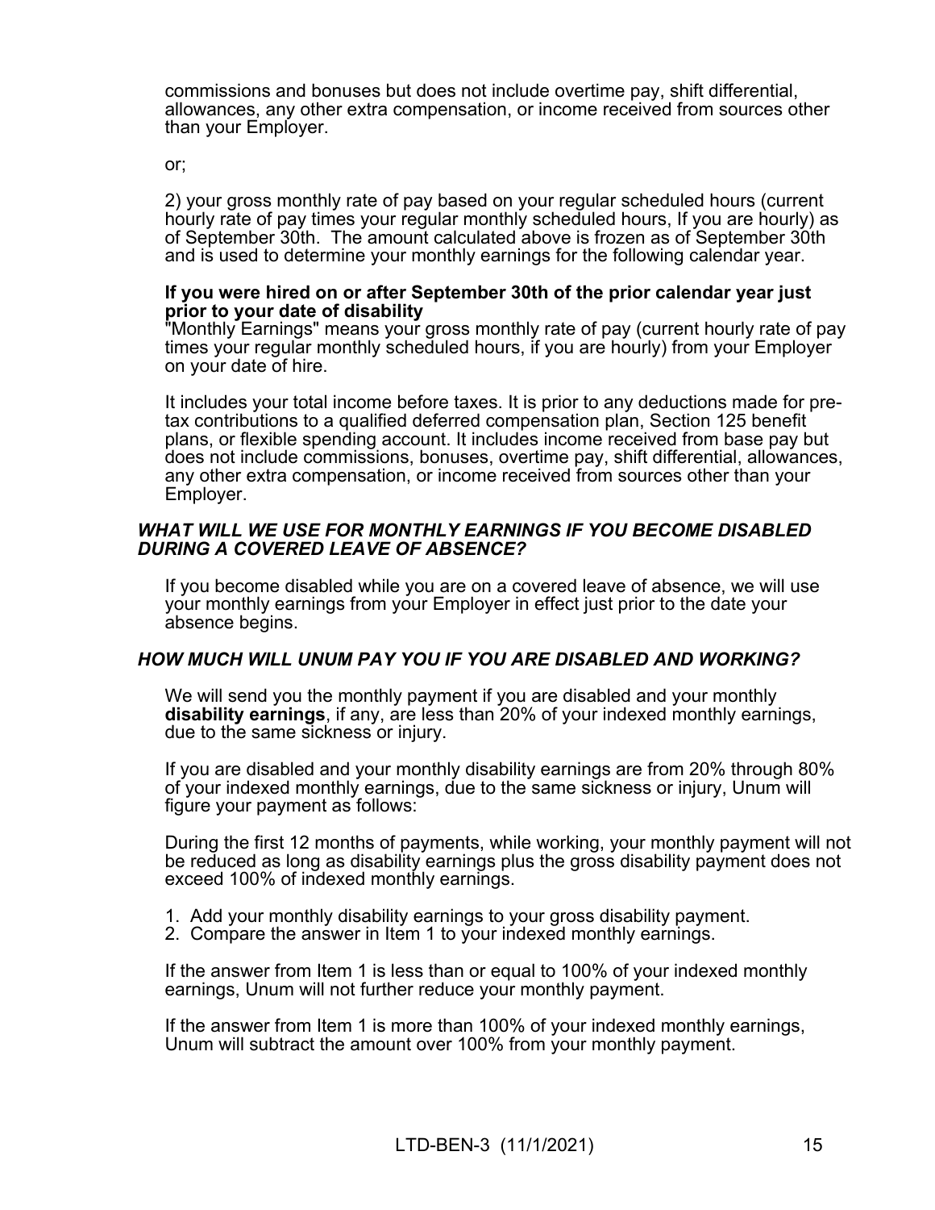commissions and bonuses but does not include overtime pay, shift differential, allowances, any other extra compensation, or income received from sources other than your Employer.

or;

2) your gross monthly rate of pay based on your regular scheduled hours (current hourly rate of pay times your regular monthly scheduled hours, If you are hourly) as of September 30th. The amount calculated above is frozen as of September 30th and is used to determine your monthly earnings for the following calendar year.

**If you were hired on or after September 30th of the prior calendar year just prior to your date of disability**

"Monthly Earnings" means your gross monthly rate of pay (current hourly rate of pay times your regular monthly scheduled hours, if you are hourly) from your Employer on your date of hire.

It includes your total income before taxes. It is prior to any deductions made for pre-tax contributions to a qualified deferred compensation plan, Section 125 benefit plans, or flexible spending account. It includes income received from base pay but does not include commissions, bonuses, overtime pay, shift differential, allowances, any other extra compensation, or income received from sources other than your Employer.

### *WHAT WILL WE USE FOR MONTHLY EARNINGS IF YOU BECOME DISABLED DURING A COVERED LEAVE OF ABSENCE?*

If you become disabled while you are on a covered leave of absence, we will use your monthly earnings from your Employer in effect just prior to the date your absence begins.

### *HOW MUCH WILL UNUM PAY YOU IF YOU ARE DISABLED AND WORKING?*

We will send you the monthly payment if you are disabled and your monthly **disability earnings**, if any, are less than 20% of your indexed monthly earnings, due to the same sickness or injury.

If you are disabled and your monthly disability earnings are from 20% through 80% of your indexed monthly earnings, due to the same sickness or injury, Unum will figure your payment as follows:

During the first 12 months of payments, while working, your monthly payment will not be reduced as long as disability earnings plus the gross disability payment does not exceed 100% of indexed monthly earnings.

1. Add your monthly disability earnings to your gross disability payment.
2. Compare the answer in Item 1 to your indexed monthly earnings.

If the answer from Item 1 is less than or equal to 100% of your indexed monthly earnings, Unum will not further reduce your monthly payment.

If the answer from Item 1 is more than 100% of your indexed monthly earnings, Unum will subtract the amount over 100% from your monthly payment.

LTD-BEN-3 (11/1/2021)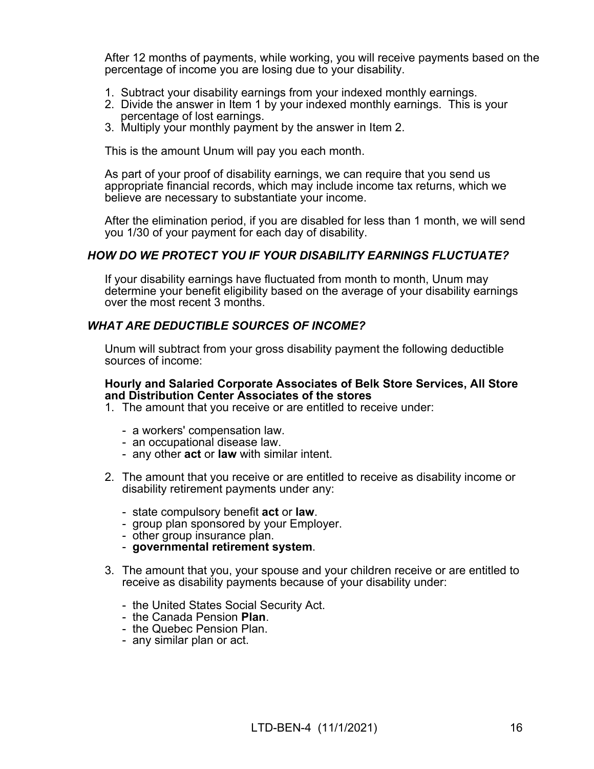After 12 months of payments, while working, you will receive payments based on the percentage of income you are losing due to your disability.

1. Subtract your disability earnings from your indexed monthly earnings.
2. Divide the answer in Item 1 by your indexed monthly earnings. This is your percentage of lost earnings.
3. Multiply your monthly payment by the answer in Item 2.

This is the amount Unum will pay you each month.

As part of your proof of disability earnings, we can require that you send us appropriate financial records, which may include income tax returns, which we believe are necessary to substantiate your income.

After the elimination period, if you are disabled for less than 1 month, we will send you 1/30 of your payment for each day of disability.

### *HOW DO WE PROTECT YOU IF YOUR DISABILITY EARNINGS FLUCTUATE?*

If your disability earnings have fluctuated from month to month, Unum may determine your benefit eligibility based on the average of your disability earnings over the most recent 3 months.

### *WHAT ARE DEDUCTIBLE SOURCES OF INCOME?*

Unum will subtract from your gross disability payment the following deductible sources of income:

**Hourly and Salaried Corporate Associates of Belk Store Services, All Store and Distribution Center Associates of the stores**

1. The amount that you receive or are entitled to receive under:

   - a workers' compensation law.
   - an occupational disease law.
   - any other **act** or **law** with similar intent.

2. The amount that you receive or are entitled to receive as disability income or disability retirement payments under any:

   - state compulsory benefit **act** or **law**.
   - group plan sponsored by your Employer.
   - other group insurance plan.
   - **governmental retirement system**.

3. The amount that you, your spouse and your children receive or are entitled to receive as disability payments because of your disability under:

   - the United States Social Security Act.
   - the Canada Pension **Plan**.
   - the Quebec Pension Plan.
   - any similar plan or act.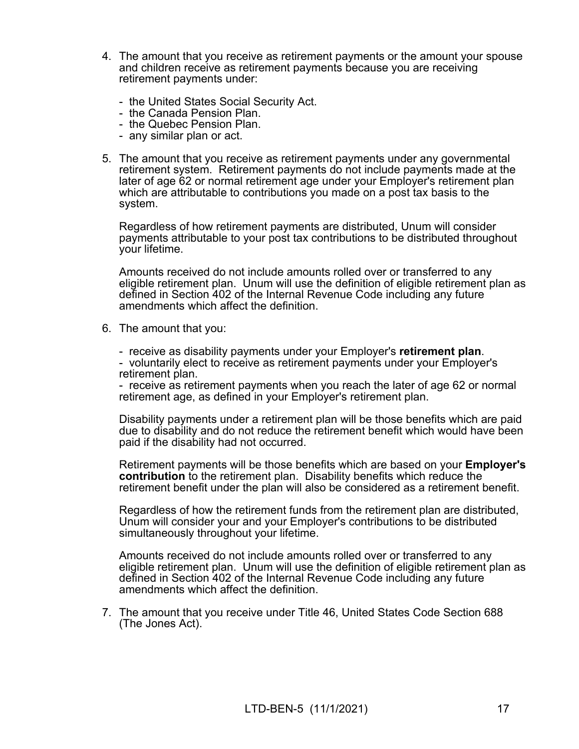4. The amount that you receive as retirement payments or the amount your spouse and children receive as retirement payments because you are receiving retirement payments under:

   - the United States Social Security Act.
   - the Canada Pension Plan.
   - the Quebec Pension Plan.
   - any similar plan or act.

5. The amount that you receive as retirement payments under any governmental retirement system. Retirement payments do not include payments made at the later of age 62 or normal retirement age under your Employer's retirement plan which are attributable to contributions you made on a post tax basis to the system.

   Regardless of how retirement payments are distributed, Unum will consider payments attributable to your post tax contributions to be distributed throughout your lifetime.

   Amounts received do not include amounts rolled over or transferred to any eligible retirement plan. Unum will use the definition of eligible retirement plan as defined in Section 402 of the Internal Revenue Code including any future amendments which affect the definition.

6. The amount that you:

   - receive as disability payments under your Employer's **retirement plan**.
   - voluntarily elect to receive as retirement payments under your Employer's retirement plan.
   - receive as retirement payments when you reach the later of age 62 or normal retirement age, as defined in your Employer's retirement plan.

   Disability payments under a retirement plan will be those benefits which are paid due to disability and do not reduce the retirement benefit which would have been paid if the disability had not occurred.

   Retirement payments will be those benefits which are based on your **Employer's contribution** to the retirement plan. Disability benefits which reduce the retirement benefit under the plan will also be considered as a retirement benefit.

   Regardless of how the retirement funds from the retirement plan are distributed, Unum will consider your and your Employer's contributions to be distributed simultaneously throughout your lifetime.

   Amounts received do not include amounts rolled over or transferred to any eligible retirement plan. Unum will use the definition of eligible retirement plan as defined in Section 402 of the Internal Revenue Code including any future amendments which affect the definition.

7. The amount that you receive under Title 46, United States Code Section 688 (The Jones Act).

LTD-BEN-5 (11/1/2021)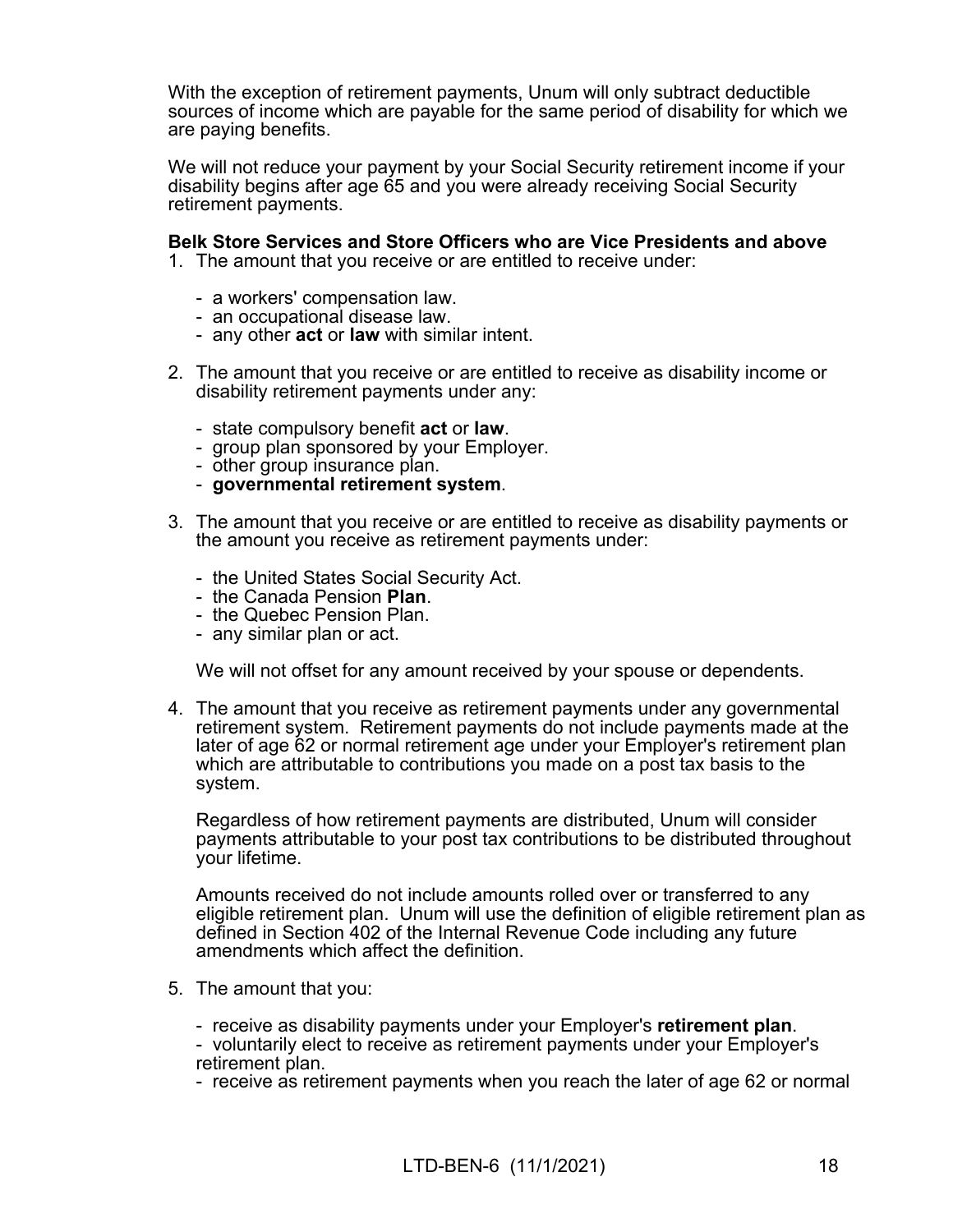With the exception of retirement payments, Unum will only subtract deductible sources of income which are payable for the same period of disability for which we are paying benefits.

We will not reduce your payment by your Social Security retirement income if your disability begins after age 65 and you were already receiving Social Security retirement payments.

**Belk Store Services and Store Officers who are Vice Presidents and above**

1. The amount that you receive or are entitled to receive under:

   - a workers' compensation law.
   - an occupational disease law.
   - any other **act** or **law** with similar intent.

2. The amount that you receive or are entitled to receive as disability income or disability retirement payments under any:

   - state compulsory benefit **act** or **law**.
   - group plan sponsored by your Employer.
   - other group insurance plan.
   - **governmental retirement system**.

3. The amount that you receive or are entitled to receive as disability payments or the amount you receive as retirement payments under:

   - the United States Social Security Act.
   - the Canada Pension **Plan**.
   - the Quebec Pension Plan.
   - any similar plan or act.

   We will not offset for any amount received by your spouse or dependents.

4. The amount that you receive as retirement payments under any governmental retirement system. Retirement payments do not include payments made at the later of age 62 or normal retirement age under your Employer's retirement plan which are attributable to contributions you made on a post tax basis to the system.

   Regardless of how retirement payments are distributed, Unum will consider payments attributable to your post tax contributions to be distributed throughout your lifetime.

   Amounts received do not include amounts rolled over or transferred to any eligible retirement plan. Unum will use the definition of eligible retirement plan as defined in Section 402 of the Internal Revenue Code including any future amendments which affect the definition.

5. The amount that you:

   - receive as disability payments under your Employer's **retirement plan**.
   - voluntarily elect to receive as retirement payments under your Employer's retirement plan.
   - receive as retirement payments when you reach the later of age 62 or normal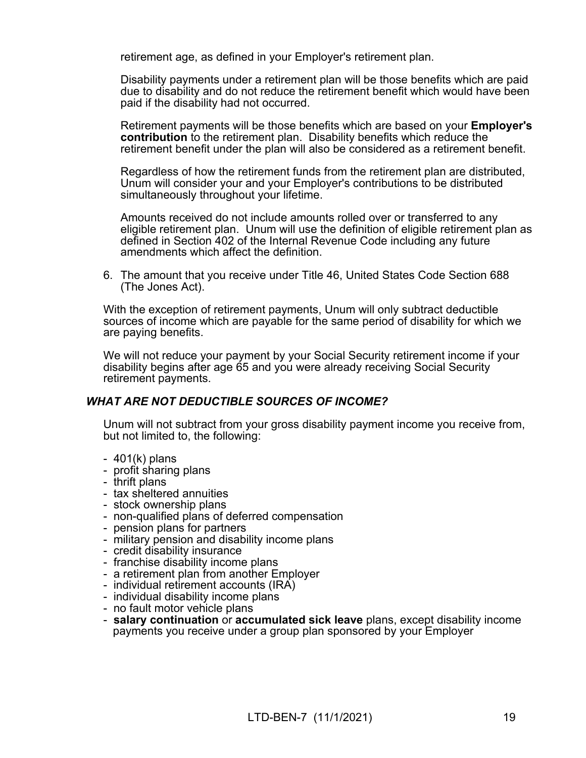retirement age, as defined in your Employer's retirement plan.

Disability payments under a retirement plan will be those benefits which are paid due to disability and do not reduce the retirement benefit which would have been paid if the disability had not occurred.

Retirement payments will be those benefits which are based on your **Employer's contribution** to the retirement plan. Disability benefits which reduce the retirement benefit under the plan will also be considered as a retirement benefit.

Regardless of how the retirement funds from the retirement plan are distributed, Unum will consider your and your Employer's contributions to be distributed simultaneously throughout your lifetime.

Amounts received do not include amounts rolled over or transferred to any eligible retirement plan. Unum will use the definition of eligible retirement plan as defined in Section 402 of the Internal Revenue Code including any future amendments which affect the definition.

6. The amount that you receive under Title 46, United States Code Section 688 (The Jones Act).

With the exception of retirement payments, Unum will only subtract deductible sources of income which are payable for the same period of disability for which we are paying benefits.

We will not reduce your payment by your Social Security retirement income if your disability begins after age 65 and you were already receiving Social Security retirement payments.

### *WHAT ARE NOT DEDUCTIBLE SOURCES OF INCOME?*

Unum will not subtract from your gross disability payment income you receive from, but not limited to, the following:

- 401(k) plans
- profit sharing plans
- thrift plans
- tax sheltered annuities
- stock ownership plans
- non-qualified plans of deferred compensation
- pension plans for partners
- military pension and disability income plans
- credit disability insurance
- franchise disability income plans
- a retirement plan from another Employer
- individual retirement accounts (IRA)
- individual disability income plans
- no fault motor vehicle plans
- **salary continuation** or **accumulated sick leave** plans, except disability income payments you receive under a group plan sponsored by your Employer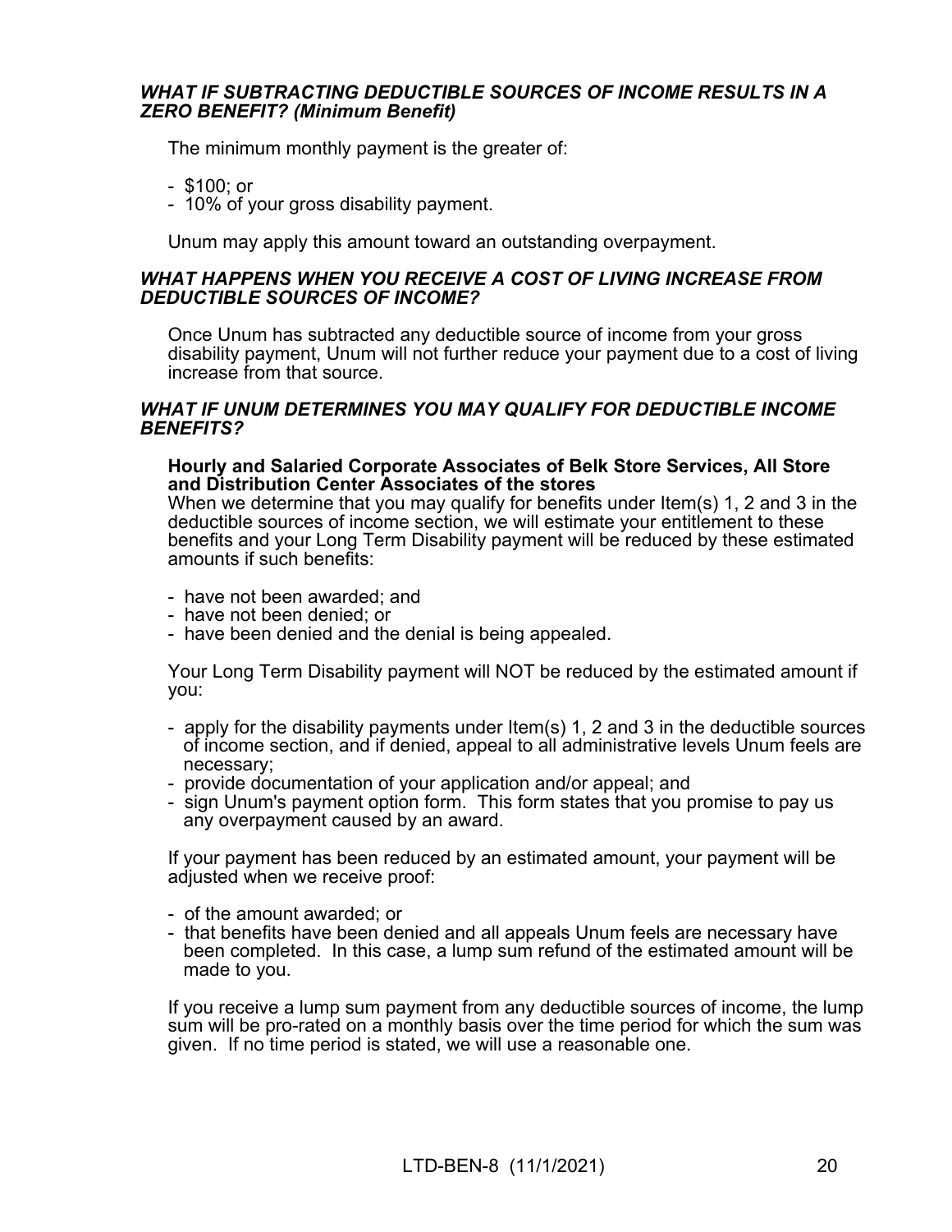### *WHAT IF SUBTRACTING DEDUCTIBLE SOURCES OF INCOME RESULTS IN A ZERO BENEFIT? (Minimum Benefit)*

The minimum monthly payment is the greater of:

- $100; or
- 10% of your gross disability payment.

Unum may apply this amount toward an outstanding overpayment.

### *WHAT HAPPENS WHEN YOU RECEIVE A COST OF LIVING INCREASE FROM DEDUCTIBLE SOURCES OF INCOME?*

Once Unum has subtracted any deductible source of income from your gross disability payment, Unum will not further reduce your payment due to a cost of living increase from that source.

### *WHAT IF UNUM DETERMINES YOU MAY QUALIFY FOR DEDUCTIBLE INCOME BENEFITS?*

**Hourly and Salaried Corporate Associates of Belk Store Services, All Store and Distribution Center Associates of the stores**

When we determine that you may qualify for benefits under Item(s) 1, 2 and 3 in the deductible sources of income section, we will estimate your entitlement to these benefits and your Long Term Disability payment will be reduced by these estimated amounts if such benefits:

- have not been awarded; and
- have not been denied; or
- have been denied and the denial is being appealed.

Your Long Term Disability payment will NOT be reduced by the estimated amount if you:

- apply for the disability payments under Item(s) 1, 2 and 3 in the deductible sources of income section, and if denied, appeal to all administrative levels Unum feels are necessary;
- provide documentation of your application and/or appeal; and
- sign Unum's payment option form. This form states that you promise to pay us any overpayment caused by an award.

If your payment has been reduced by an estimated amount, your payment will be adjusted when we receive proof:

- of the amount awarded; or
- that benefits have been denied and all appeals Unum feels are necessary have been completed. In this case, a lump sum refund of the estimated amount will be made to you.

If you receive a lump sum payment from any deductible sources of income, the lump sum will be pro-rated on a monthly basis over the time period for which the sum was given. If no time period is stated, we will use a reasonable one.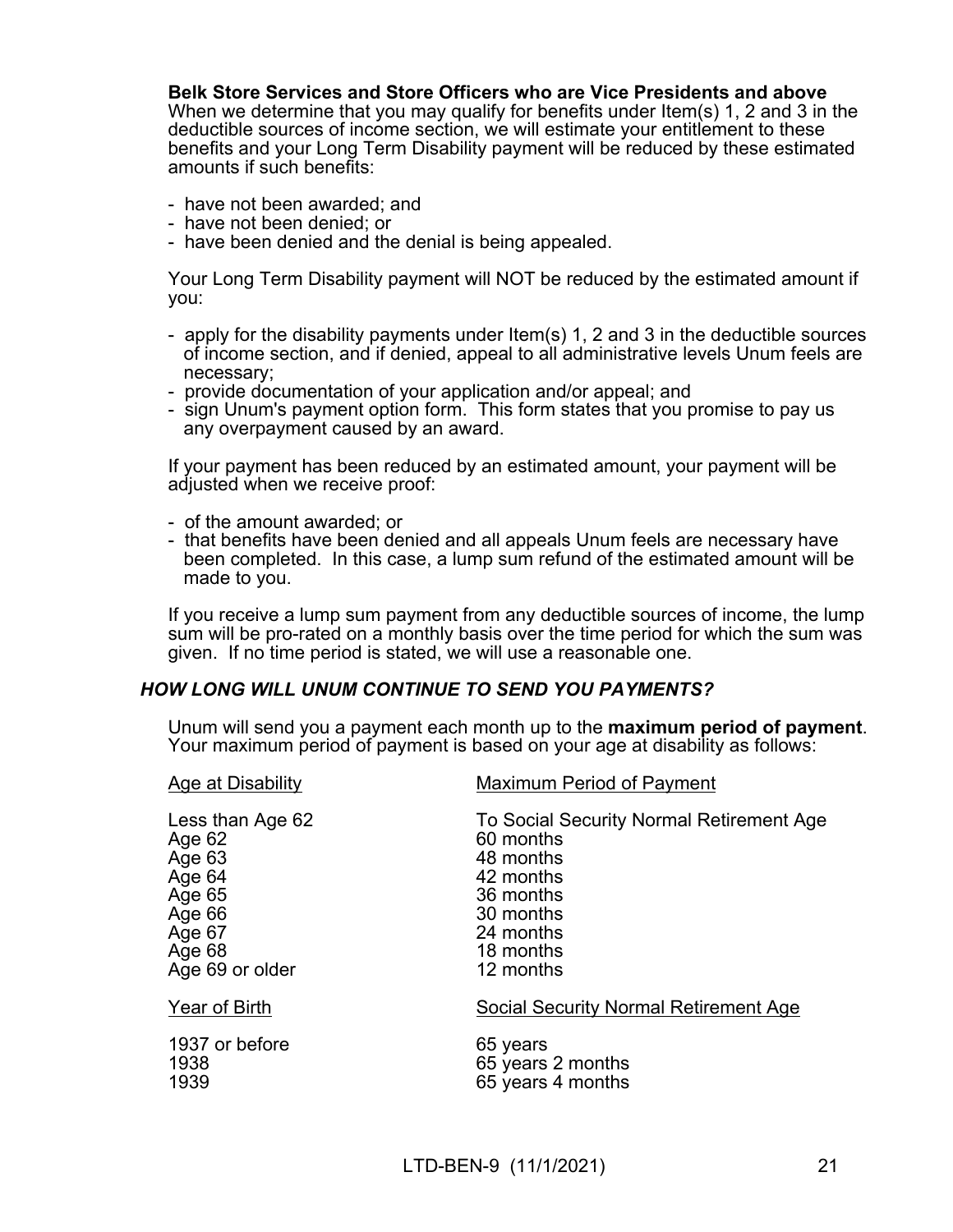**Belk Store Services and Store Officers who are Vice Presidents and above**
When we determine that you may qualify for benefits under Item(s) 1, 2 and 3 in the deductible sources of income section, we will estimate your entitlement to these benefits and your Long Term Disability payment will be reduced by these estimated amounts if such benefits:

- have not been awarded; and
- have not been denied; or
- have been denied and the denial is being appealed.

Your Long Term Disability payment will NOT be reduced by the estimated amount if you:

- apply for the disability payments under Item(s) 1, 2 and 3 in the deductible sources of income section, and if denied, appeal to all administrative levels Unum feels are necessary;
- provide documentation of your application and/or appeal; and
- sign Unum's payment option form. This form states that you promise to pay us any overpayment caused by an award.

If your payment has been reduced by an estimated amount, your payment will be adjusted when we receive proof:

- of the amount awarded; or
- that benefits have been denied and all appeals Unum feels are necessary have been completed. In this case, a lump sum refund of the estimated amount will be made to you.

If you receive a lump sum payment from any deductible sources of income, the lump sum will be pro-rated on a monthly basis over the time period for which the sum was given. If no time period is stated, we will use a reasonable one.

### *HOW LONG WILL UNUM CONTINUE TO SEND YOU PAYMENTS?*

Unum will send you a payment each month up to the **maximum period of payment**. Your maximum period of payment is based on your age at disability as follows:

| Age at Disability | Maximum Period of Payment |
|---|---|
| Less than Age 62 | To Social Security Normal Retirement Age |
| Age 62 | 60 months |
| Age 63 | 48 months |
| Age 64 | 42 months |
| Age 65 | 36 months |
| Age 66 | 30 months |
| Age 67 | 24 months |
| Age 68 | 18 months |
| Age 69 or older | 12 months |

| Year of Birth | Social Security Normal Retirement Age |
|---|---|
| 1937 or before | 65 years |
| 1938 | 65 years 2 months |
| 1939 | 65 years 4 months |

LTD-BEN-9 (11/1/2021)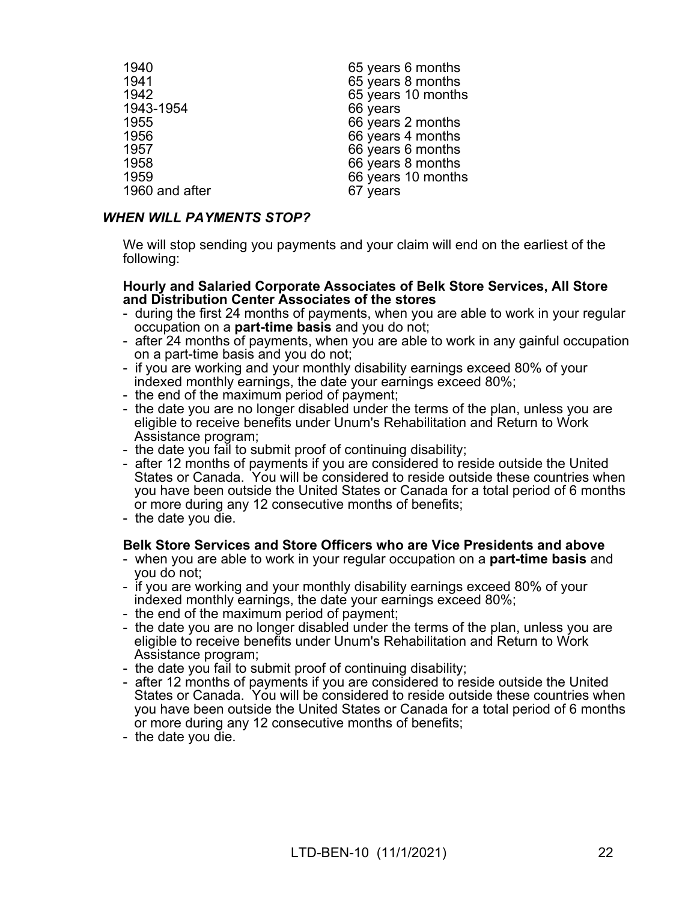| | |
|---|---|
| 1940 | 65 years 6 months |
| 1941 | 65 years 8 months |
| 1942 | 65 years 10 months |
| 1943-1954 | 66 years |
| 1955 | 66 years 2 months |
| 1956 | 66 years 4 months |
| 1957 | 66 years 6 months |
| 1958 | 66 years 8 months |
| 1959 | 66 years 10 months |
| 1960 and after | 67 years |

### *WHEN WILL PAYMENTS STOP?*

We will stop sending you payments and your claim will end on the earliest of the following:

**Hourly and Salaried Corporate Associates of Belk Store Services, All Store and Distribution Center Associates of the stores**

- during the first 24 months of payments, when you are able to work in your regular occupation on a **part-time basis** and you do not;
- after 24 months of payments, when you are able to work in any gainful occupation on a part-time basis and you do not;
- if you are working and your monthly disability earnings exceed 80% of your indexed monthly earnings, the date your earnings exceed 80%;
- the end of the maximum period of payment;
- the date you are no longer disabled under the terms of the plan, unless you are eligible to receive benefits under Unum's Rehabilitation and Return to Work Assistance program;
- the date you fail to submit proof of continuing disability;
- after 12 months of payments if you are considered to reside outside the United States or Canada. You will be considered to reside outside these countries when you have been outside the United States or Canada for a total period of 6 months or more during any 12 consecutive months of benefits;
- the date you die.

**Belk Store Services and Store Officers who are Vice Presidents and above**

- when you are able to work in your regular occupation on a **part-time basis** and you do not;
- if you are working and your monthly disability earnings exceed 80% of your indexed monthly earnings, the date your earnings exceed 80%;
- the end of the maximum period of payment;
- the date you are no longer disabled under the terms of the plan, unless you are eligible to receive benefits under Unum's Rehabilitation and Return to Work Assistance program;
- the date you fail to submit proof of continuing disability;
- after 12 months of payments if you are considered to reside outside the United States or Canada. You will be considered to reside outside these countries when you have been outside the United States or Canada for a total period of 6 months or more during any 12 consecutive months of benefits;
- the date you die.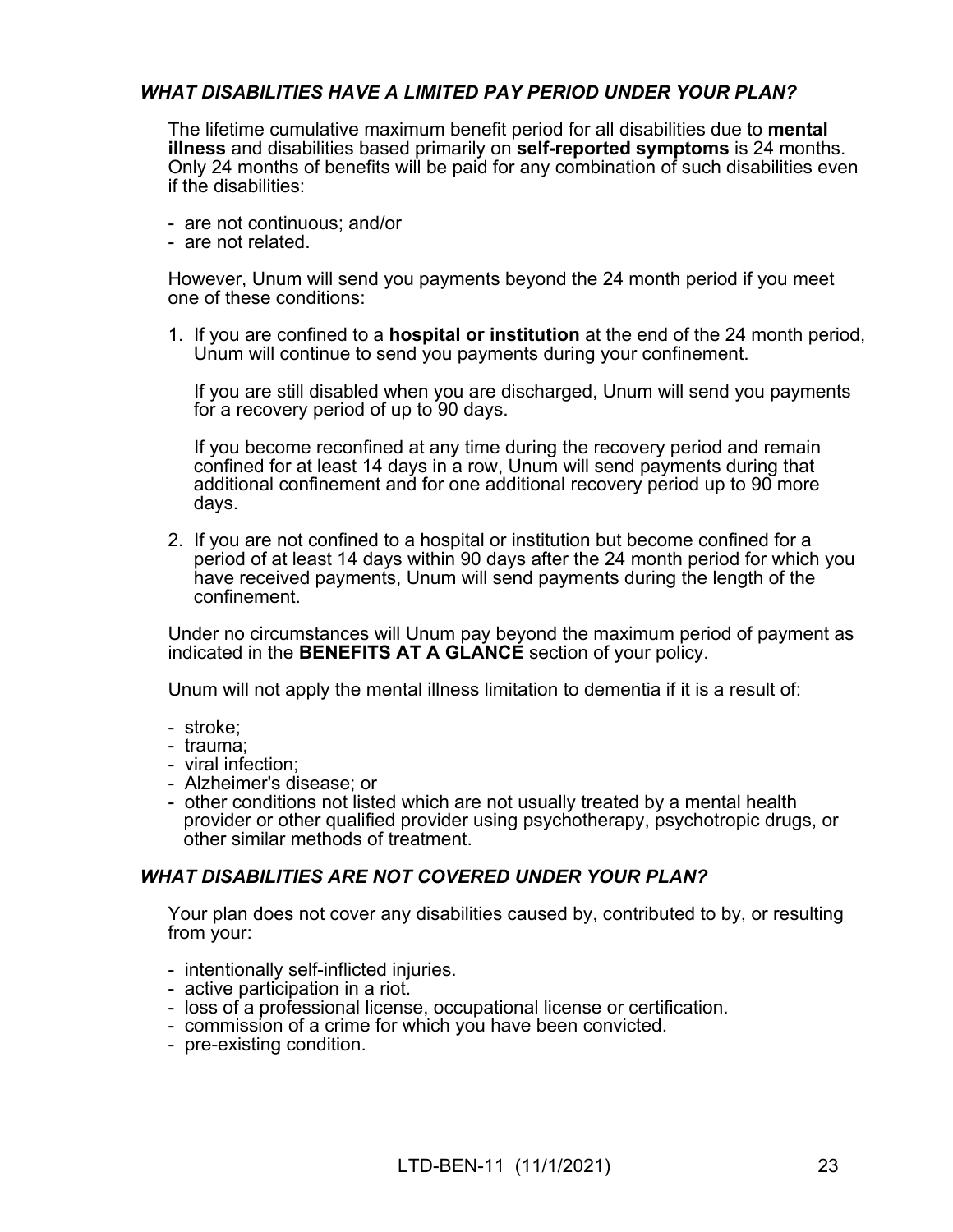### *WHAT DISABILITIES HAVE A LIMITED PAY PERIOD UNDER YOUR PLAN?*

The lifetime cumulative maximum benefit period for all disabilities due to **mental illness** and disabilities based primarily on **self-reported symptoms** is 24 months. Only 24 months of benefits will be paid for any combination of such disabilities even if the disabilities:

- are not continuous; and/or
- are not related.

However, Unum will send you payments beyond the 24 month period if you meet one of these conditions:

1. If you are confined to a **hospital or institution** at the end of the 24 month period, Unum will continue to send you payments during your confinement.

   If you are still disabled when you are discharged, Unum will send you payments for a recovery period of up to 90 days.

   If you become reconfined at any time during the recovery period and remain confined for at least 14 days in a row, Unum will send payments during that additional confinement and for one additional recovery period up to 90 more days.

2. If you are not confined to a hospital or institution but become confined for a period of at least 14 days within 90 days after the 24 month period for which you have received payments, Unum will send payments during the length of the confinement.

Under no circumstances will Unum pay beyond the maximum period of payment as indicated in the **BENEFITS AT A GLANCE** section of your policy.

Unum will not apply the mental illness limitation to dementia if it is a result of:

- stroke;
- trauma;
- viral infection;
- Alzheimer's disease; or
- other conditions not listed which are not usually treated by a mental health provider or other qualified provider using psychotherapy, psychotropic drugs, or other similar methods of treatment.

### *WHAT DISABILITIES ARE NOT COVERED UNDER YOUR PLAN?*

Your plan does not cover any disabilities caused by, contributed to by, or resulting from your:

- intentionally self-inflicted injuries.
- active participation in a riot.
- loss of a professional license, occupational license or certification.
- commission of a crime for which you have been convicted.
- pre-existing condition.

LTD-BEN-11 (11/1/2021)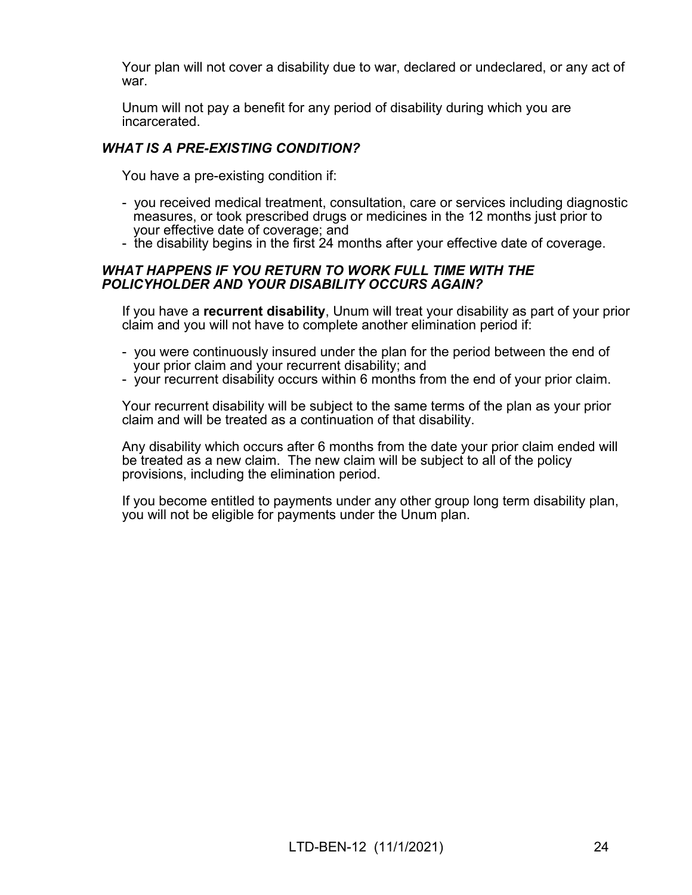Your plan will not cover a disability due to war, declared or undeclared, or any act of war.

Unum will not pay a benefit for any period of disability during which you are incarcerated.

### ***WHAT IS A PRE-EXISTING CONDITION?***

You have a pre-existing condition if:

- you received medical treatment, consultation, care or services including diagnostic measures, or took prescribed drugs or medicines in the 12 months just prior to your effective date of coverage; and
- the disability begins in the first 24 months after your effective date of coverage.

### ***WHAT HAPPENS IF YOU RETURN TO WORK FULL TIME WITH THE POLICYHOLDER AND YOUR DISABILITY OCCURS AGAIN?***

If you have a **recurrent disability**, Unum will treat your disability as part of your prior claim and you will not have to complete another elimination period if:

- you were continuously insured under the plan for the period between the end of your prior claim and your recurrent disability; and
- your recurrent disability occurs within 6 months from the end of your prior claim.

Your recurrent disability will be subject to the same terms of the plan as your prior claim and will be treated as a continuation of that disability.

Any disability which occurs after 6 months from the date your prior claim ended will be treated as a new claim. The new claim will be subject to all of the policy provisions, including the elimination period.

If you become entitled to payments under any other group long term disability plan, you will not be eligible for payments under the Unum plan.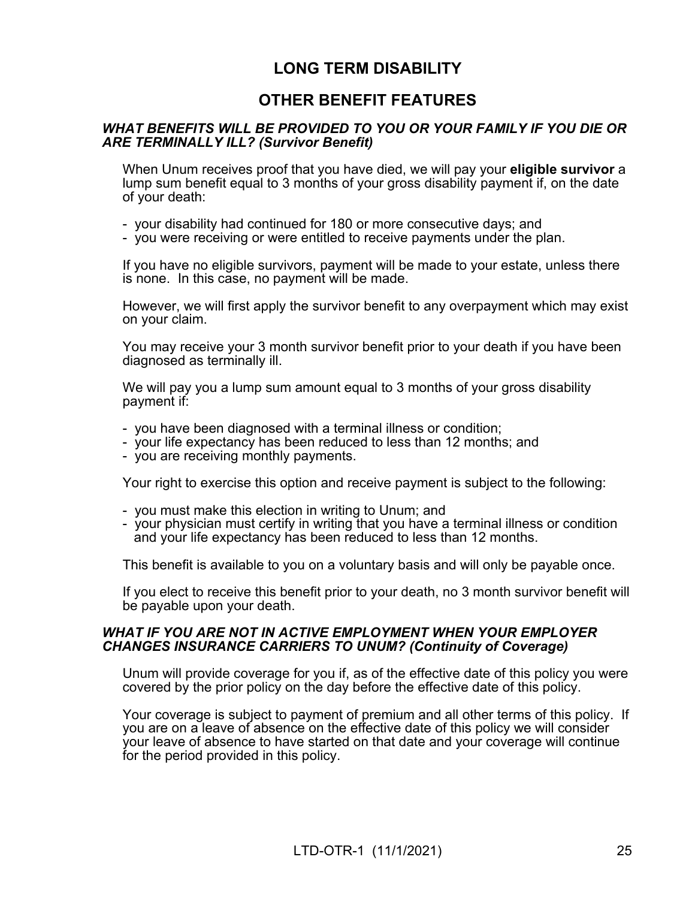# LONG TERM DISABILITY

## OTHER BENEFIT FEATURES

### *WHAT BENEFITS WILL BE PROVIDED TO YOU OR YOUR FAMILY IF YOU DIE OR ARE TERMINALLY ILL? (Survivor Benefit)*

When Unum receives proof that you have died, we will pay your **eligible survivor** a lump sum benefit equal to 3 months of your gross disability payment if, on the date of your death:

- your disability had continued for 180 or more consecutive days; and
- you were receiving or were entitled to receive payments under the plan.

If you have no eligible survivors, payment will be made to your estate, unless there is none. In this case, no payment will be made.

However, we will first apply the survivor benefit to any overpayment which may exist on your claim.

You may receive your 3 month survivor benefit prior to your death if you have been diagnosed as terminally ill.

We will pay you a lump sum amount equal to 3 months of your gross disability payment if:

- you have been diagnosed with a terminal illness or condition;
- your life expectancy has been reduced to less than 12 months; and
- you are receiving monthly payments.

Your right to exercise this option and receive payment is subject to the following:

- you must make this election in writing to Unum; and
- your physician must certify in writing that you have a terminal illness or condition and your life expectancy has been reduced to less than 12 months.

This benefit is available to you on a voluntary basis and will only be payable once.

If you elect to receive this benefit prior to your death, no 3 month survivor benefit will be payable upon your death.

### *WHAT IF YOU ARE NOT IN ACTIVE EMPLOYMENT WHEN YOUR EMPLOYER CHANGES INSURANCE CARRIERS TO UNUM? (Continuity of Coverage)*

Unum will provide coverage for you if, as of the effective date of this policy you were covered by the prior policy on the day before the effective date of this policy.

Your coverage is subject to payment of premium and all other terms of this policy. If you are on a leave of absence on the effective date of this policy we will consider your leave of absence to have started on that date and your coverage will continue for the period provided in this policy.

LTD-OTR-1 (11/1/2021)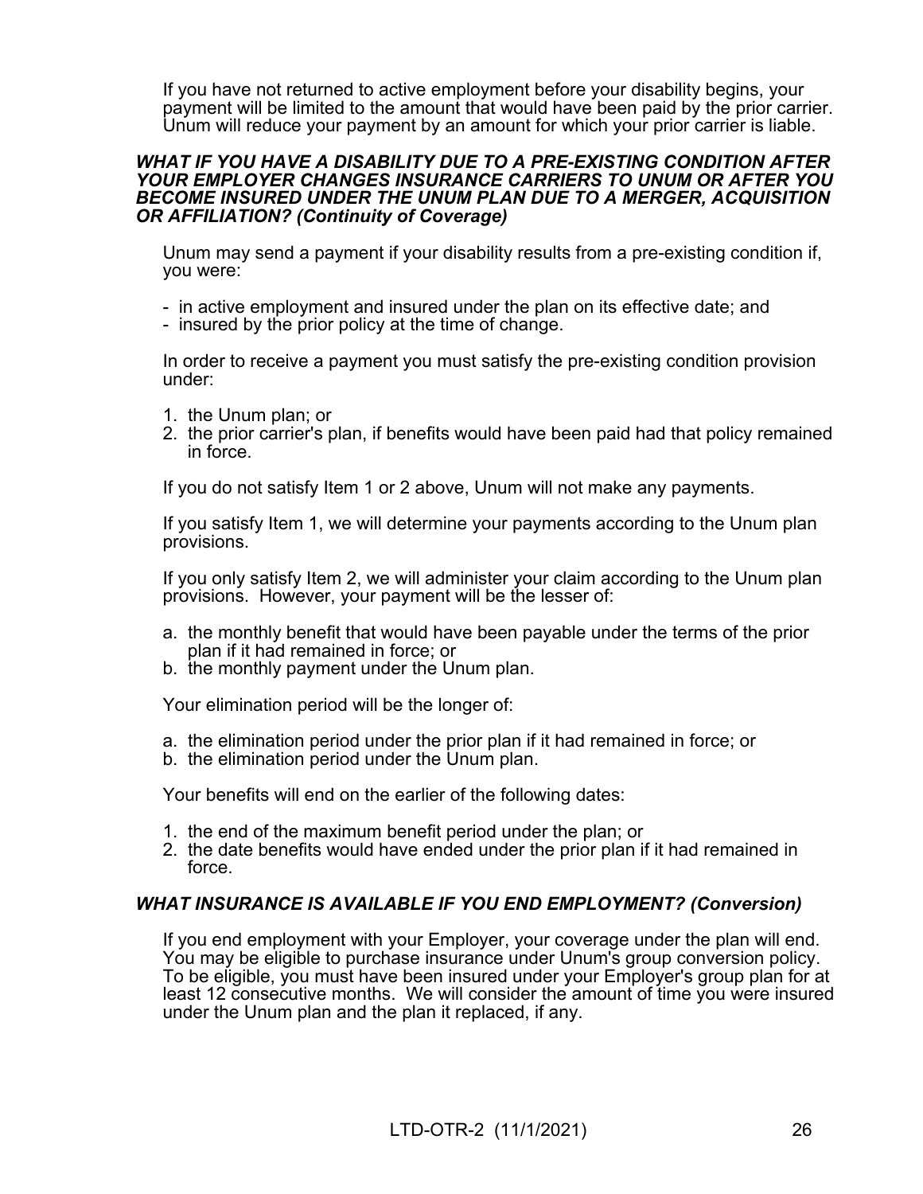If you have not returned to active employment before your disability begins, your payment will be limited to the amount that would have been paid by the prior carrier. Unum will reduce your payment by an amount for which your prior carrier is liable.

***WHAT IF YOU HAVE A DISABILITY DUE TO A PRE-EXISTING CONDITION AFTER YOUR EMPLOYER CHANGES INSURANCE CARRIERS TO UNUM OR AFTER YOU BECOME INSURED UNDER THE UNUM PLAN DUE TO A MERGER, ACQUISITION OR AFFILIATION? (Continuity of Coverage)***

Unum may send a payment if your disability results from a pre-existing condition if, you were:

- in active employment and insured under the plan on its effective date; and
- insured by the prior policy at the time of change.

In order to receive a payment you must satisfy the pre-existing condition provision under:

1. the Unum plan; or
2. the prior carrier's plan, if benefits would have been paid had that policy remained in force.

If you do not satisfy Item 1 or 2 above, Unum will not make any payments.

If you satisfy Item 1, we will determine your payments according to the Unum plan provisions.

If you only satisfy Item 2, we will administer your claim according to the Unum plan provisions. However, your payment will be the lesser of:

a. the monthly benefit that would have been payable under the terms of the prior plan if it had remained in force; or
b. the monthly payment under the Unum plan.

Your elimination period will be the longer of:

a. the elimination period under the prior plan if it had remained in force; or
b. the elimination period under the Unum plan.

Your benefits will end on the earlier of the following dates:

1. the end of the maximum benefit period under the plan; or
2. the date benefits would have ended under the prior plan if it had remained in force.

***WHAT INSURANCE IS AVAILABLE IF YOU END EMPLOYMENT? (Conversion)***

If you end employment with your Employer, your coverage under the plan will end. You may be eligible to purchase insurance under Unum's group conversion policy. To be eligible, you must have been insured under your Employer's group plan for at least 12 consecutive months. We will consider the amount of time you were insured under the Unum plan and the plan it replaced, if any.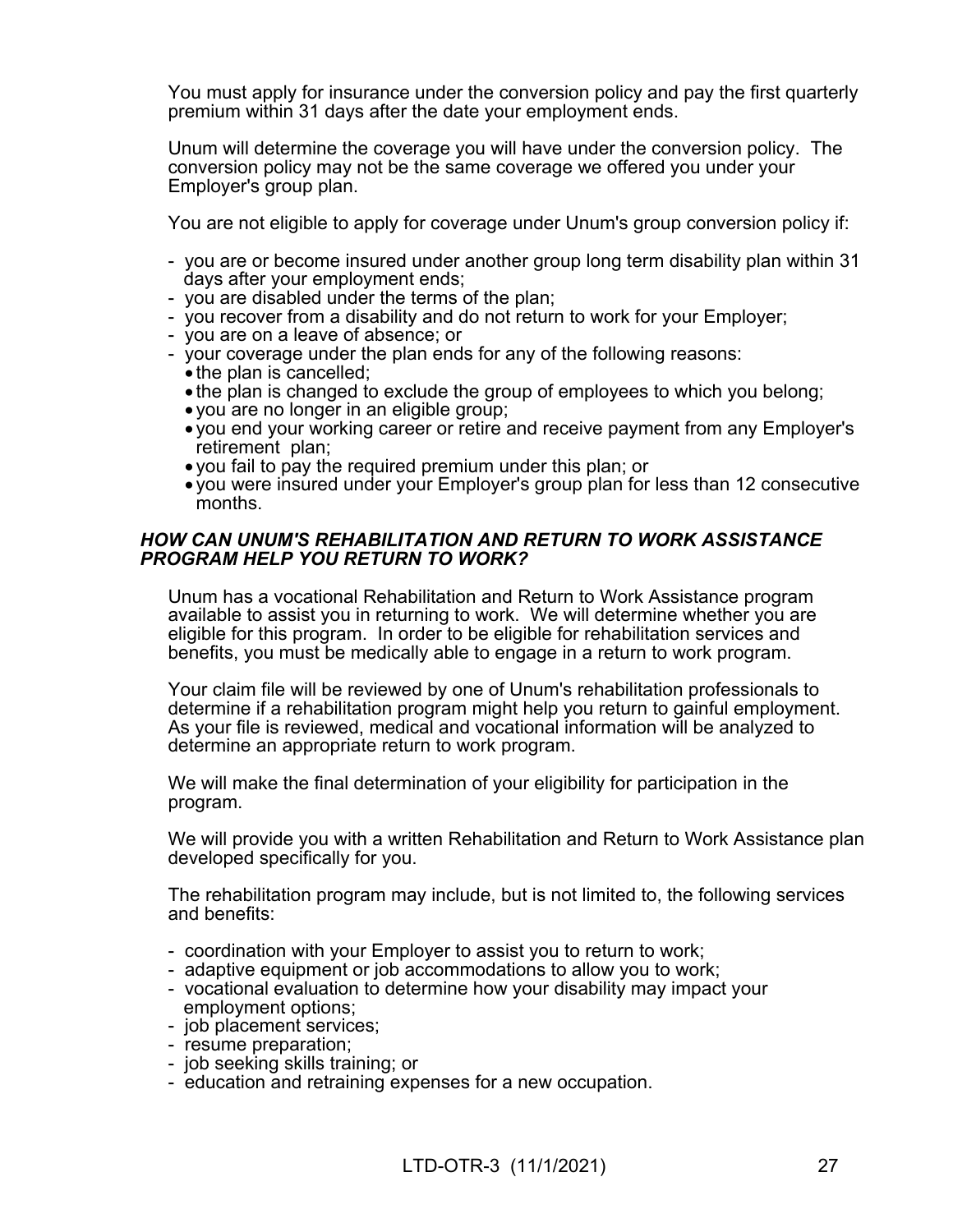You must apply for insurance under the conversion policy and pay the first quarterly premium within 31 days after the date your employment ends.

Unum will determine the coverage you will have under the conversion policy. The conversion policy may not be the same coverage we offered you under your Employer's group plan.

You are not eligible to apply for coverage under Unum's group conversion policy if:

- you are or become insured under another group long term disability plan within 31 days after your employment ends;
- you are disabled under the terms of the plan;
- you recover from a disability and do not return to work for your Employer;
- you are on a leave of absence; or
- your coverage under the plan ends for any of the following reasons:
  - the plan is cancelled;
  - the plan is changed to exclude the group of employees to which you belong;
  - you are no longer in an eligible group;
  - you end your working career or retire and receive payment from any Employer's retirement plan;
  - you fail to pay the required premium under this plan; or
  - you were insured under your Employer's group plan for less than 12 consecutive months.

***HOW CAN UNUM'S REHABILITATION AND RETURN TO WORK ASSISTANCE PROGRAM HELP YOU RETURN TO WORK?***

Unum has a vocational Rehabilitation and Return to Work Assistance program available to assist you in returning to work. We will determine whether you are eligible for this program. In order to be eligible for rehabilitation services and benefits, you must be medically able to engage in a return to work program.

Your claim file will be reviewed by one of Unum's rehabilitation professionals to determine if a rehabilitation program might help you return to gainful employment. As your file is reviewed, medical and vocational information will be analyzed to determine an appropriate return to work program.

We will make the final determination of your eligibility for participation in the program.

We will provide you with a written Rehabilitation and Return to Work Assistance plan developed specifically for you.

The rehabilitation program may include, but is not limited to, the following services and benefits:

- coordination with your Employer to assist you to return to work;
- adaptive equipment or job accommodations to allow you to work;
- vocational evaluation to determine how your disability may impact your employment options;
- job placement services;
- resume preparation;
- job seeking skills training; or
- education and retraining expenses for a new occupation.

LTD-OTR-3 (11/1/2021)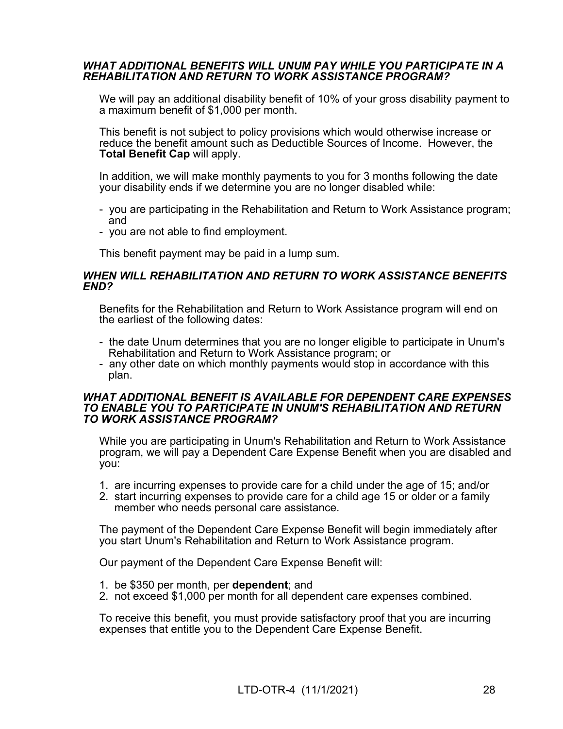### *WHAT ADDITIONAL BENEFITS WILL UNUM PAY WHILE YOU PARTICIPATE IN A REHABILITATION AND RETURN TO WORK ASSISTANCE PROGRAM?*

We will pay an additional disability benefit of 10% of your gross disability payment to a maximum benefit of $1,000 per month.

This benefit is not subject to policy provisions which would otherwise increase or reduce the benefit amount such as Deductible Sources of Income. However, the **Total Benefit Cap** will apply.

In addition, we will make monthly payments to you for 3 months following the date your disability ends if we determine you are no longer disabled while:

- you are participating in the Rehabilitation and Return to Work Assistance program; and
- you are not able to find employment.

This benefit payment may be paid in a lump sum.

### *WHEN WILL REHABILITATION AND RETURN TO WORK ASSISTANCE BENEFITS END?*

Benefits for the Rehabilitation and Return to Work Assistance program will end on the earliest of the following dates:

- the date Unum determines that you are no longer eligible to participate in Unum's Rehabilitation and Return to Work Assistance program; or
- any other date on which monthly payments would stop in accordance with this plan.

### *WHAT ADDITIONAL BENEFIT IS AVAILABLE FOR DEPENDENT CARE EXPENSES TO ENABLE YOU TO PARTICIPATE IN UNUM'S REHABILITATION AND RETURN TO WORK ASSISTANCE PROGRAM?*

While you are participating in Unum's Rehabilitation and Return to Work Assistance program, we will pay a Dependent Care Expense Benefit when you are disabled and you:

1. are incurring expenses to provide care for a child under the age of 15; and/or
2. start incurring expenses to provide care for a child age 15 or older or a family member who needs personal care assistance.

The payment of the Dependent Care Expense Benefit will begin immediately after you start Unum's Rehabilitation and Return to Work Assistance program.

Our payment of the Dependent Care Expense Benefit will:

1. be $350 per month, per **dependent**; and
2. not exceed $1,000 per month for all dependent care expenses combined.

To receive this benefit, you must provide satisfactory proof that you are incurring expenses that entitle you to the Dependent Care Expense Benefit.

LTD-OTR-4 (11/1/2021)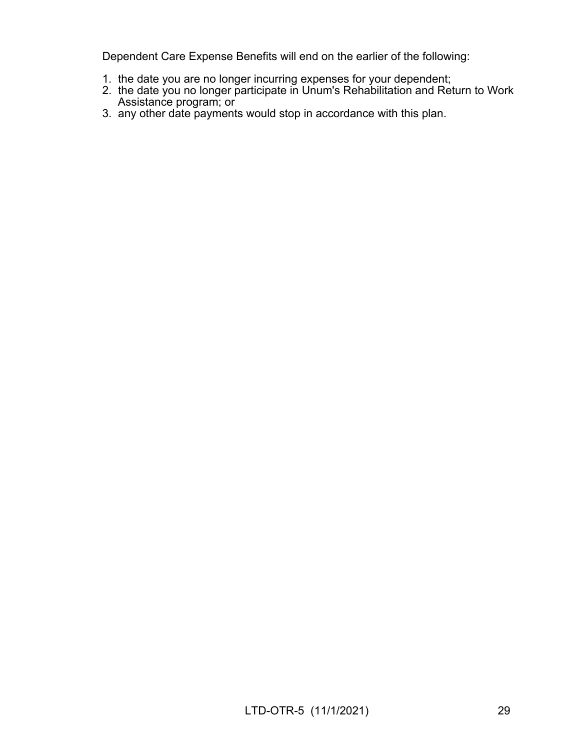Dependent Care Expense Benefits will end on the earlier of the following:

1. the date you are no longer incurring expenses for your dependent;
2. the date you no longer participate in Unum's Rehabilitation and Return to Work Assistance program; or
3. any other date payments would stop in accordance with this plan.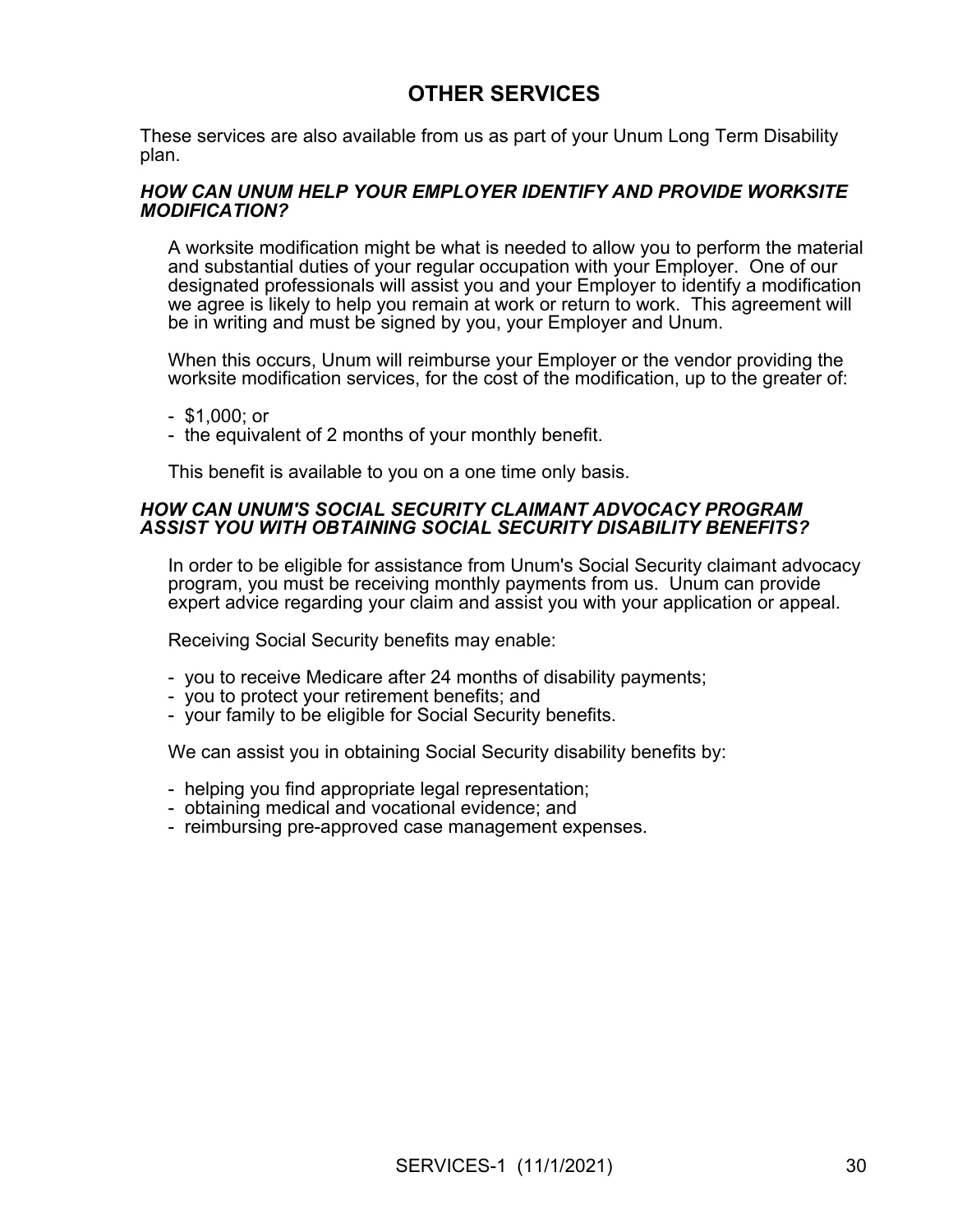# OTHER SERVICES

These services are also available from us as part of your Unum Long Term Disability plan.

### *HOW CAN UNUM HELP YOUR EMPLOYER IDENTIFY AND PROVIDE WORKSITE MODIFICATION?*

A worksite modification might be what is needed to allow you to perform the material and substantial duties of your regular occupation with your Employer. One of our designated professionals will assist you and your Employer to identify a modification we agree is likely to help you remain at work or return to work. This agreement will be in writing and must be signed by you, your Employer and Unum.

When this occurs, Unum will reimburse your Employer or the vendor providing the worksite modification services, for the cost of the modification, up to the greater of:

- $1,000; or
- the equivalent of 2 months of your monthly benefit.

This benefit is available to you on a one time only basis.

### *HOW CAN UNUM'S SOCIAL SECURITY CLAIMANT ADVOCACY PROGRAM ASSIST YOU WITH OBTAINING SOCIAL SECURITY DISABILITY BENEFITS?*

In order to be eligible for assistance from Unum's Social Security claimant advocacy program, you must be receiving monthly payments from us. Unum can provide expert advice regarding your claim and assist you with your application or appeal.

Receiving Social Security benefits may enable:

- you to receive Medicare after 24 months of disability payments;
- you to protect your retirement benefits; and
- your family to be eligible for Social Security benefits.

We can assist you in obtaining Social Security disability benefits by:

- helping you find appropriate legal representation;
- obtaining medical and vocational evidence; and
- reimbursing pre-approved case management expenses.

SERVICES-1 (11/1/2021)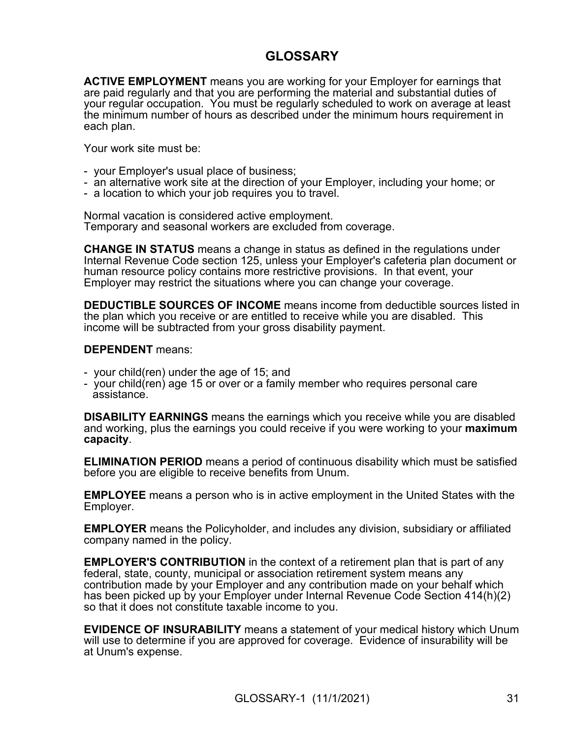# GLOSSARY

**ACTIVE EMPLOYMENT** means you are working for your Employer for earnings that are paid regularly and that you are performing the material and substantial duties of your regular occupation. You must be regularly scheduled to work on average at least the minimum number of hours as described under the minimum hours requirement in each plan.

Your work site must be:

- your Employer's usual place of business;
- an alternative work site at the direction of your Employer, including your home; or
- a location to which your job requires you to travel.

Normal vacation is considered active employment.
Temporary and seasonal workers are excluded from coverage.

**CHANGE IN STATUS** means a change in status as defined in the regulations under Internal Revenue Code section 125, unless your Employer's cafeteria plan document or human resource policy contains more restrictive provisions. In that event, your Employer may restrict the situations where you can change your coverage.

**DEDUCTIBLE SOURCES OF INCOME** means income from deductible sources listed in the plan which you receive or are entitled to receive while you are disabled. This income will be subtracted from your gross disability payment.

**DEPENDENT** means:

- your child(ren) under the age of 15; and
- your child(ren) age 15 or over or a family member who requires personal care assistance.

**DISABILITY EARNINGS** means the earnings which you receive while you are disabled and working, plus the earnings you could receive if you were working to your **maximum capacity**.

**ELIMINATION PERIOD** means a period of continuous disability which must be satisfied before you are eligible to receive benefits from Unum.

**EMPLOYEE** means a person who is in active employment in the United States with the Employer.

**EMPLOYER** means the Policyholder, and includes any division, subsidiary or affiliated company named in the policy.

**EMPLOYER'S CONTRIBUTION** in the context of a retirement plan that is part of any federal, state, county, municipal or association retirement system means any contribution made by your Employer and any contribution made on your behalf which has been picked up by your Employer under Internal Revenue Code Section 414(h)(2) so that it does not constitute taxable income to you.

**EVIDENCE OF INSURABILITY** means a statement of your medical history which Unum will use to determine if you are approved for coverage. Evidence of insurability will be at Unum's expense.

GLOSSARY-1 (11/1/2021)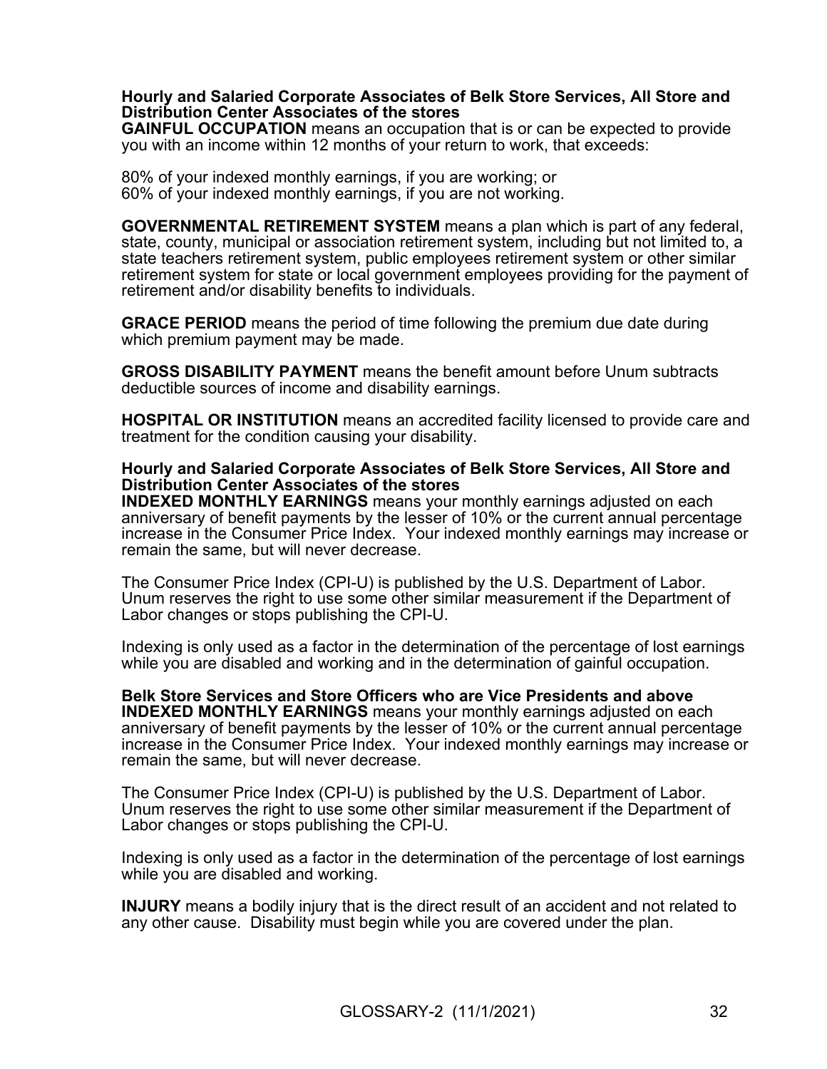**Hourly and Salaried Corporate Associates of Belk Store Services, All Store and Distribution Center Associates of the stores**
**GAINFUL OCCUPATION** means an occupation that is or can be expected to provide you with an income within 12 months of your return to work, that exceeds:

80% of your indexed monthly earnings, if you are working; or
60% of your indexed monthly earnings, if you are not working.

**GOVERNMENTAL RETIREMENT SYSTEM** means a plan which is part of any federal, state, county, municipal or association retirement system, including but not limited to, a state teachers retirement system, public employees retirement system or other similar retirement system for state or local government employees providing for the payment of retirement and/or disability benefits to individuals.

**GRACE PERIOD** means the period of time following the premium due date during which premium payment may be made.

**GROSS DISABILITY PAYMENT** means the benefit amount before Unum subtracts deductible sources of income and disability earnings.

**HOSPITAL OR INSTITUTION** means an accredited facility licensed to provide care and treatment for the condition causing your disability.

**Hourly and Salaried Corporate Associates of Belk Store Services, All Store and Distribution Center Associates of the stores**
**INDEXED MONTHLY EARNINGS** means your monthly earnings adjusted on each anniversary of benefit payments by the lesser of 10% or the current annual percentage increase in the Consumer Price Index. Your indexed monthly earnings may increase or remain the same, but will never decrease.

The Consumer Price Index (CPI-U) is published by the U.S. Department of Labor. Unum reserves the right to use some other similar measurement if the Department of Labor changes or stops publishing the CPI-U.

Indexing is only used as a factor in the determination of the percentage of lost earnings while you are disabled and working and in the determination of gainful occupation.

**Belk Store Services and Store Officers who are Vice Presidents and above**
**INDEXED MONTHLY EARNINGS** means your monthly earnings adjusted on each anniversary of benefit payments by the lesser of 10% or the current annual percentage increase in the Consumer Price Index. Your indexed monthly earnings may increase or remain the same, but will never decrease.

The Consumer Price Index (CPI-U) is published by the U.S. Department of Labor. Unum reserves the right to use some other similar measurement if the Department of Labor changes or stops publishing the CPI-U.

Indexing is only used as a factor in the determination of the percentage of lost earnings while you are disabled and working.

**INJURY** means a bodily injury that is the direct result of an accident and not related to any other cause. Disability must begin while you are covered under the plan.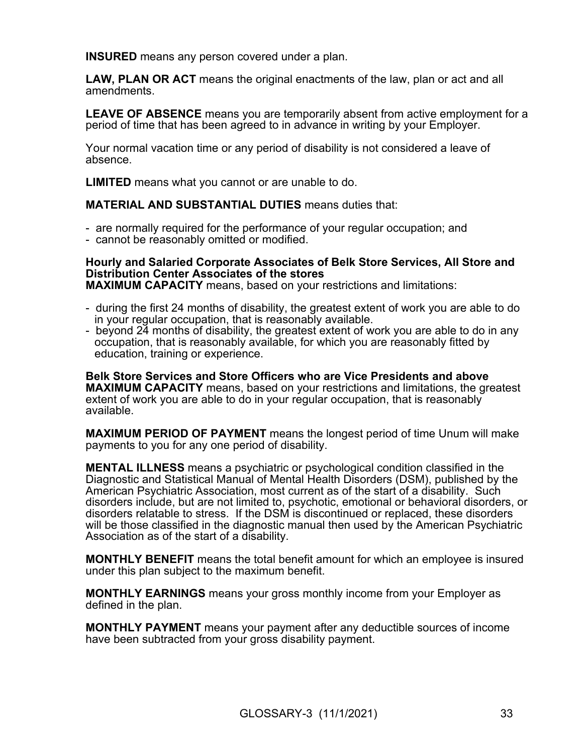**INSURED** means any person covered under a plan.

**LAW, PLAN OR ACT** means the original enactments of the law, plan or act and all amendments.

**LEAVE OF ABSENCE** means you are temporarily absent from active employment for a period of time that has been agreed to in advance in writing by your Employer.

Your normal vacation time or any period of disability is not considered a leave of absence.

**LIMITED** means what you cannot or are unable to do.

**MATERIAL AND SUBSTANTIAL DUTIES** means duties that:

- are normally required for the performance of your regular occupation; and
- cannot be reasonably omitted or modified.

**Hourly and Salaried Corporate Associates of Belk Store Services, All Store and Distribution Center Associates of the stores**
**MAXIMUM CAPACITY** means, based on your restrictions and limitations:

- during the first 24 months of disability, the greatest extent of work you are able to do in your regular occupation, that is reasonably available.
- beyond 24 months of disability, the greatest extent of work you are able to do in any occupation, that is reasonably available, for which you are reasonably fitted by education, training or experience.

**Belk Store Services and Store Officers who are Vice Presidents and above**
**MAXIMUM CAPACITY** means, based on your restrictions and limitations, the greatest extent of work you are able to do in your regular occupation, that is reasonably available.

**MAXIMUM PERIOD OF PAYMENT** means the longest period of time Unum will make payments to you for any one period of disability.

**MENTAL ILLNESS** means a psychiatric or psychological condition classified in the Diagnostic and Statistical Manual of Mental Health Disorders (DSM), published by the American Psychiatric Association, most current as of the start of a disability. Such disorders include, but are not limited to, psychotic, emotional or behavioral disorders, or disorders relatable to stress. If the DSM is discontinued or replaced, these disorders will be those classified in the diagnostic manual then used by the American Psychiatric Association as of the start of a disability.

**MONTHLY BENEFIT** means the total benefit amount for which an employee is insured under this plan subject to the maximum benefit.

**MONTHLY EARNINGS** means your gross monthly income from your Employer as defined in the plan.

**MONTHLY PAYMENT** means your payment after any deductible sources of income have been subtracted from your gross disability payment.

GLOSSARY-3 (11/1/2021)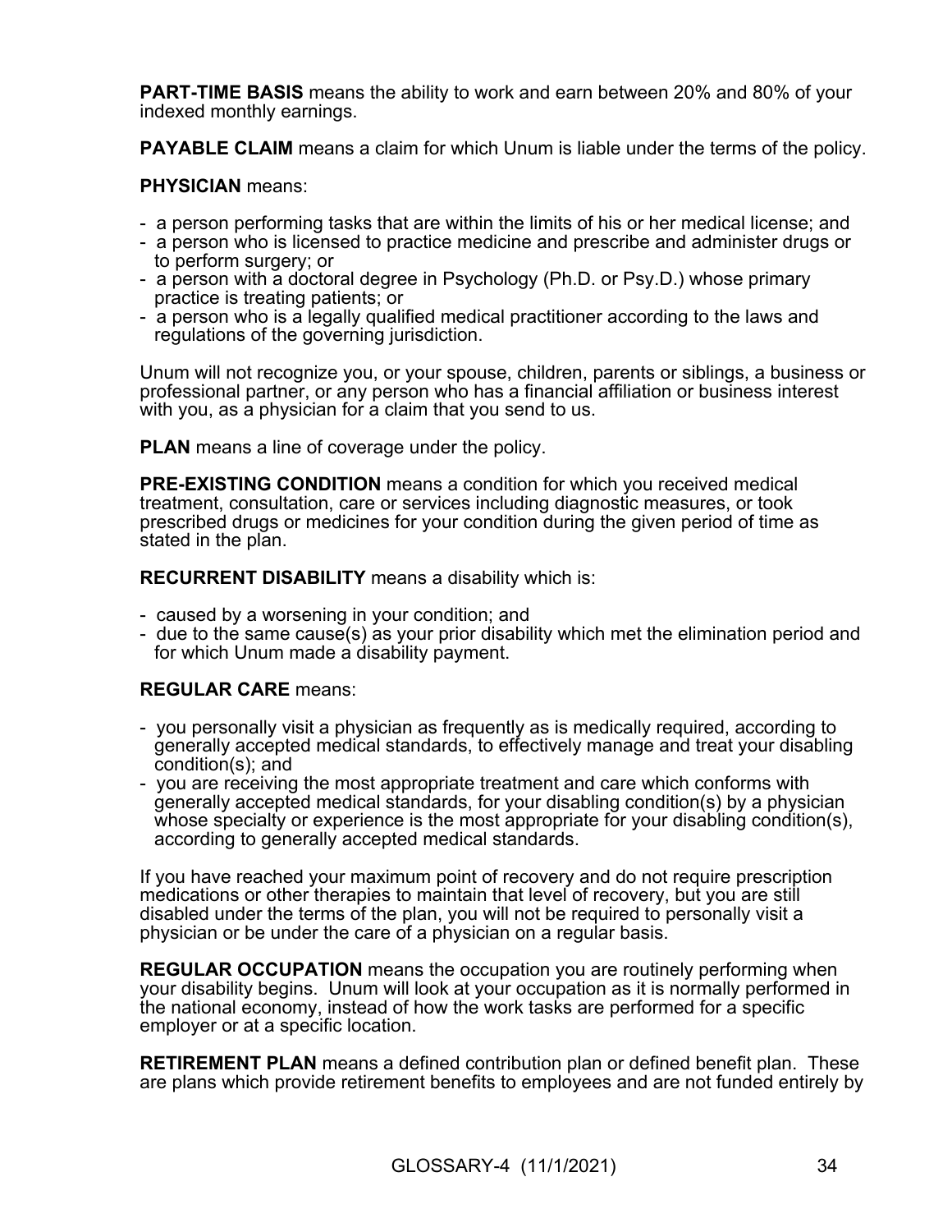**PART-TIME BASIS** means the ability to work and earn between 20% and 80% of your indexed monthly earnings.

**PAYABLE CLAIM** means a claim for which Unum is liable under the terms of the policy.

**PHYSICIAN** means:

- a person performing tasks that are within the limits of his or her medical license; and
- a person who is licensed to practice medicine and prescribe and administer drugs or to perform surgery; or
- a person with a doctoral degree in Psychology (Ph.D. or Psy.D.) whose primary practice is treating patients; or
- a person who is a legally qualified medical practitioner according to the laws and regulations of the governing jurisdiction.

Unum will not recognize you, or your spouse, children, parents or siblings, a business or professional partner, or any person who has a financial affiliation or business interest with you, as a physician for a claim that you send to us.

**PLAN** means a line of coverage under the policy.

**PRE-EXISTING CONDITION** means a condition for which you received medical treatment, consultation, care or services including diagnostic measures, or took prescribed drugs or medicines for your condition during the given period of time as stated in the plan.

**RECURRENT DISABILITY** means a disability which is:

- caused by a worsening in your condition; and
- due to the same cause(s) as your prior disability which met the elimination period and for which Unum made a disability payment.

**REGULAR CARE** means:

- you personally visit a physician as frequently as is medically required, according to generally accepted medical standards, to effectively manage and treat your disabling condition(s); and
- you are receiving the most appropriate treatment and care which conforms with generally accepted medical standards, for your disabling condition(s) by a physician whose specialty or experience is the most appropriate for your disabling condition(s), according to generally accepted medical standards.

If you have reached your maximum point of recovery and do not require prescription medications or other therapies to maintain that level of recovery, but you are still disabled under the terms of the plan, you will not be required to personally visit a physician or be under the care of a physician on a regular basis.

**REGULAR OCCUPATION** means the occupation you are routinely performing when your disability begins. Unum will look at your occupation as it is normally performed in the national economy, instead of how the work tasks are performed for a specific employer or at a specific location.

**RETIREMENT PLAN** means a defined contribution plan or defined benefit plan. These are plans which provide retirement benefits to employees and are not funded entirely by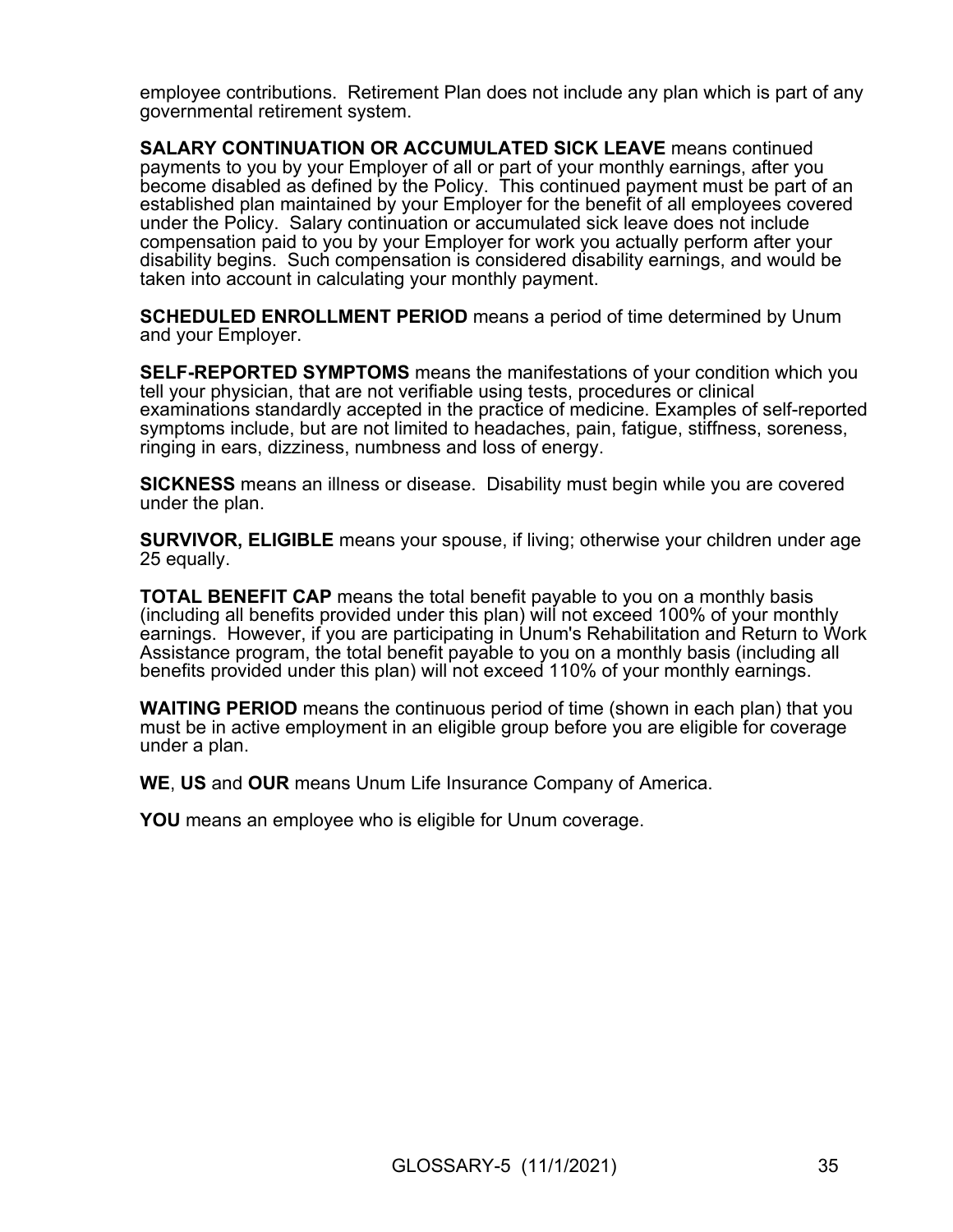employee contributions. Retirement Plan does not include any plan which is part of any governmental retirement system.

**SALARY CONTINUATION OR ACCUMULATED SICK LEAVE** means continued payments to you by your Employer of all or part of your monthly earnings, after you become disabled as defined by the Policy. This continued payment must be part of an established plan maintained by your Employer for the benefit of all employees covered under the Policy. Salary continuation or accumulated sick leave does not include compensation paid to you by your Employer for work you actually perform after your disability begins. Such compensation is considered disability earnings, and would be taken into account in calculating your monthly payment.

**SCHEDULED ENROLLMENT PERIOD** means a period of time determined by Unum and your Employer.

**SELF-REPORTED SYMPTOMS** means the manifestations of your condition which you tell your physician, that are not verifiable using tests, procedures or clinical examinations standardly accepted in the practice of medicine. Examples of self-reported symptoms include, but are not limited to headaches, pain, fatigue, stiffness, soreness, ringing in ears, dizziness, numbness and loss of energy.

**SICKNESS** means an illness or disease. Disability must begin while you are covered under the plan.

**SURVIVOR, ELIGIBLE** means your spouse, if living; otherwise your children under age 25 equally.

**TOTAL BENEFIT CAP** means the total benefit payable to you on a monthly basis (including all benefits provided under this plan) will not exceed 100% of your monthly earnings. However, if you are participating in Unum's Rehabilitation and Return to Work Assistance program, the total benefit payable to you on a monthly basis (including all benefits provided under this plan) will not exceed 110% of your monthly earnings.

**WAITING PERIOD** means the continuous period of time (shown in each plan) that you must be in active employment in an eligible group before you are eligible for coverage under a plan.

**WE**, **US** and **OUR** means Unum Life Insurance Company of America.

**YOU** means an employee who is eligible for Unum coverage.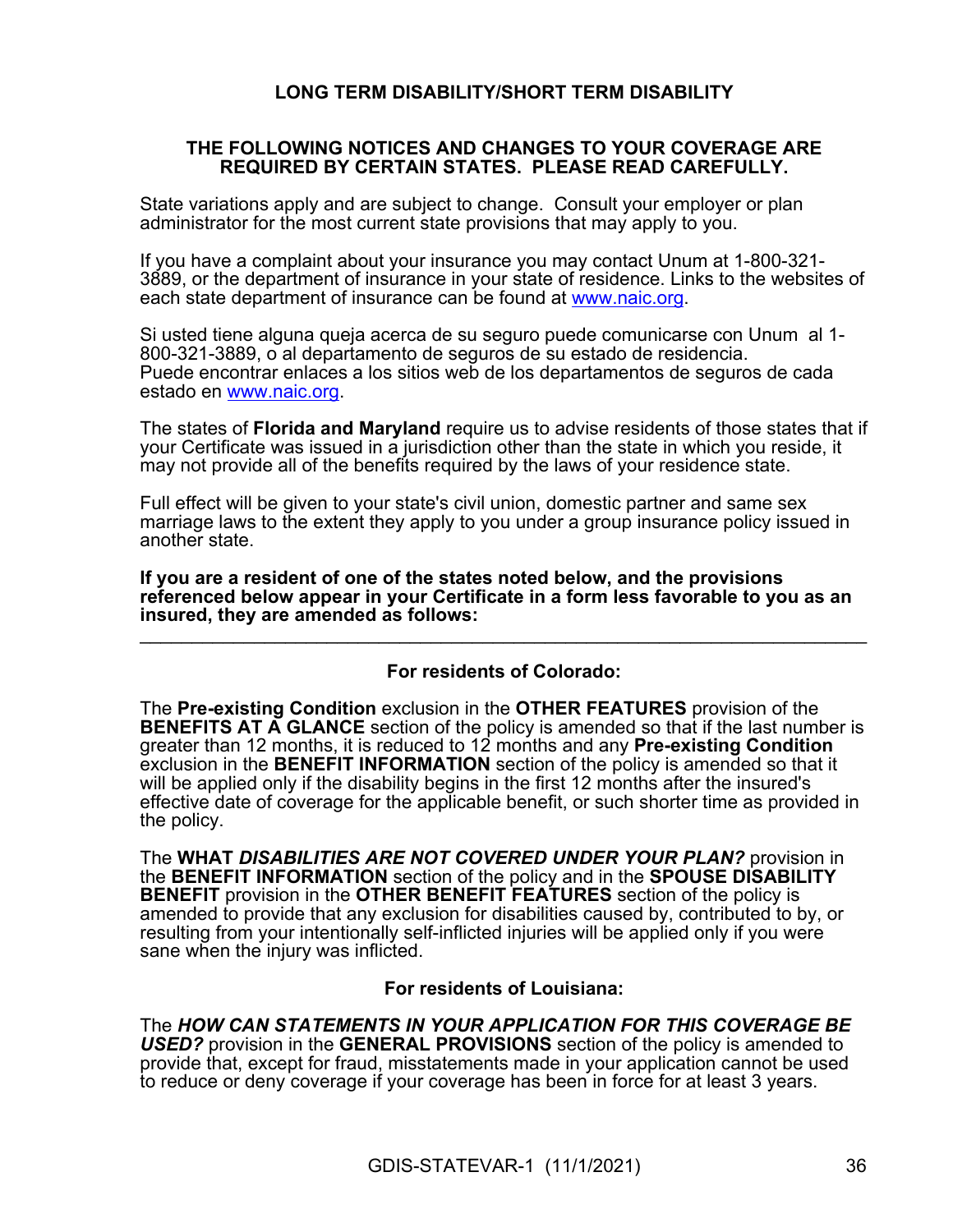# LONG TERM DISABILITY/SHORT TERM DISABILITY

## THE FOLLOWING NOTICES AND CHANGES TO YOUR COVERAGE ARE REQUIRED BY CERTAIN STATES. PLEASE READ CAREFULLY.

State variations apply and are subject to change. Consult your employer or plan administrator for the most current state provisions that may apply to you.

If you have a complaint about your insurance you may contact Unum at 1-800-321-3889, or the department of insurance in your state of residence. Links to the websites of each state department of insurance can be found at www.naic.org.

Si usted tiene alguna queja acerca de su seguro puede comunicarse con Unum al 1-800-321-3889, o al departamento de seguros de su estado de residencia. Puede encontrar enlaces a los sitios web de los departamentos de seguros de cada estado en www.naic.org.

The states of **Florida and Maryland** require us to advise residents of those states that if your Certificate was issued in a jurisdiction other than the state in which you reside, it may not provide all of the benefits required by the laws of your residence state.

Full effect will be given to your state's civil union, domestic partner and same sex marriage laws to the extent they apply to you under a group insurance policy issued in another state.

**If you are a resident of one of the states noted below, and the provisions referenced below appear in your Certificate in a form less favorable to you as an insured, they are amended as follows:**

---

### For residents of Colorado:

The **Pre-existing Condition** exclusion in the **OTHER FEATURES** provision of the **BENEFITS AT A GLANCE** section of the policy is amended so that if the last number is greater than 12 months, it is reduced to 12 months and any **Pre-existing Condition** exclusion in the **BENEFIT INFORMATION** section of the policy is amended so that it will be applied only if the disability begins in the first 12 months after the insured's effective date of coverage for the applicable benefit, or such shorter time as provided in the policy.

The **WHAT** ***DISABILITIES ARE NOT COVERED UNDER YOUR PLAN?*** provision in the **BENEFIT INFORMATION** section of the policy and in the **SPOUSE DISABILITY BENEFIT** provision in the **OTHER BENEFIT FEATURES** section of the policy is amended to provide that any exclusion for disabilities caused by, contributed to by, or resulting from your intentionally self-inflicted injuries will be applied only if you were sane when the injury was inflicted.

### For residents of Louisiana:

The ***HOW CAN STATEMENTS IN YOUR APPLICATION FOR THIS COVERAGE BE USED?*** provision in the **GENERAL PROVISIONS** section of the policy is amended to provide that, except for fraud, misstatements made in your application cannot be used to reduce or deny coverage if your coverage has been in force for at least 3 years.

GDIS-STATEVAR-1 (11/1/2021)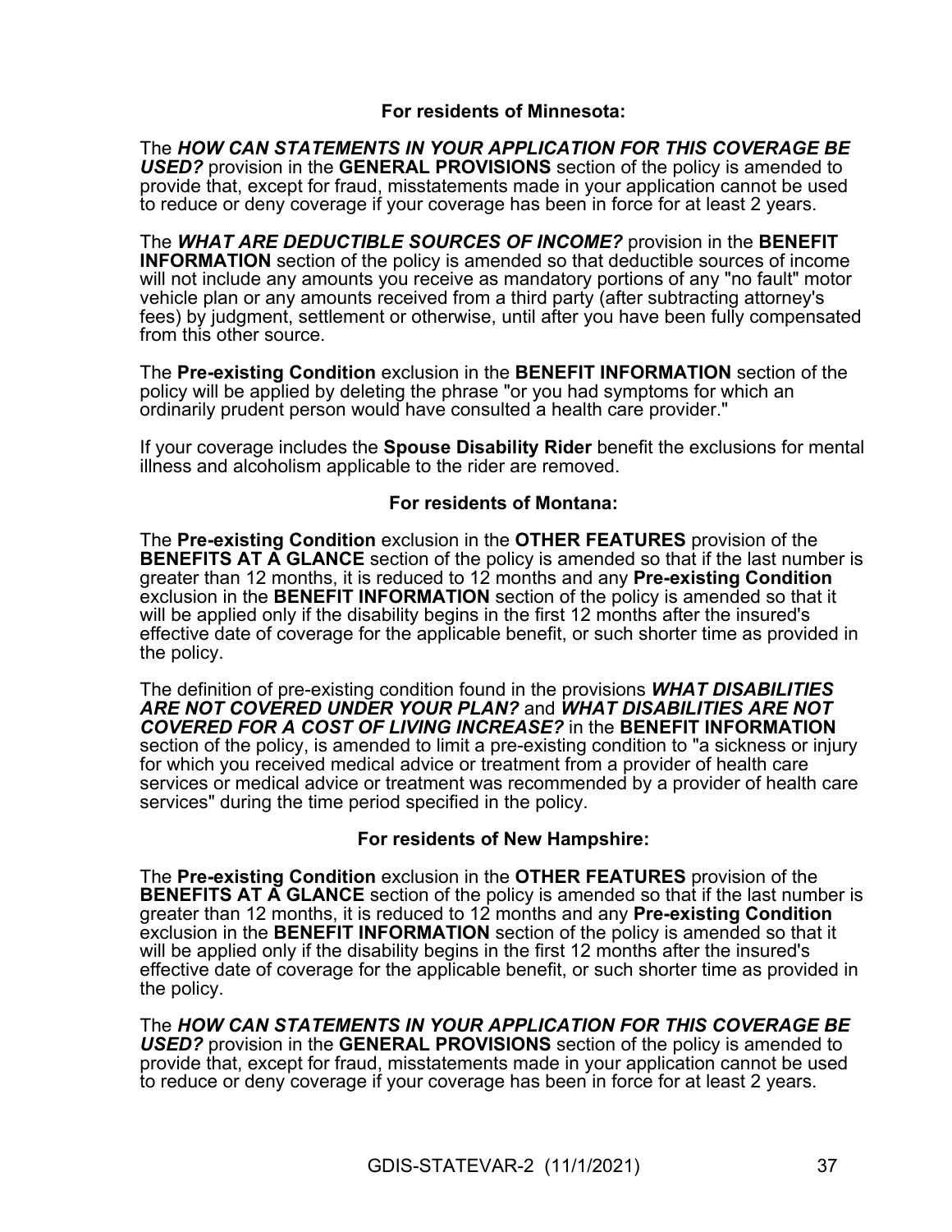**For residents of Minnesota:**

The ***HOW CAN STATEMENTS IN YOUR APPLICATION FOR THIS COVERAGE BE USED?*** provision in the **GENERAL PROVISIONS** section of the policy is amended to provide that, except for fraud, misstatements made in your application cannot be used to reduce or deny coverage if your coverage has been in force for at least 2 years.

The ***WHAT ARE DEDUCTIBLE SOURCES OF INCOME?*** provision in the **BENEFIT INFORMATION** section of the policy is amended so that deductible sources of income will not include any amounts you receive as mandatory portions of any "no fault" motor vehicle plan or any amounts received from a third party (after subtracting attorney's fees) by judgment, settlement or otherwise, until after you have been fully compensated from this other source.

The **Pre-existing Condition** exclusion in the **BENEFIT INFORMATION** section of the policy will be applied by deleting the phrase "or you had symptoms for which an ordinarily prudent person would have consulted a health care provider."

If your coverage includes the **Spouse Disability Rider** benefit the exclusions for mental illness and alcoholism applicable to the rider are removed.

**For residents of Montana:**

The **Pre-existing Condition** exclusion in the **OTHER FEATURES** provision of the **BENEFITS AT A GLANCE** section of the policy is amended so that if the last number is greater than 12 months, it is reduced to 12 months and any **Pre-existing Condition** exclusion in the **BENEFIT INFORMATION** section of the policy is amended so that it will be applied only if the disability begins in the first 12 months after the insured's effective date of coverage for the applicable benefit, or such shorter time as provided in the policy.

The definition of pre-existing condition found in the provisions ***WHAT DISABILITIES ARE NOT COVERED UNDER YOUR PLAN?*** and ***WHAT DISABILITIES ARE NOT COVERED FOR A COST OF LIVING INCREASE?*** in the **BENEFIT INFORMATION** section of the policy, is amended to limit a pre-existing condition to "a sickness or injury for which you received medical advice or treatment from a provider of health care services or medical advice or treatment was recommended by a provider of health care services" during the time period specified in the policy.

**For residents of New Hampshire:**

The **Pre-existing Condition** exclusion in the **OTHER FEATURES** provision of the **BENEFITS AT A GLANCE** section of the policy is amended so that if the last number is greater than 12 months, it is reduced to 12 months and any **Pre-existing Condition** exclusion in the **BENEFIT INFORMATION** section of the policy is amended so that it will be applied only if the disability begins in the first 12 months after the insured's effective date of coverage for the applicable benefit, or such shorter time as provided in the policy.

The ***HOW CAN STATEMENTS IN YOUR APPLICATION FOR THIS COVERAGE BE USED?*** provision in the **GENERAL PROVISIONS** section of the policy is amended to provide that, except for fraud, misstatements made in your application cannot be used to reduce or deny coverage if your coverage has been in force for at least 2 years.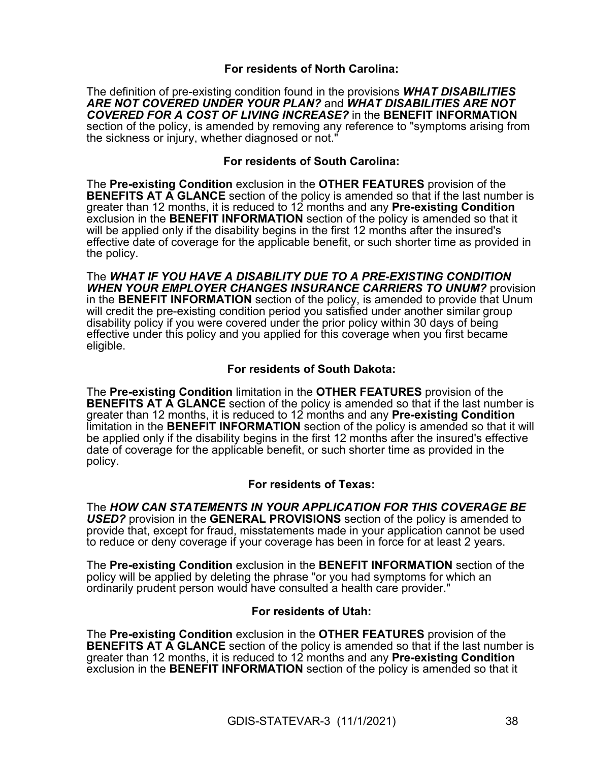### For residents of North Carolina:

The definition of pre-existing condition found in the provisions ***WHAT DISABILITIES ARE NOT COVERED UNDER YOUR PLAN?*** and ***WHAT DISABILITIES ARE NOT COVERED FOR A COST OF LIVING INCREASE?*** in the **BENEFIT INFORMATION** section of the policy, is amended by removing any reference to "symptoms arising from the sickness or injury, whether diagnosed or not."

### For residents of South Carolina:

The **Pre-existing Condition** exclusion in the **OTHER FEATURES** provision of the **BENEFITS AT A GLANCE** section of the policy is amended so that if the last number is greater than 12 months, it is reduced to 12 months and any **Pre-existing Condition** exclusion in the **BENEFIT INFORMATION** section of the policy is amended so that it will be applied only if the disability begins in the first 12 months after the insured's effective date of coverage for the applicable benefit, or such shorter time as provided in the policy.

The ***WHAT IF YOU HAVE A DISABILITY DUE TO A PRE-EXISTING CONDITION WHEN YOUR EMPLOYER CHANGES INSURANCE CARRIERS TO UNUM?*** provision in the **BENEFIT INFORMATION** section of the policy, is amended to provide that Unum will credit the pre-existing condition period you satisfied under another similar group disability policy if you were covered under the prior policy within 30 days of being effective under this policy and you applied for this coverage when you first became eligible.

### For residents of South Dakota:

The **Pre-existing Condition** limitation in the **OTHER FEATURES** provision of the **BENEFITS AT A GLANCE** section of the policy is amended so that if the last number is greater than 12 months, it is reduced to 12 months and any **Pre-existing Condition** limitation in the **BENEFIT INFORMATION** section of the policy is amended so that it will be applied only if the disability begins in the first 12 months after the insured's effective date of coverage for the applicable benefit, or such shorter time as provided in the policy.

### For residents of Texas:

The ***HOW CAN STATEMENTS IN YOUR APPLICATION FOR THIS COVERAGE BE USED?*** provision in the **GENERAL PROVISIONS** section of the policy is amended to provide that, except for fraud, misstatements made in your application cannot be used to reduce or deny coverage if your coverage has been in force for at least 2 years.

The **Pre-existing Condition** exclusion in the **BENEFIT INFORMATION** section of the policy will be applied by deleting the phrase "or you had symptoms for which an ordinarily prudent person would have consulted a health care provider."

### For residents of Utah:

The **Pre-existing Condition** exclusion in the **OTHER FEATURES** provision of the **BENEFITS AT A GLANCE** section of the policy is amended so that if the last number is greater than 12 months, it is reduced to 12 months and any **Pre-existing Condition** exclusion in the **BENEFIT INFORMATION** section of the policy is amended so that it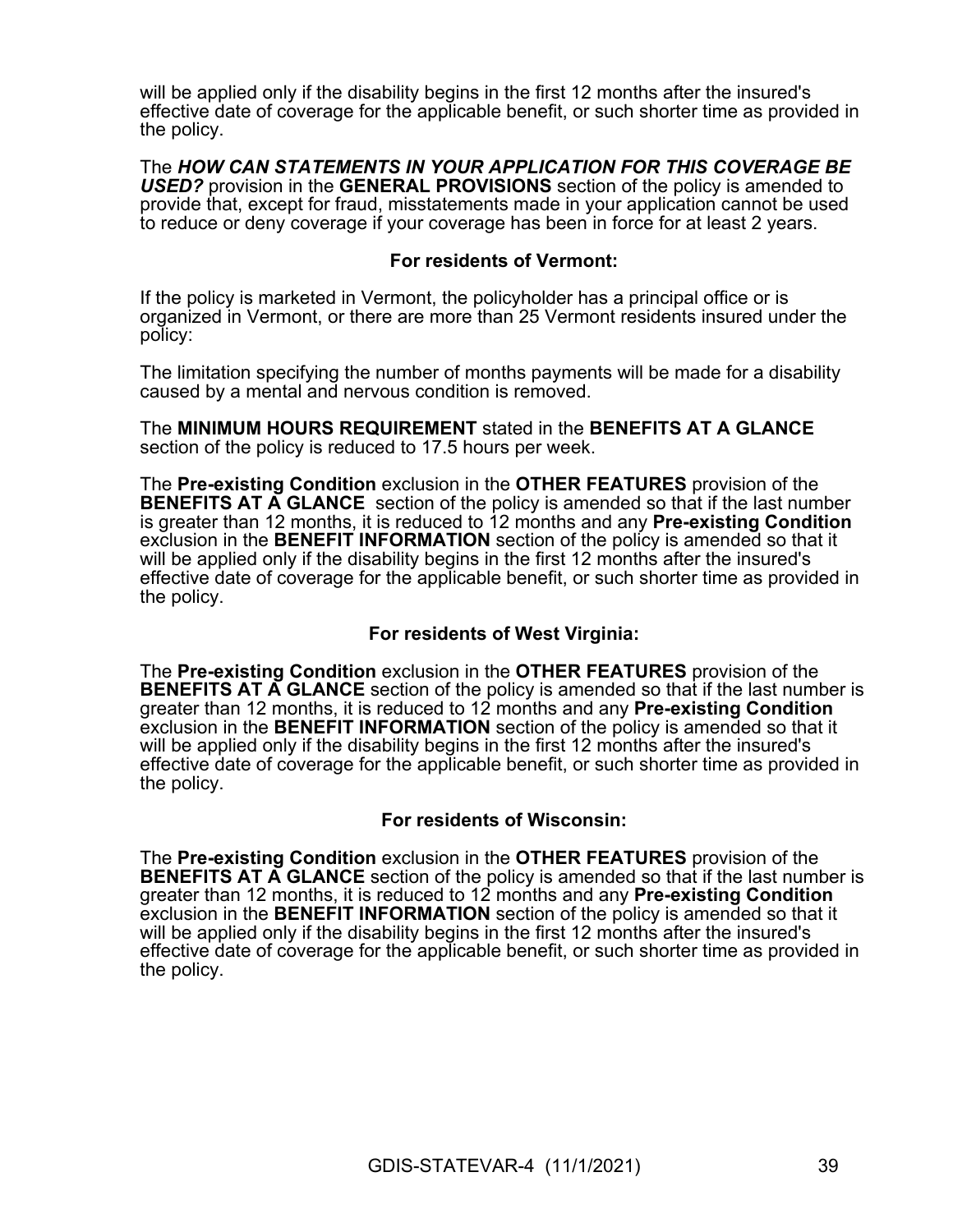will be applied only if the disability begins in the first 12 months after the insured's effective date of coverage for the applicable benefit, or such shorter time as provided in the policy.

The ***HOW CAN STATEMENTS IN YOUR APPLICATION FOR THIS COVERAGE BE USED?*** provision in the **GENERAL PROVISIONS** section of the policy is amended to provide that, except for fraud, misstatements made in your application cannot be used to reduce or deny coverage if your coverage has been in force for at least 2 years.

**For residents of Vermont:**

If the policy is marketed in Vermont, the policyholder has a principal office or is organized in Vermont, or there are more than 25 Vermont residents insured under the policy:

The limitation specifying the number of months payments will be made for a disability caused by a mental and nervous condition is removed.

The **MINIMUM HOURS REQUIREMENT** stated in the **BENEFITS AT A GLANCE** section of the policy is reduced to 17.5 hours per week.

The **Pre-existing Condition** exclusion in the **OTHER FEATURES** provision of the **BENEFITS AT A GLANCE** section of the policy is amended so that if the last number is greater than 12 months, it is reduced to 12 months and any **Pre-existing Condition** exclusion in the **BENEFIT INFORMATION** section of the policy is amended so that it will be applied only if the disability begins in the first 12 months after the insured's effective date of coverage for the applicable benefit, or such shorter time as provided in the policy.

**For residents of West Virginia:**

The **Pre-existing Condition** exclusion in the **OTHER FEATURES** provision of the **BENEFITS AT A GLANCE** section of the policy is amended so that if the last number is greater than 12 months, it is reduced to 12 months and any **Pre-existing Condition** exclusion in the **BENEFIT INFORMATION** section of the policy is amended so that it will be applied only if the disability begins in the first 12 months after the insured's effective date of coverage for the applicable benefit, or such shorter time as provided in the policy.

**For residents of Wisconsin:**

The **Pre-existing Condition** exclusion in the **OTHER FEATURES** provision of the **BENEFITS AT A GLANCE** section of the policy is amended so that if the last number is greater than 12 months, it is reduced to 12 months and any **Pre-existing Condition** exclusion in the **BENEFIT INFORMATION** section of the policy is amended so that it will be applied only if the disability begins in the first 12 months after the insured's effective date of coverage for the applicable benefit, or such shorter time as provided in the policy.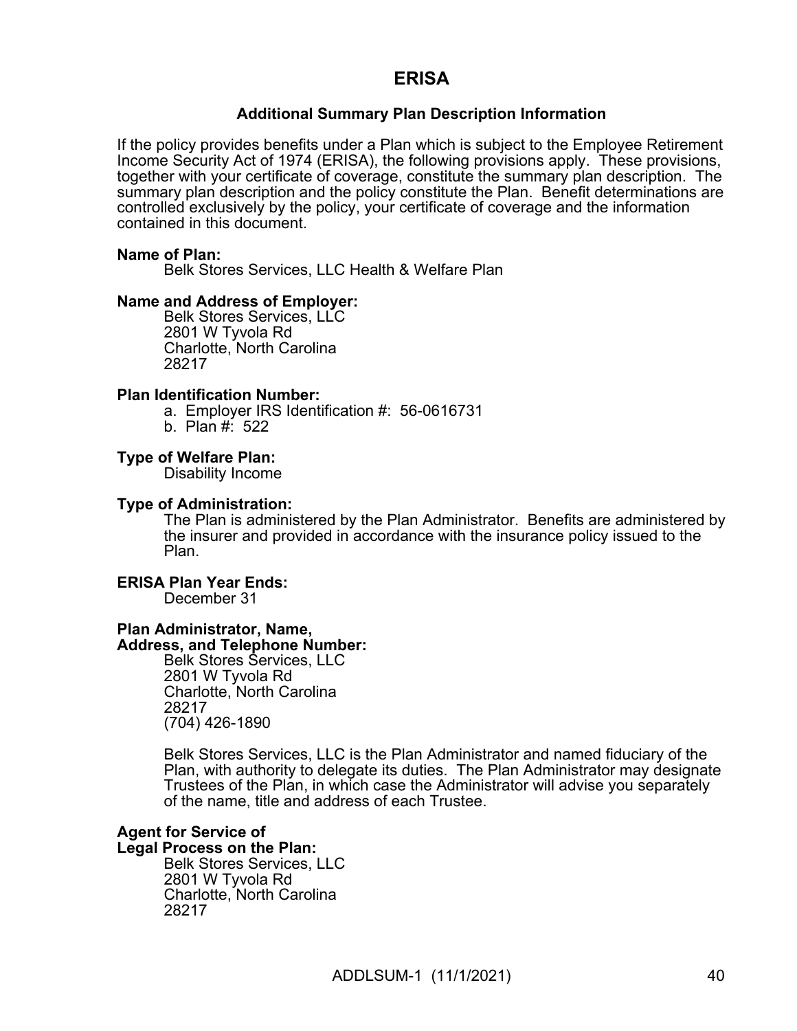# ERISA

## Additional Summary Plan Description Information

If the policy provides benefits under a Plan which is subject to the Employee Retirement Income Security Act of 1974 (ERISA), the following provisions apply. These provisions, together with your certificate of coverage, constitute the summary plan description. The summary plan description and the policy constitute the Plan. Benefit determinations are controlled exclusively by the policy, your certificate of coverage and the information contained in this document.

**Name of Plan:**

Belk Stores Services, LLC Health & Welfare Plan

**Name and Address of Employer:**

Belk Stores Services, LLC
2801 W Tyvola Rd
Charlotte, North Carolina
28217

**Plan Identification Number:**

a. Employer IRS Identification #: 56-0616731
b. Plan #: 522

**Type of Welfare Plan:**

Disability Income

**Type of Administration:**

The Plan is administered by the Plan Administrator. Benefits are administered by the insurer and provided in accordance with the insurance policy issued to the Plan.

**ERISA Plan Year Ends:**

December 31

**Plan Administrator, Name, Address, and Telephone Number:**

Belk Stores Services, LLC
2801 W Tyvola Rd
Charlotte, North Carolina
28217
(704) 426-1890

Belk Stores Services, LLC is the Plan Administrator and named fiduciary of the Plan, with authority to delegate its duties. The Plan Administrator may designate Trustees of the Plan, in which case the Administrator will advise you separately of the name, title and address of each Trustee.

**Agent for Service of Legal Process on the Plan:**

Belk Stores Services, LLC
2801 W Tyvola Rd
Charlotte, North Carolina
28217

ADDLSUM-1 (11/1/2021)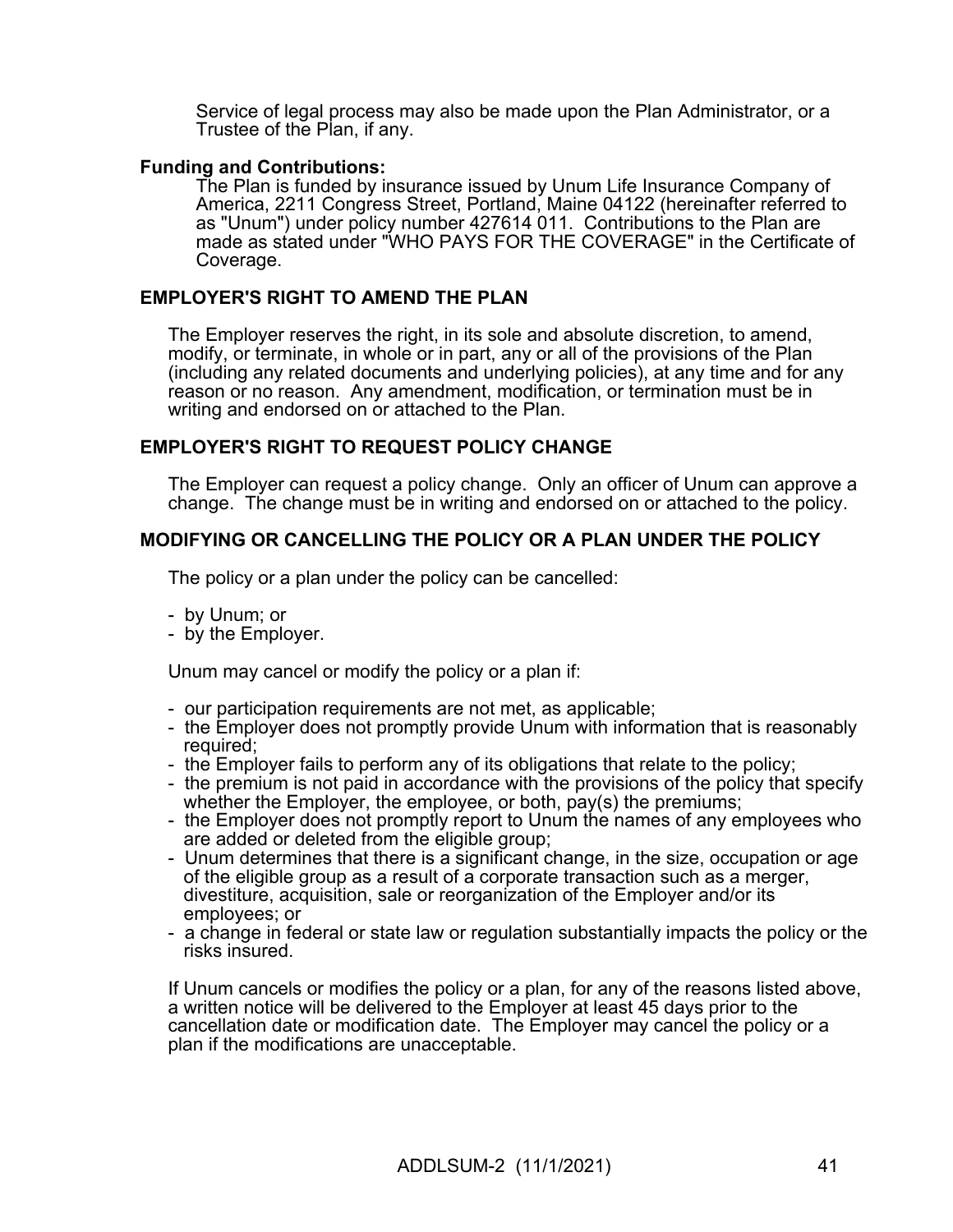Service of legal process may also be made upon the Plan Administrator, or a Trustee of the Plan, if any.

**Funding and Contributions:**

The Plan is funded by insurance issued by Unum Life Insurance Company of America, 2211 Congress Street, Portland, Maine 04122 (hereinafter referred to as "Unum") under policy number 427614 011. Contributions to the Plan are made as stated under "WHO PAYS FOR THE COVERAGE" in the Certificate of Coverage.

**EMPLOYER'S RIGHT TO AMEND THE PLAN**

The Employer reserves the right, in its sole and absolute discretion, to amend, modify, or terminate, in whole or in part, any or all of the provisions of the Plan (including any related documents and underlying policies), at any time and for any reason or no reason. Any amendment, modification, or termination must be in writing and endorsed on or attached to the Plan.

**EMPLOYER'S RIGHT TO REQUEST POLICY CHANGE**

The Employer can request a policy change. Only an officer of Unum can approve a change. The change must be in writing and endorsed on or attached to the policy.

**MODIFYING OR CANCELLING THE POLICY OR A PLAN UNDER THE POLICY**

The policy or a plan under the policy can be cancelled:

- by Unum; or
- by the Employer.

Unum may cancel or modify the policy or a plan if:

- our participation requirements are not met, as applicable;
- the Employer does not promptly provide Unum with information that is reasonably required;
- the Employer fails to perform any of its obligations that relate to the policy;
- the premium is not paid in accordance with the provisions of the policy that specify whether the Employer, the employee, or both, pay(s) the premiums;
- the Employer does not promptly report to Unum the names of any employees who are added or deleted from the eligible group;
- Unum determines that there is a significant change, in the size, occupation or age of the eligible group as a result of a corporate transaction such as a merger, divestiture, acquisition, sale or reorganization of the Employer and/or its employees; or
- a change in federal or state law or regulation substantially impacts the policy or the risks insured.

If Unum cancels or modifies the policy or a plan, for any of the reasons listed above, a written notice will be delivered to the Employer at least 45 days prior to the cancellation date or modification date. The Employer may cancel the policy or a plan if the modifications are unacceptable.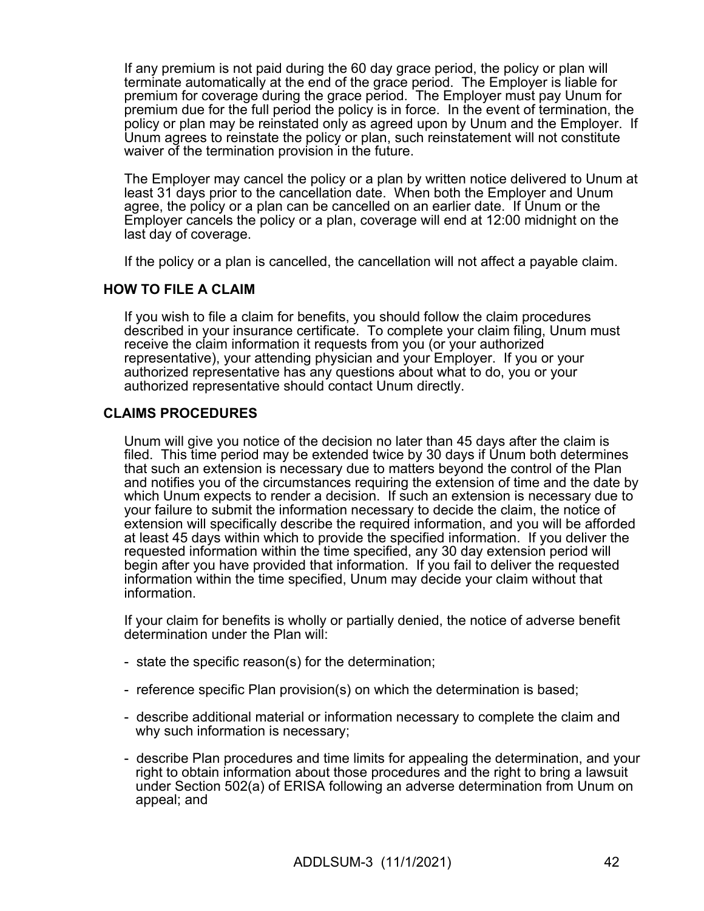If any premium is not paid during the 60 day grace period, the policy or plan will terminate automatically at the end of the grace period. The Employer is liable for premium for coverage during the grace period. The Employer must pay Unum for premium due for the full period the policy is in force. In the event of termination, the policy or plan may be reinstated only as agreed upon by Unum and the Employer. If Unum agrees to reinstate the policy or plan, such reinstatement will not constitute waiver of the termination provision in the future.

The Employer may cancel the policy or a plan by written notice delivered to Unum at least 31 days prior to the cancellation date. When both the Employer and Unum agree, the policy or a plan can be cancelled on an earlier date. If Unum or the Employer cancels the policy or a plan, coverage will end at 12:00 midnight on the last day of coverage.

If the policy or a plan is cancelled, the cancellation will not affect a payable claim.

## HOW TO FILE A CLAIM

If you wish to file a claim for benefits, you should follow the claim procedures described in your insurance certificate. To complete your claim filing, Unum must receive the claim information it requests from you (or your authorized representative), your attending physician and your Employer. If you or your authorized representative has any questions about what to do, you or your authorized representative should contact Unum directly.

## CLAIMS PROCEDURES

Unum will give you notice of the decision no later than 45 days after the claim is filed. This time period may be extended twice by 30 days if Unum both determines that such an extension is necessary due to matters beyond the control of the Plan and notifies you of the circumstances requiring the extension of time and the date by which Unum expects to render a decision. If such an extension is necessary due to your failure to submit the information necessary to decide the claim, the notice of extension will specifically describe the required information, and you will be afforded at least 45 days within which to provide the specified information. If you deliver the requested information within the time specified, any 30 day extension period will begin after you have provided that information. If you fail to deliver the requested information within the time specified, Unum may decide your claim without that information.

If your claim for benefits is wholly or partially denied, the notice of adverse benefit determination under the Plan will:

- state the specific reason(s) for the determination;
- reference specific Plan provision(s) on which the determination is based;
- describe additional material or information necessary to complete the claim and why such information is necessary;
- describe Plan procedures and time limits for appealing the determination, and your right to obtain information about those procedures and the right to bring a lawsuit under Section 502(a) of ERISA following an adverse determination from Unum on appeal; and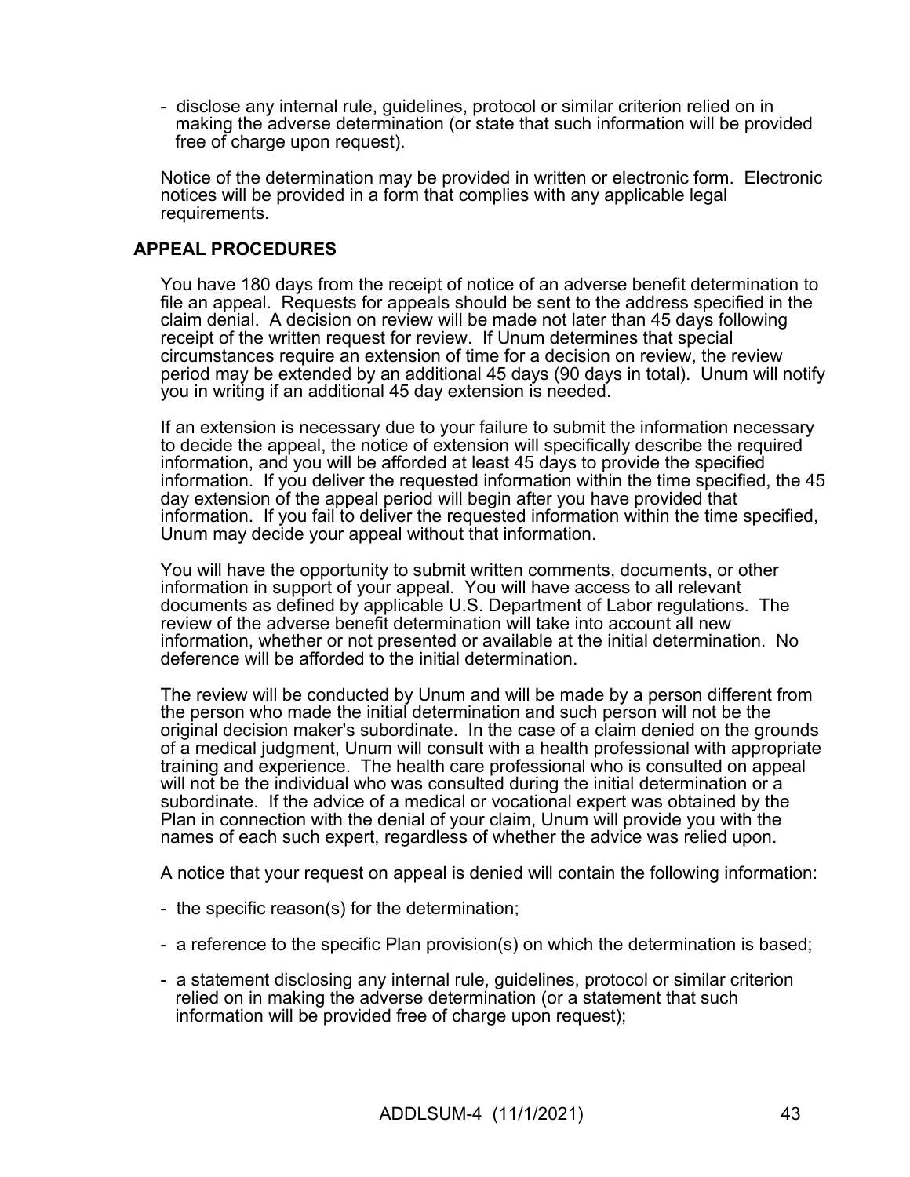- disclose any internal rule, guidelines, protocol or similar criterion relied on in making the adverse determination (or state that such information will be provided free of charge upon request).

Notice of the determination may be provided in written or electronic form. Electronic notices will be provided in a form that complies with any applicable legal requirements.

**APPEAL PROCEDURES**

You have 180 days from the receipt of notice of an adverse benefit determination to file an appeal. Requests for appeals should be sent to the address specified in the claim denial. A decision on review will be made not later than 45 days following receipt of the written request for review. If Unum determines that special circumstances require an extension of time for a decision on review, the review period may be extended by an additional 45 days (90 days in total). Unum will notify you in writing if an additional 45 day extension is needed.

If an extension is necessary due to your failure to submit the information necessary to decide the appeal, the notice of extension will specifically describe the required information, and you will be afforded at least 45 days to provide the specified information. If you deliver the requested information within the time specified, the 45 day extension of the appeal period will begin after you have provided that information. If you fail to deliver the requested information within the time specified, Unum may decide your appeal without that information.

You will have the opportunity to submit written comments, documents, or other information in support of your appeal. You will have access to all relevant documents as defined by applicable U.S. Department of Labor regulations. The review of the adverse benefit determination will take into account all new information, whether or not presented or available at the initial determination. No deference will be afforded to the initial determination.

The review will be conducted by Unum and will be made by a person different from the person who made the initial determination and such person will not be the original decision maker's subordinate. In the case of a claim denied on the grounds of a medical judgment, Unum will consult with a health professional with appropriate training and experience. The health care professional who is consulted on appeal will not be the individual who was consulted during the initial determination or a subordinate. If the advice of a medical or vocational expert was obtained by the Plan in connection with the denial of your claim, Unum will provide you with the names of each such expert, regardless of whether the advice was relied upon.

A notice that your request on appeal is denied will contain the following information:

- the specific reason(s) for the determination;

- a reference to the specific Plan provision(s) on which the determination is based;

- a statement disclosing any internal rule, guidelines, protocol or similar criterion relied on in making the adverse determination (or a statement that such information will be provided free of charge upon request);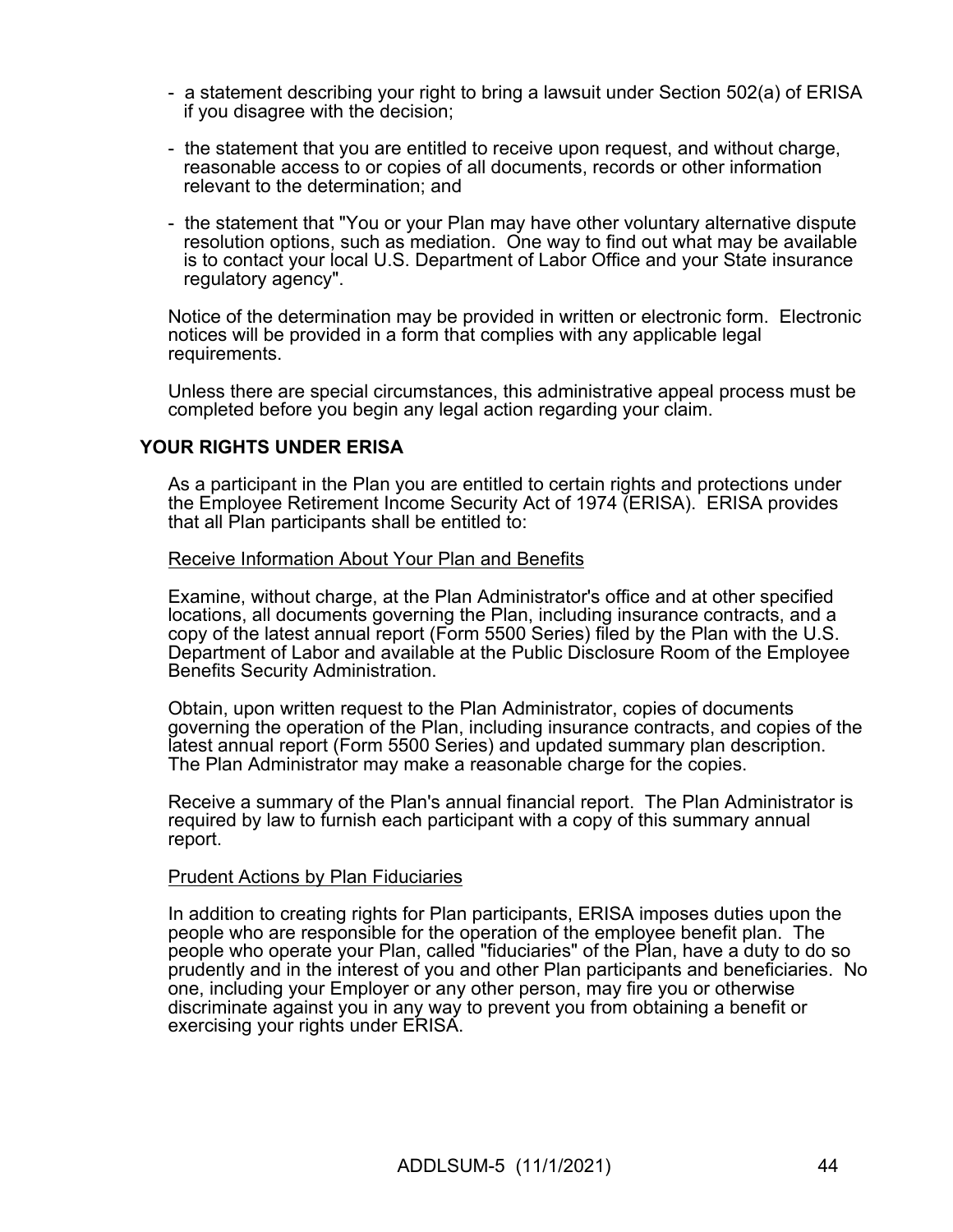- a statement describing your right to bring a lawsuit under Section 502(a) of ERISA if you disagree with the decision;

- the statement that you are entitled to receive upon request, and without charge, reasonable access to or copies of all documents, records or other information relevant to the determination; and

- the statement that "You or your Plan may have other voluntary alternative dispute resolution options, such as mediation. One way to find out what may be available is to contact your local U.S. Department of Labor Office and your State insurance regulatory agency".

Notice of the determination may be provided in written or electronic form. Electronic notices will be provided in a form that complies with any applicable legal requirements.

Unless there are special circumstances, this administrative appeal process must be completed before you begin any legal action regarding your claim.

**YOUR RIGHTS UNDER ERISA**

As a participant in the Plan you are entitled to certain rights and protections under the Employee Retirement Income Security Act of 1974 (ERISA). ERISA provides that all Plan participants shall be entitled to:

Receive Information About Your Plan and Benefits

Examine, without charge, at the Plan Administrator's office and at other specified locations, all documents governing the Plan, including insurance contracts, and a copy of the latest annual report (Form 5500 Series) filed by the Plan with the U.S. Department of Labor and available at the Public Disclosure Room of the Employee Benefits Security Administration.

Obtain, upon written request to the Plan Administrator, copies of documents governing the operation of the Plan, including insurance contracts, and copies of the latest annual report (Form 5500 Series) and updated summary plan description. The Plan Administrator may make a reasonable charge for the copies.

Receive a summary of the Plan's annual financial report. The Plan Administrator is required by law to furnish each participant with a copy of this summary annual report.

Prudent Actions by Plan Fiduciaries

In addition to creating rights for Plan participants, ERISA imposes duties upon the people who are responsible for the operation of the employee benefit plan. The people who operate your Plan, called "fiduciaries" of the Plan, have a duty to do so prudently and in the interest of you and other Plan participants and beneficiaries. No one, including your Employer or any other person, may fire you or otherwise discriminate against you in any way to prevent you from obtaining a benefit or exercising your rights under ERISA.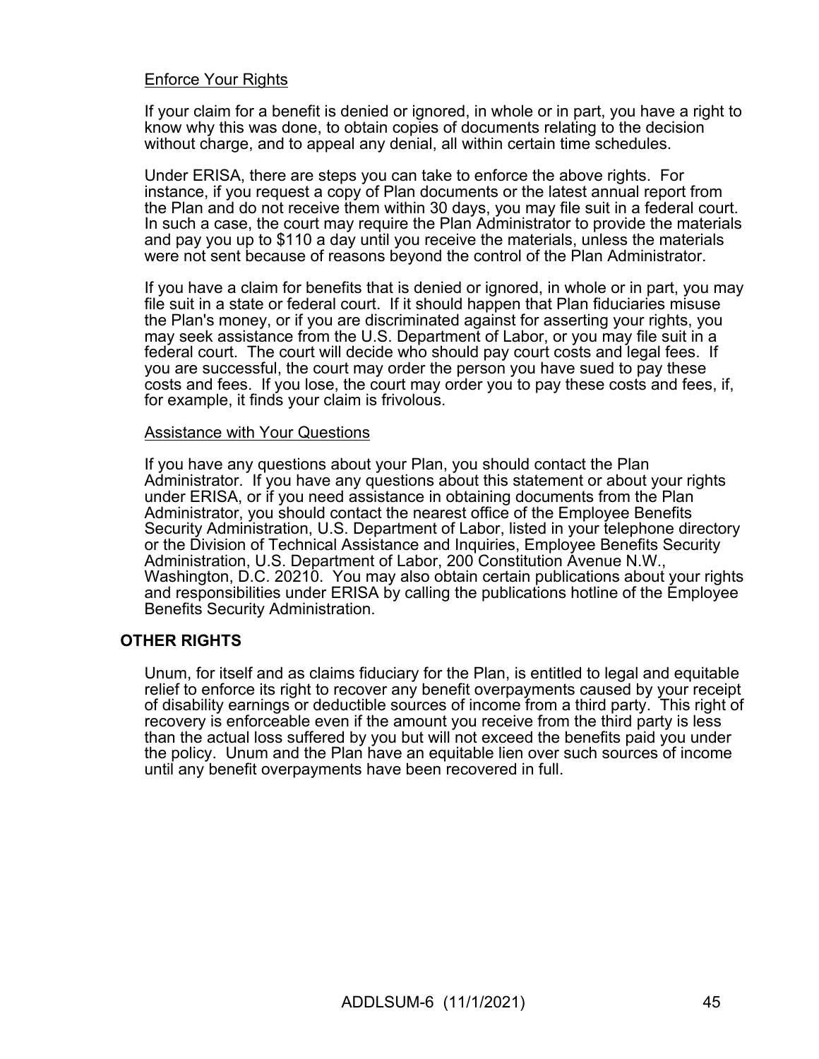Enforce Your Rights

If your claim for a benefit is denied or ignored, in whole or in part, you have a right to know why this was done, to obtain copies of documents relating to the decision without charge, and to appeal any denial, all within certain time schedules.

Under ERISA, there are steps you can take to enforce the above rights. For instance, if you request a copy of Plan documents or the latest annual report from the Plan and do not receive them within 30 days, you may file suit in a federal court. In such a case, the court may require the Plan Administrator to provide the materials and pay you up to $110 a day until you receive the materials, unless the materials were not sent because of reasons beyond the control of the Plan Administrator.

If you have a claim for benefits that is denied or ignored, in whole or in part, you may file suit in a state or federal court. If it should happen that Plan fiduciaries misuse the Plan's money, or if you are discriminated against for asserting your rights, you may seek assistance from the U.S. Department of Labor, or you may file suit in a federal court. The court will decide who should pay court costs and legal fees. If you are successful, the court may order the person you have sued to pay these costs and fees. If you lose, the court may order you to pay these costs and fees, if, for example, it finds your claim is frivolous.

Assistance with Your Questions

If you have any questions about your Plan, you should contact the Plan Administrator. If you have any questions about this statement or about your rights under ERISA, or if you need assistance in obtaining documents from the Plan Administrator, you should contact the nearest office of the Employee Benefits Security Administration, U.S. Department of Labor, listed in your telephone directory or the Division of Technical Assistance and Inquiries, Employee Benefits Security Administration, U.S. Department of Labor, 200 Constitution Avenue N.W., Washington, D.C. 20210. You may also obtain certain publications about your rights and responsibilities under ERISA by calling the publications hotline of the Employee Benefits Security Administration.

## OTHER RIGHTS

Unum, for itself and as claims fiduciary for the Plan, is entitled to legal and equitable relief to enforce its right to recover any benefit overpayments caused by your receipt of disability earnings or deductible sources of income from a third party. This right of recovery is enforceable even if the amount you receive from the third party is less than the actual loss suffered by you but will not exceed the benefits paid you under the policy. Unum and the Plan have an equitable lien over such sources of income until any benefit overpayments have been recovered in full.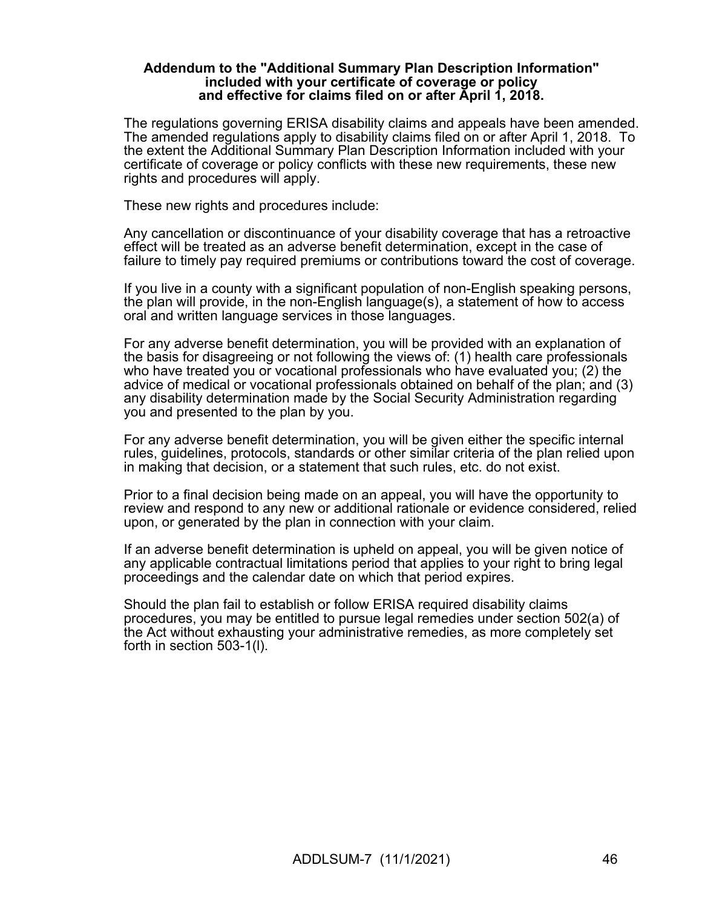**Addendum to the "Additional Summary Plan Description Information" included with your certificate of coverage or policy and effective for claims filed on or after April 1, 2018.**

The regulations governing ERISA disability claims and appeals have been amended. The amended regulations apply to disability claims filed on or after April 1, 2018. To the extent the Additional Summary Plan Description Information included with your certificate of coverage or policy conflicts with these new requirements, these new rights and procedures will apply.

These new rights and procedures include:

Any cancellation or discontinuance of your disability coverage that has a retroactive effect will be treated as an adverse benefit determination, except in the case of failure to timely pay required premiums or contributions toward the cost of coverage.

If you live in a county with a significant population of non-English speaking persons, the plan will provide, in the non-English language(s), a statement of how to access oral and written language services in those languages.

For any adverse benefit determination, you will be provided with an explanation of the basis for disagreeing or not following the views of: (1) health care professionals who have treated you or vocational professionals who have evaluated you; (2) the advice of medical or vocational professionals obtained on behalf of the plan; and (3) any disability determination made by the Social Security Administration regarding you and presented to the plan by you.

For any adverse benefit determination, you will be given either the specific internal rules, guidelines, protocols, standards or other similar criteria of the plan relied upon in making that decision, or a statement that such rules, etc. do not exist.

Prior to a final decision being made on an appeal, you will have the opportunity to review and respond to any new or additional rationale or evidence considered, relied upon, or generated by the plan in connection with your claim.

If an adverse benefit determination is upheld on appeal, you will be given notice of any applicable contractual limitations period that applies to your right to bring legal proceedings and the calendar date on which that period expires.

Should the plan fail to establish or follow ERISA required disability claims procedures, you may be entitled to pursue legal remedies under section 502(a) of the Act without exhausting your administrative remedies, as more completely set forth in section 503-1(l).

ADDLSUM-7 (11/1/2021)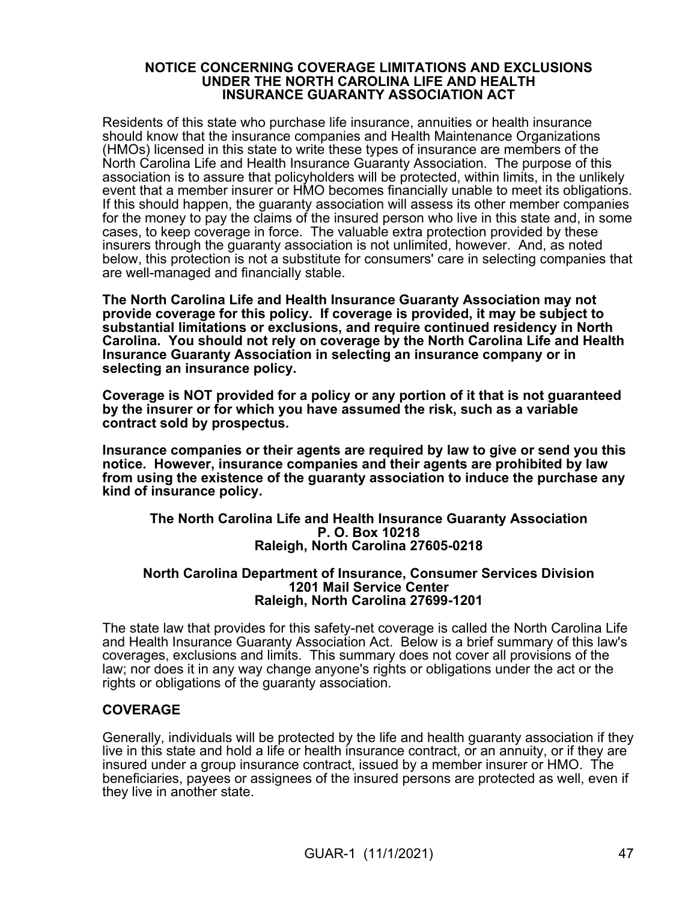# NOTICE CONCERNING COVERAGE LIMITATIONS AND EXCLUSIONS UNDER THE NORTH CAROLINA LIFE AND HEALTH INSURANCE GUARANTY ASSOCIATION ACT

Residents of this state who purchase life insurance, annuities or health insurance should know that the insurance companies and Health Maintenance Organizations (HMOs) licensed in this state to write these types of insurance are members of the North Carolina Life and Health Insurance Guaranty Association. The purpose of this association is to assure that policyholders will be protected, within limits, in the unlikely event that a member insurer or HMO becomes financially unable to meet its obligations. If this should happen, the guaranty association will assess its other member companies for the money to pay the claims of the insured person who live in this state and, in some cases, to keep coverage in force. The valuable extra protection provided by these insurers through the guaranty association is not unlimited, however. And, as noted below, this protection is not a substitute for consumers' care in selecting companies that are well-managed and financially stable.

**The North Carolina Life and Health Insurance Guaranty Association may not provide coverage for this policy. If coverage is provided, it may be subject to substantial limitations or exclusions, and require continued residency in North Carolina. You should not rely on coverage by the North Carolina Life and Health Insurance Guaranty Association in selecting an insurance company or in selecting an insurance policy.**

**Coverage is NOT provided for a policy or any portion of it that is not guaranteed by the insurer or for which you have assumed the risk, such as a variable contract sold by prospectus.**

**Insurance companies or their agents are required by law to give or send you this notice. However, insurance companies and their agents are prohibited by law from using the existence of the guaranty association to induce the purchase any kind of insurance policy.**

**The North Carolina Life and Health Insurance Guaranty Association**
**P. O. Box 10218**
**Raleigh, North Carolina 27605-0218**

**North Carolina Department of Insurance, Consumer Services Division**
**1201 Mail Service Center**
**Raleigh, North Carolina 27699-1201**

The state law that provides for this safety-net coverage is called the North Carolina Life and Health Insurance Guaranty Association Act. Below is a brief summary of this law's coverages, exclusions and limits. This summary does not cover all provisions of the law; nor does it in any way change anyone's rights or obligations under the act or the rights or obligations of the guaranty association.

## COVERAGE

Generally, individuals will be protected by the life and health guaranty association if they live in this state and hold a life or health insurance contract, or an annuity, or if they are insured under a group insurance contract, issued by a member insurer or HMO. The beneficiaries, payees or assignees of the insured persons are protected as well, even if they live in another state.

GUAR-1 (11/1/2021)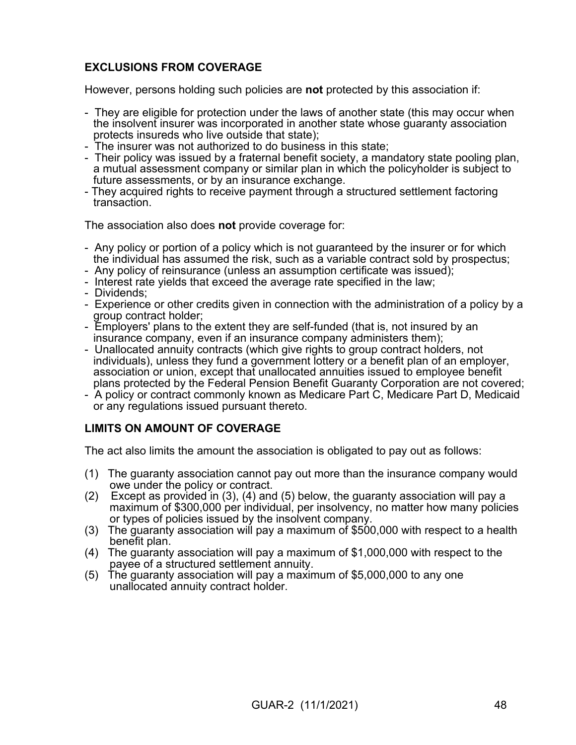## EXCLUSIONS FROM COVERAGE

However, persons holding such policies are **not** protected by this association if:

- They are eligible for protection under the laws of another state (this may occur when the insolvent insurer was incorporated in another state whose guaranty association protects insureds who live outside that state);
- The insurer was not authorized to do business in this state;
- Their policy was issued by a fraternal benefit society, a mandatory state pooling plan, a mutual assessment company or similar plan in which the policyholder is subject to future assessments, or by an insurance exchange.
- They acquired rights to receive payment through a structured settlement factoring transaction.

The association also does **not** provide coverage for:

- Any policy or portion of a policy which is not guaranteed by the insurer or for which the individual has assumed the risk, such as a variable contract sold by prospectus;
- Any policy of reinsurance (unless an assumption certificate was issued);
- Interest rate yields that exceed the average rate specified in the law;
- Dividends;
- Experience or other credits given in connection with the administration of a policy by a group contract holder;
- Employers' plans to the extent they are self-funded (that is, not insured by an insurance company, even if an insurance company administers them);
- Unallocated annuity contracts (which give rights to group contract holders, not individuals), unless they fund a government lottery or a benefit plan of an employer, association or union, except that unallocated annuities issued to employee benefit plans protected by the Federal Pension Benefit Guaranty Corporation are not covered;
- A policy or contract commonly known as Medicare Part C, Medicare Part D, Medicaid or any regulations issued pursuant thereto.

## LIMITS ON AMOUNT OF COVERAGE

The act also limits the amount the association is obligated to pay out as follows:

(1) The guaranty association cannot pay out more than the insurance company would owe under the policy or contract.
(2) Except as provided in (3), (4) and (5) below, the guaranty association will pay a maximum of $300,000 per individual, per insolvency, no matter how many policies or types of policies issued by the insolvent company.
(3) The guaranty association will pay a maximum of $500,000 with respect to a health benefit plan.
(4) The guaranty association will pay a maximum of $1,000,000 with respect to the payee of a structured settlement annuity.
(5) The guaranty association will pay a maximum of $5,000,000 to any one unallocated annuity contract holder.

GUAR-2 (11/1/2021)